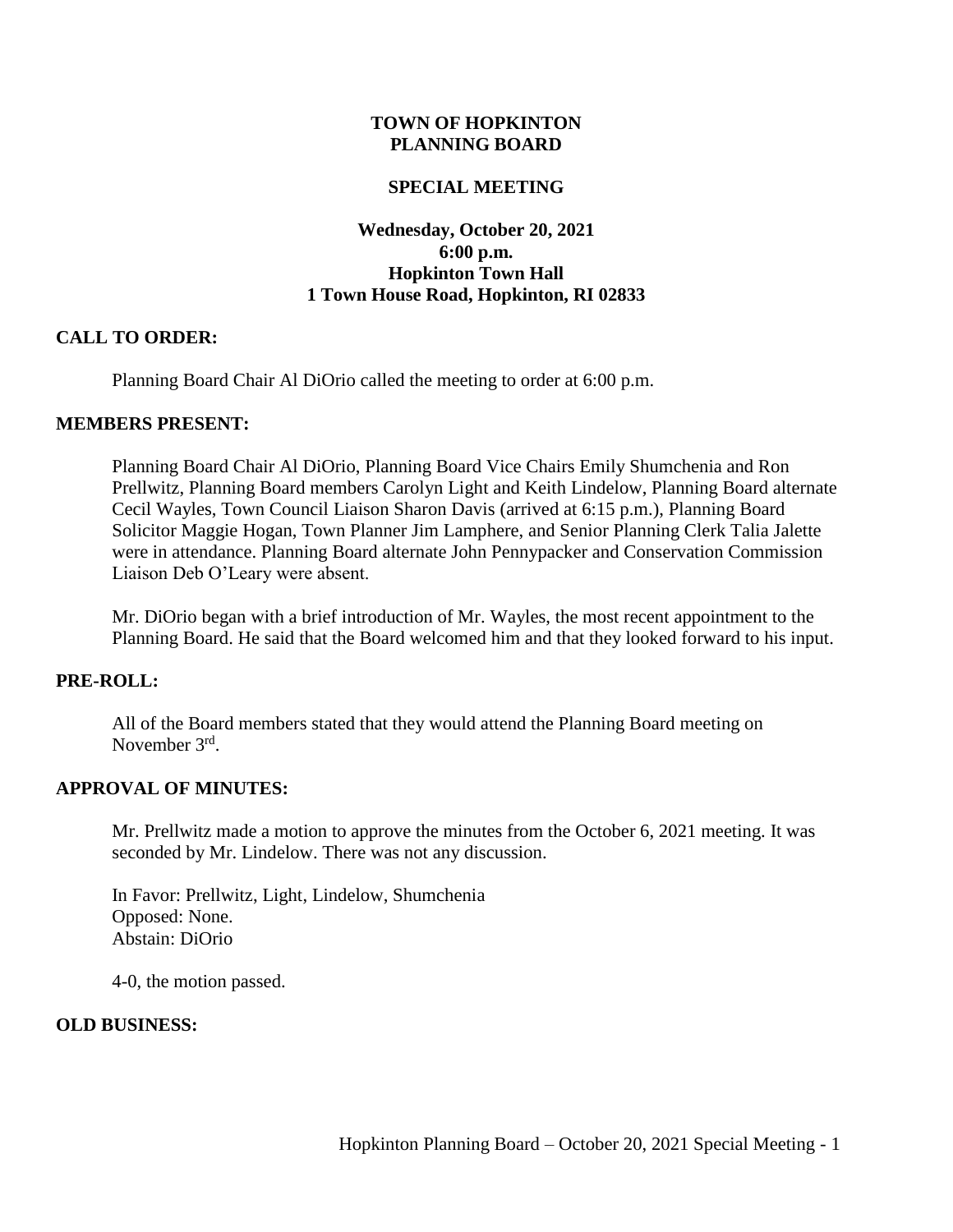# TOWN OF HOPKINTON
# PLANNING BOARD

## SPECIAL MEETING

**Wednesday, October 20, 2021**
**6:00 p.m.**
**Hopkinton Town Hall**
**1 Town House Road, Hopkinton, RI 02833**

## CALL TO ORDER:

Planning Board Chair Al DiOrio called the meeting to order at 6:00 p.m.

## MEMBERS PRESENT:

Planning Board Chair Al DiOrio, Planning Board Vice Chairs Emily Shumchenia and Ron Prellwitz, Planning Board members Carolyn Light and Keith Lindelow, Planning Board alternate Cecil Wayles, Town Council Liaison Sharon Davis (arrived at 6:15 p.m.), Planning Board Solicitor Maggie Hogan, Town Planner Jim Lamphere, and Senior Planning Clerk Talia Jalette were in attendance. Planning Board alternate John Pennypacker and Conservation Commission Liaison Deb O'Leary were absent.

Mr. DiOrio began with a brief introduction of Mr. Wayles, the most recent appointment to the Planning Board. He said that the Board welcomed him and that they looked forward to his input.

## PRE-ROLL:

All of the Board members stated that they would attend the Planning Board meeting on November 3rd.

## APPROVAL OF MINUTES:

Mr. Prellwitz made a motion to approve the minutes from the October 6, 2021 meeting. It was seconded by Mr. Lindelow. There was not any discussion.

In Favor: Prellwitz, Light, Lindelow, Shumchenia
Opposed: None.
Abstain: DiOrio

4-0, the motion passed.

## OLD BUSINESS: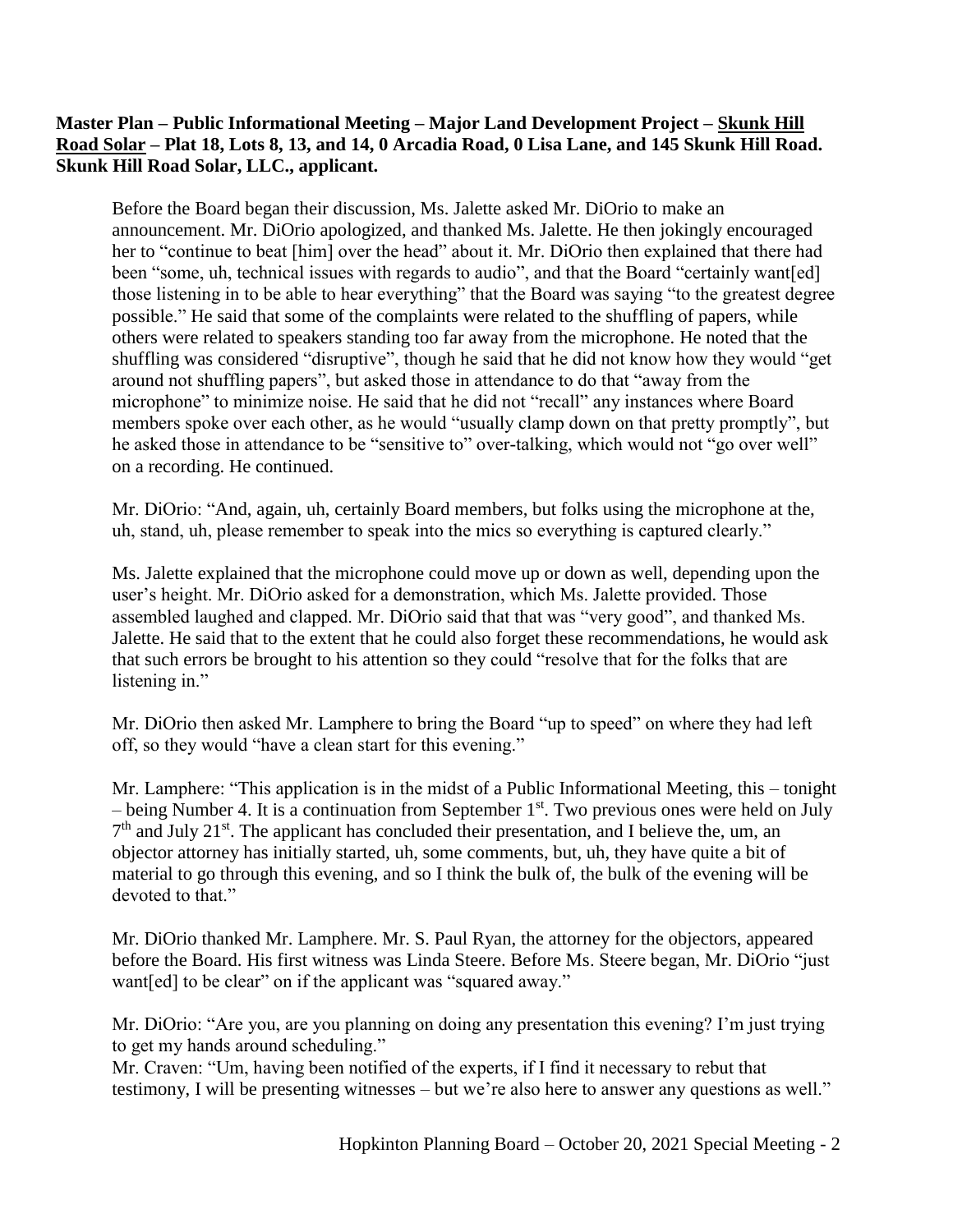**Master Plan – Public Informational Meeting – Major Land Development Project – <u>Skunk Hill Road Solar</u> – Plat 18, Lots 8, 13, and 14, 0 Arcadia Road, 0 Lisa Lane, and 145 Skunk Hill Road. Skunk Hill Road Solar, LLC., applicant.**

Before the Board began their discussion, Ms. Jalette asked Mr. DiOrio to make an announcement. Mr. DiOrio apologized, and thanked Ms. Jalette. He then jokingly encouraged her to "continue to beat [him] over the head" about it. Mr. DiOrio then explained that there had been "some, uh, technical issues with regards to audio", and that the Board "certainly want[ed] those listening in to be able to hear everything" that the Board was saying "to the greatest degree possible." He said that some of the complaints were related to the shuffling of papers, while others were related to speakers standing too far away from the microphone. He noted that the shuffling was considered "disruptive", though he said that he did not know how they would "get around not shuffling papers", but asked those in attendance to do that "away from the microphone" to minimize noise. He said that he did not "recall" any instances where Board members spoke over each other, as he would "usually clamp down on that pretty promptly", but he asked those in attendance to be "sensitive to" over-talking, which would not "go over well" on a recording. He continued.

Mr. DiOrio: "And, again, uh, certainly Board members, but folks using the microphone at the, uh, stand, uh, please remember to speak into the mics so everything is captured clearly."

Ms. Jalette explained that the microphone could move up or down as well, depending upon the user's height. Mr. DiOrio asked for a demonstration, which Ms. Jalette provided. Those assembled laughed and clapped. Mr. DiOrio said that that was "very good", and thanked Ms. Jalette. He said that to the extent that he could also forget these recommendations, he would ask that such errors be brought to his attention so they could "resolve that for the folks that are listening in."

Mr. DiOrio then asked Mr. Lamphere to bring the Board "up to speed" on where they had left off, so they would "have a clean start for this evening."

Mr. Lamphere: "This application is in the midst of a Public Informational Meeting, this – tonight – being Number 4. It is a continuation from September 1st. Two previous ones were held on July 7th and July 21st. The applicant has concluded their presentation, and I believe the, um, an objector attorney has initially started, uh, some comments, but, uh, they have quite a bit of material to go through this evening, and so I think the bulk of, the bulk of the evening will be devoted to that."

Mr. DiOrio thanked Mr. Lamphere. Mr. S. Paul Ryan, the attorney for the objectors, appeared before the Board. His first witness was Linda Steere. Before Ms. Steere began, Mr. DiOrio "just want[ed] to be clear" on if the applicant was "squared away."

Mr. DiOrio: "Are you, are you planning on doing any presentation this evening? I'm just trying to get my hands around scheduling."
Mr. Craven: "Um, having been notified of the experts, if I find it necessary to rebut that testimony, I will be presenting witnesses – but we're also here to answer any questions as well."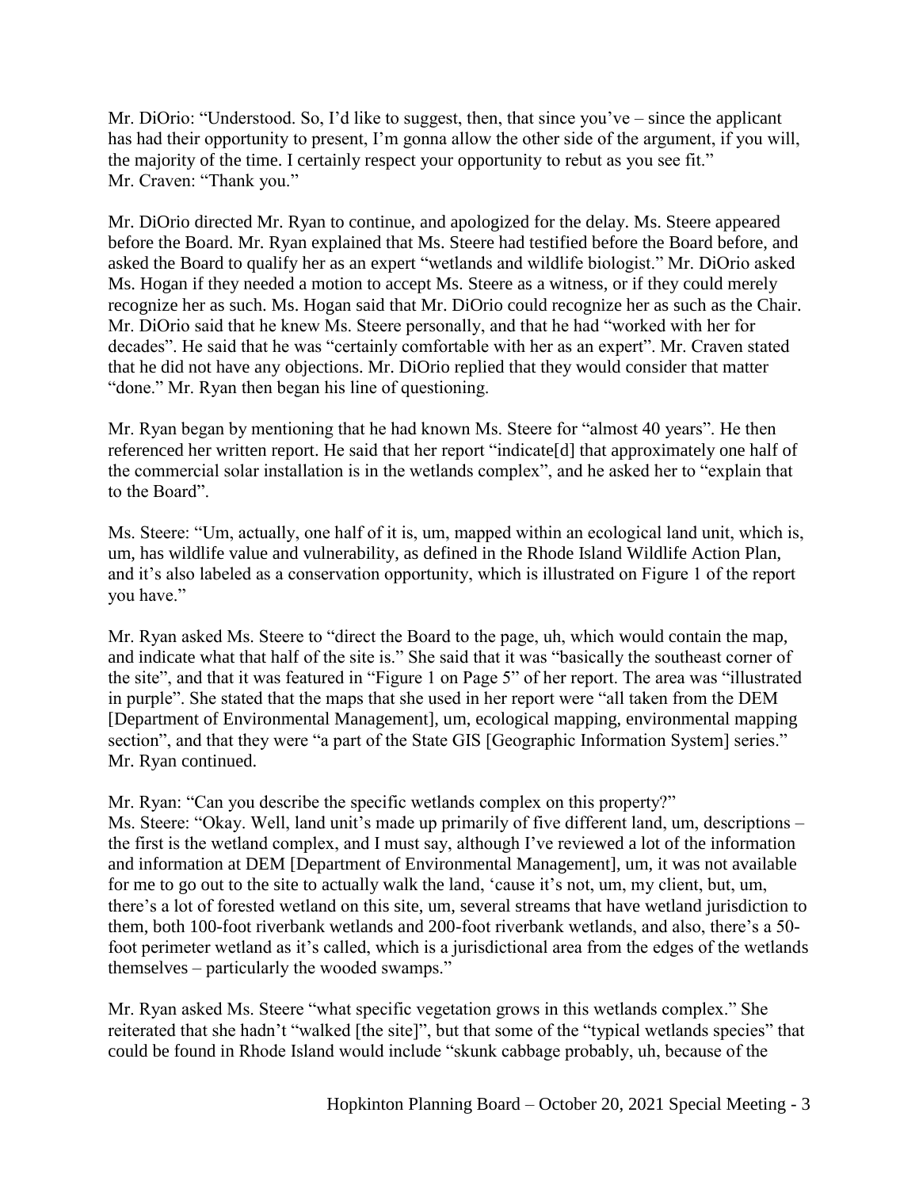Mr. DiOrio: "Understood. So, I'd like to suggest, then, that since you've – since the applicant has had their opportunity to present, I'm gonna allow the other side of the argument, if you will, the majority of the time. I certainly respect your opportunity to rebut as you see fit."
Mr. Craven: "Thank you."

Mr. DiOrio directed Mr. Ryan to continue, and apologized for the delay. Ms. Steere appeared before the Board. Mr. Ryan explained that Ms. Steere had testified before the Board before, and asked the Board to qualify her as an expert "wetlands and wildlife biologist." Mr. DiOrio asked Ms. Hogan if they needed a motion to accept Ms. Steere as a witness, or if they could merely recognize her as such. Ms. Hogan said that Mr. DiOrio could recognize her as such as the Chair. Mr. DiOrio said that he knew Ms. Steere personally, and that he had "worked with her for decades". He said that he was "certainly comfortable with her as an expert". Mr. Craven stated that he did not have any objections. Mr. DiOrio replied that they would consider that matter "done." Mr. Ryan then began his line of questioning.

Mr. Ryan began by mentioning that he had known Ms. Steere for "almost 40 years". He then referenced her written report. He said that her report "indicate[d] that approximately one half of the commercial solar installation is in the wetlands complex", and he asked her to "explain that to the Board".

Ms. Steere: "Um, actually, one half of it is, um, mapped within an ecological land unit, which is, um, has wildlife value and vulnerability, as defined in the Rhode Island Wildlife Action Plan, and it's also labeled as a conservation opportunity, which is illustrated on Figure 1 of the report you have."

Mr. Ryan asked Ms. Steere to "direct the Board to the page, uh, which would contain the map, and indicate what that half of the site is." She said that it was "basically the southeast corner of the site", and that it was featured in "Figure 1 on Page 5" of her report. The area was "illustrated in purple". She stated that the maps that she used in her report were "all taken from the DEM [Department of Environmental Management], um, ecological mapping, environmental mapping section", and that they were "a part of the State GIS [Geographic Information System] series." Mr. Ryan continued.

Mr. Ryan: "Can you describe the specific wetlands complex on this property?"
Ms. Steere: "Okay. Well, land unit's made up primarily of five different land, um, descriptions – the first is the wetland complex, and I must say, although I've reviewed a lot of the information and information at DEM [Department of Environmental Management], um, it was not available for me to go out to the site to actually walk the land, 'cause it's not, um, my client, but, um, there's a lot of forested wetland on this site, um, several streams that have wetland jurisdiction to them, both 100-foot riverbank wetlands and 200-foot riverbank wetlands, and also, there's a 50-foot perimeter wetland as it's called, which is a jurisdictional area from the edges of the wetlands themselves – particularly the wooded swamps."

Mr. Ryan asked Ms. Steere "what specific vegetation grows in this wetlands complex." She reiterated that she hadn't "walked [the site]", but that some of the "typical wetlands species" that could be found in Rhode Island would include "skunk cabbage probably, uh, because of the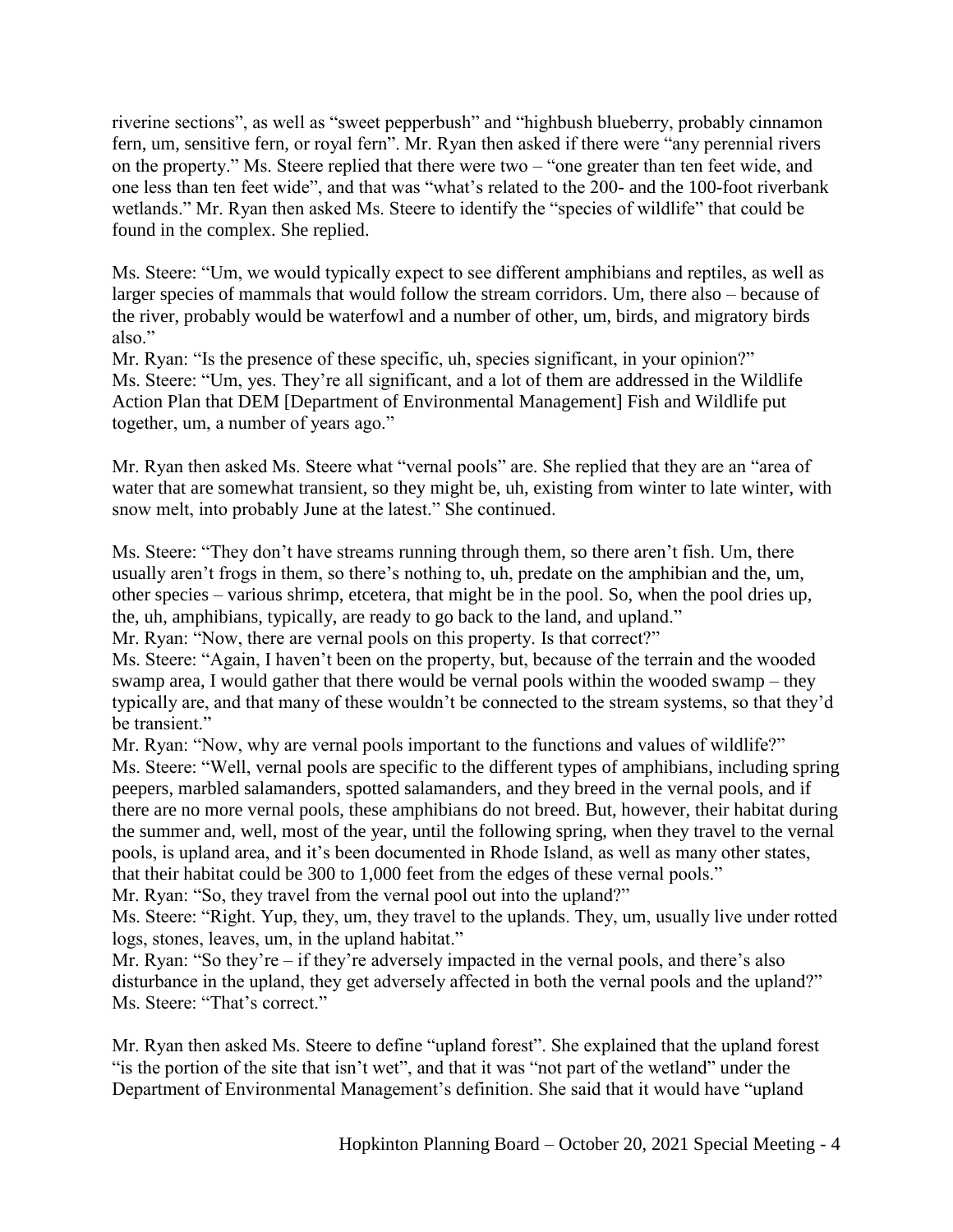riverine sections", as well as "sweet pepperbush" and "highbush blueberry, probably cinnamon fern, um, sensitive fern, or royal fern". Mr. Ryan then asked if there were "any perennial rivers on the property." Ms. Steere replied that there were two – "one greater than ten feet wide, and one less than ten feet wide", and that was "what's related to the 200- and the 100-foot riverbank wetlands." Mr. Ryan then asked Ms. Steere to identify the "species of wildlife" that could be found in the complex. She replied.

Ms. Steere: "Um, we would typically expect to see different amphibians and reptiles, as well as larger species of mammals that would follow the stream corridors. Um, there also – because of the river, probably would be waterfowl and a number of other, um, birds, and migratory birds also."

Mr. Ryan: "Is the presence of these specific, uh, species significant, in your opinion?"

Ms. Steere: "Um, yes. They're all significant, and a lot of them are addressed in the Wildlife Action Plan that DEM [Department of Environmental Management] Fish and Wildlife put together, um, a number of years ago."

Mr. Ryan then asked Ms. Steere what "vernal pools" are. She replied that they are an "area of water that are somewhat transient, so they might be, uh, existing from winter to late winter, with snow melt, into probably June at the latest." She continued.

Ms. Steere: "They don't have streams running through them, so there aren't fish. Um, there usually aren't frogs in them, so there's nothing to, uh, predate on the amphibian and the, um, other species – various shrimp, etcetera, that might be in the pool. So, when the pool dries up, the, uh, amphibians, typically, are ready to go back to the land, and upland."

Mr. Ryan: "Now, there are vernal pools on this property. Is that correct?"

Ms. Steere: "Again, I haven't been on the property, but, because of the terrain and the wooded swamp area, I would gather that there would be vernal pools within the wooded swamp – they typically are, and that many of these wouldn't be connected to the stream systems, so that they'd be transient."

Mr. Ryan: "Now, why are vernal pools important to the functions and values of wildlife?"

Ms. Steere: "Well, vernal pools are specific to the different types of amphibians, including spring peepers, marbled salamanders, spotted salamanders, and they breed in the vernal pools, and if there are no more vernal pools, these amphibians do not breed. But, however, their habitat during the summer and, well, most of the year, until the following spring, when they travel to the vernal pools, is upland area, and it's been documented in Rhode Island, as well as many other states, that their habitat could be 300 to 1,000 feet from the edges of these vernal pools."

Mr. Ryan: "So, they travel from the vernal pool out into the upland?"

Ms. Steere: "Right. Yup, they, um, they travel to the uplands. They, um, usually live under rotted logs, stones, leaves, um, in the upland habitat."

Mr. Ryan: "So they're – if they're adversely impacted in the vernal pools, and there's also disturbance in the upland, they get adversely affected in both the vernal pools and the upland?"

Ms. Steere: "That's correct."

Mr. Ryan then asked Ms. Steere to define "upland forest". She explained that the upland forest "is the portion of the site that isn't wet", and that it was "not part of the wetland" under the Department of Environmental Management's definition. She said that it would have "upland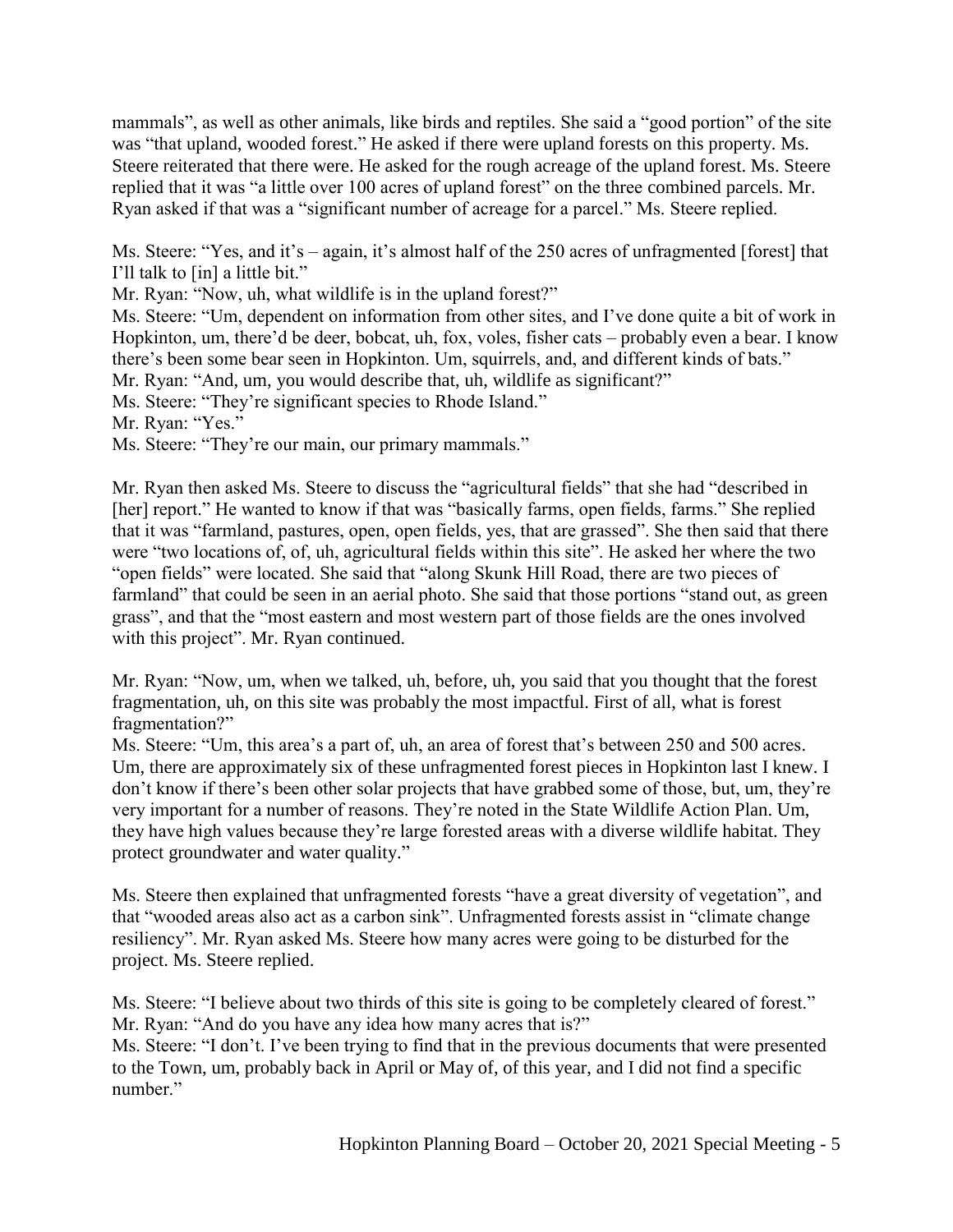mammals", as well as other animals, like birds and reptiles. She said a "good portion" of the site was "that upland, wooded forest." He asked if there were upland forests on this property. Ms. Steere reiterated that there were. He asked for the rough acreage of the upland forest. Ms. Steere replied that it was "a little over 100 acres of upland forest" on the three combined parcels. Mr. Ryan asked if that was a "significant number of acreage for a parcel." Ms. Steere replied.

Ms. Steere: "Yes, and it's – again, it's almost half of the 250 acres of unfragmented [forest] that I'll talk to [in] a little bit."
Mr. Ryan: "Now, uh, what wildlife is in the upland forest?"
Ms. Steere: "Um, dependent on information from other sites, and I've done quite a bit of work in Hopkinton, um, there'd be deer, bobcat, uh, fox, voles, fisher cats – probably even a bear. I know there's been some bear seen in Hopkinton. Um, squirrels, and, and different kinds of bats."
Mr. Ryan: "And, um, you would describe that, uh, wildlife as significant?"
Ms. Steere: "They're significant species to Rhode Island."
Mr. Ryan: "Yes."
Ms. Steere: "They're our main, our primary mammals."

Mr. Ryan then asked Ms. Steere to discuss the "agricultural fields" that she had "described in [her] report." He wanted to know if that was "basically farms, open fields, farms." She replied that it was "farmland, pastures, open, open fields, yes, that are grassed". She then said that there were "two locations of, of, uh, agricultural fields within this site". He asked her where the two "open fields" were located. She said that "along Skunk Hill Road, there are two pieces of farmland" that could be seen in an aerial photo. She said that those portions "stand out, as green grass", and that the "most eastern and most western part of those fields are the ones involved with this project". Mr. Ryan continued.

Mr. Ryan: "Now, um, when we talked, uh, before, uh, you said that you thought that the forest fragmentation, uh, on this site was probably the most impactful. First of all, what is forest fragmentation?"
Ms. Steere: "Um, this area's a part of, uh, an area of forest that's between 250 and 500 acres. Um, there are approximately six of these unfragmented forest pieces in Hopkinton last I knew. I don't know if there's been other solar projects that have grabbed some of those, but, um, they're very important for a number of reasons. They're noted in the State Wildlife Action Plan. Um, they have high values because they're large forested areas with a diverse wildlife habitat. They protect groundwater and water quality."

Ms. Steere then explained that unfragmented forests "have a great diversity of vegetation", and that "wooded areas also act as a carbon sink". Unfragmented forests assist in "climate change resiliency". Mr. Ryan asked Ms. Steere how many acres were going to be disturbed for the project. Ms. Steere replied.

Ms. Steere: "I believe about two thirds of this site is going to be completely cleared of forest."
Mr. Ryan: "And do you have any idea how many acres that is?"
Ms. Steere: "I don't. I've been trying to find that in the previous documents that were presented to the Town, um, probably back in April or May of, of this year, and I did not find a specific number."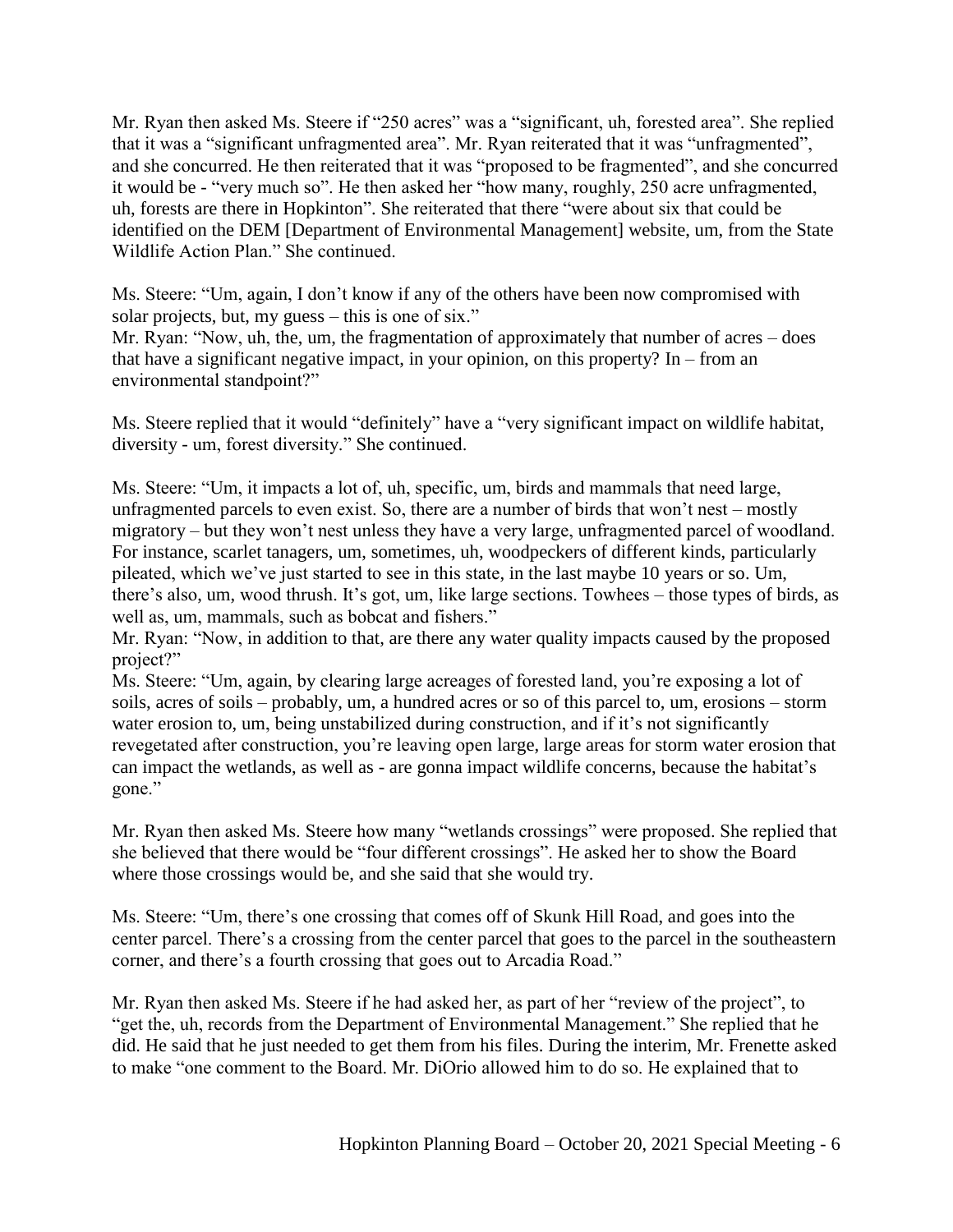Mr. Ryan then asked Ms. Steere if "250 acres" was a "significant, uh, forested area". She replied that it was a "significant unfragmented area". Mr. Ryan reiterated that it was "unfragmented", and she concurred. He then reiterated that it was "proposed to be fragmented", and she concurred it would be - "very much so". He then asked her "how many, roughly, 250 acre unfragmented, uh, forests are there in Hopkinton". She reiterated that there "were about six that could be identified on the DEM [Department of Environmental Management] website, um, from the State Wildlife Action Plan." She continued.

Ms. Steere: "Um, again, I don't know if any of the others have been now compromised with solar projects, but, my guess – this is one of six."

Mr. Ryan: "Now, uh, the, um, the fragmentation of approximately that number of acres – does that have a significant negative impact, in your opinion, on this property? In – from an environmental standpoint?"

Ms. Steere replied that it would "definitely" have a "very significant impact on wildlife habitat, diversity - um, forest diversity." She continued.

Ms. Steere: "Um, it impacts a lot of, uh, specific, um, birds and mammals that need large, unfragmented parcels to even exist. So, there are a number of birds that won't nest – mostly migratory – but they won't nest unless they have a very large, unfragmented parcel of woodland. For instance, scarlet tanagers, um, sometimes, uh, woodpeckers of different kinds, particularly pileated, which we've just started to see in this state, in the last maybe 10 years or so. Um, there's also, um, wood thrush. It's got, um, like large sections. Towhees – those types of birds, as well as, um, mammals, such as bobcat and fishers."

Mr. Ryan: "Now, in addition to that, are there any water quality impacts caused by the proposed project?"

Ms. Steere: "Um, again, by clearing large acreages of forested land, you're exposing a lot of soils, acres of soils – probably, um, a hundred acres or so of this parcel to, um, erosions – storm water erosion to, um, being unstabilized during construction, and if it's not significantly revegetated after construction, you're leaving open large, large areas for storm water erosion that can impact the wetlands, as well as - are gonna impact wildlife concerns, because the habitat's gone."

Mr. Ryan then asked Ms. Steere how many "wetlands crossings" were proposed. She replied that she believed that there would be "four different crossings". He asked her to show the Board where those crossings would be, and she said that she would try.

Ms. Steere: "Um, there's one crossing that comes off of Skunk Hill Road, and goes into the center parcel. There's a crossing from the center parcel that goes to the parcel in the southeastern corner, and there's a fourth crossing that goes out to Arcadia Road."

Mr. Ryan then asked Ms. Steere if he had asked her, as part of her "review of the project", to "get the, uh, records from the Department of Environmental Management." She replied that he did. He said that he just needed to get them from his files. During the interim, Mr. Frenette asked to make "one comment to the Board. Mr. DiOrio allowed him to do so. He explained that to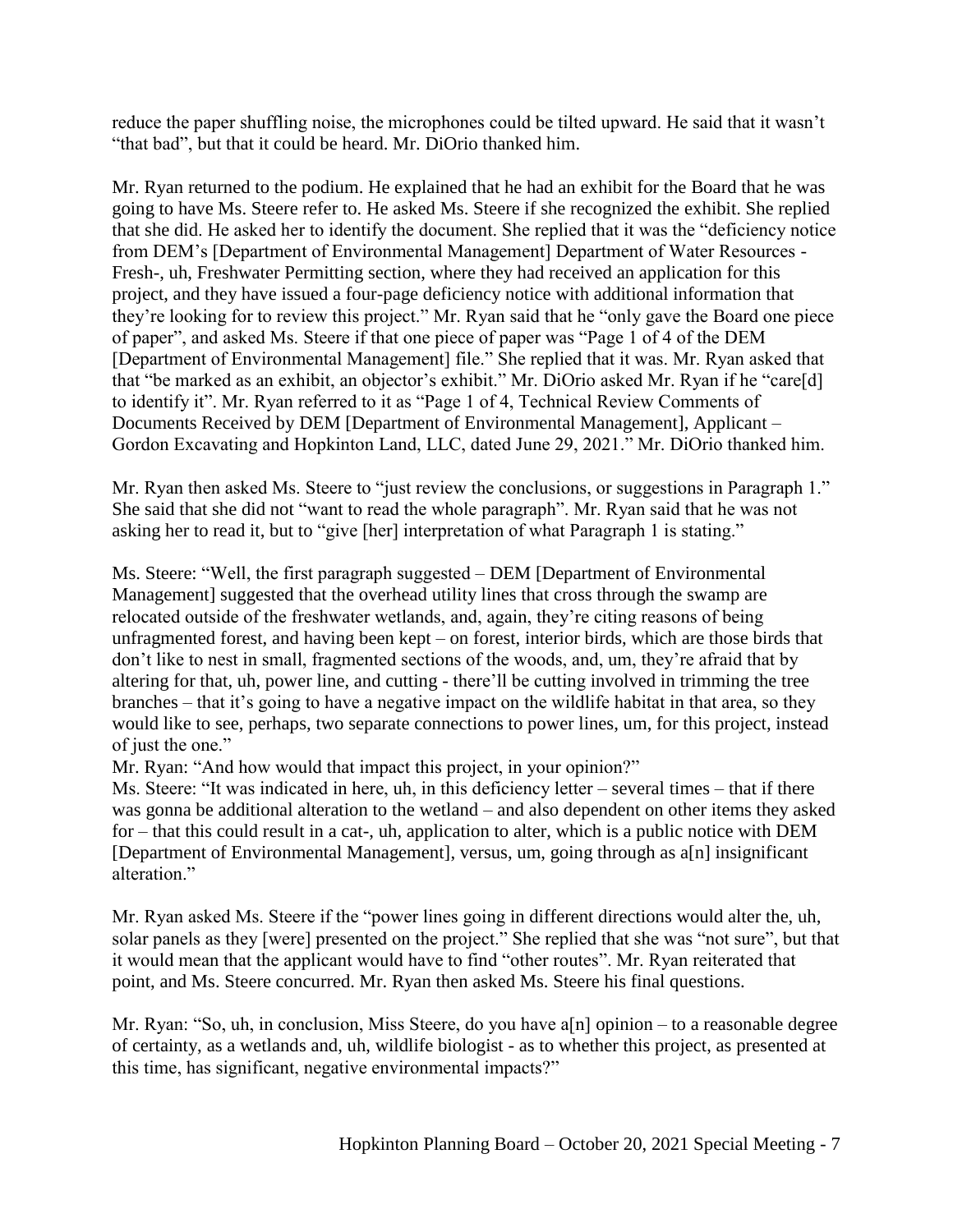reduce the paper shuffling noise, the microphones could be tilted upward. He said that it wasn't "that bad", but that it could be heard. Mr. DiOrio thanked him.

Mr. Ryan returned to the podium. He explained that he had an exhibit for the Board that he was going to have Ms. Steere refer to. He asked Ms. Steere if she recognized the exhibit. She replied that she did. He asked her to identify the document. She replied that it was the "deficiency notice from DEM's [Department of Environmental Management] Department of Water Resources - Fresh-, uh, Freshwater Permitting section, where they had received an application for this project, and they have issued a four-page deficiency notice with additional information that they're looking for to review this project." Mr. Ryan said that he "only gave the Board one piece of paper", and asked Ms. Steere if that one piece of paper was "Page 1 of 4 of the DEM [Department of Environmental Management] file." She replied that it was. Mr. Ryan asked that that "be marked as an exhibit, an objector's exhibit." Mr. DiOrio asked Mr. Ryan if he "care[d] to identify it". Mr. Ryan referred to it as "Page 1 of 4, Technical Review Comments of Documents Received by DEM [Department of Environmental Management], Applicant – Gordon Excavating and Hopkinton Land, LLC, dated June 29, 2021." Mr. DiOrio thanked him.

Mr. Ryan then asked Ms. Steere to "just review the conclusions, or suggestions in Paragraph 1." She said that she did not "want to read the whole paragraph". Mr. Ryan said that he was not asking her to read it, but to "give [her] interpretation of what Paragraph 1 is stating."

Ms. Steere: "Well, the first paragraph suggested – DEM [Department of Environmental Management] suggested that the overhead utility lines that cross through the swamp are relocated outside of the freshwater wetlands, and, again, they're citing reasons of being unfragmented forest, and having been kept – on forest, interior birds, which are those birds that don't like to nest in small, fragmented sections of the woods, and, um, they're afraid that by altering for that, uh, power line, and cutting - there'll be cutting involved in trimming the tree branches – that it's going to have a negative impact on the wildlife habitat in that area, so they would like to see, perhaps, two separate connections to power lines, um, for this project, instead of just the one."

Mr. Ryan: "And how would that impact this project, in your opinion?"

Ms. Steere: "It was indicated in here, uh, in this deficiency letter – several times – that if there was gonna be additional alteration to the wetland – and also dependent on other items they asked for – that this could result in a cat-, uh, application to alter, which is a public notice with DEM [Department of Environmental Management], versus, um, going through as a[n] insignificant alteration."

Mr. Ryan asked Ms. Steere if the "power lines going in different directions would alter the, uh, solar panels as they [were] presented on the project." She replied that she was "not sure", but that it would mean that the applicant would have to find "other routes". Mr. Ryan reiterated that point, and Ms. Steere concurred. Mr. Ryan then asked Ms. Steere his final questions.

Mr. Ryan: "So, uh, in conclusion, Miss Steere, do you have a[n] opinion – to a reasonable degree of certainty, as a wetlands and, uh, wildlife biologist - as to whether this project, as presented at this time, has significant, negative environmental impacts?"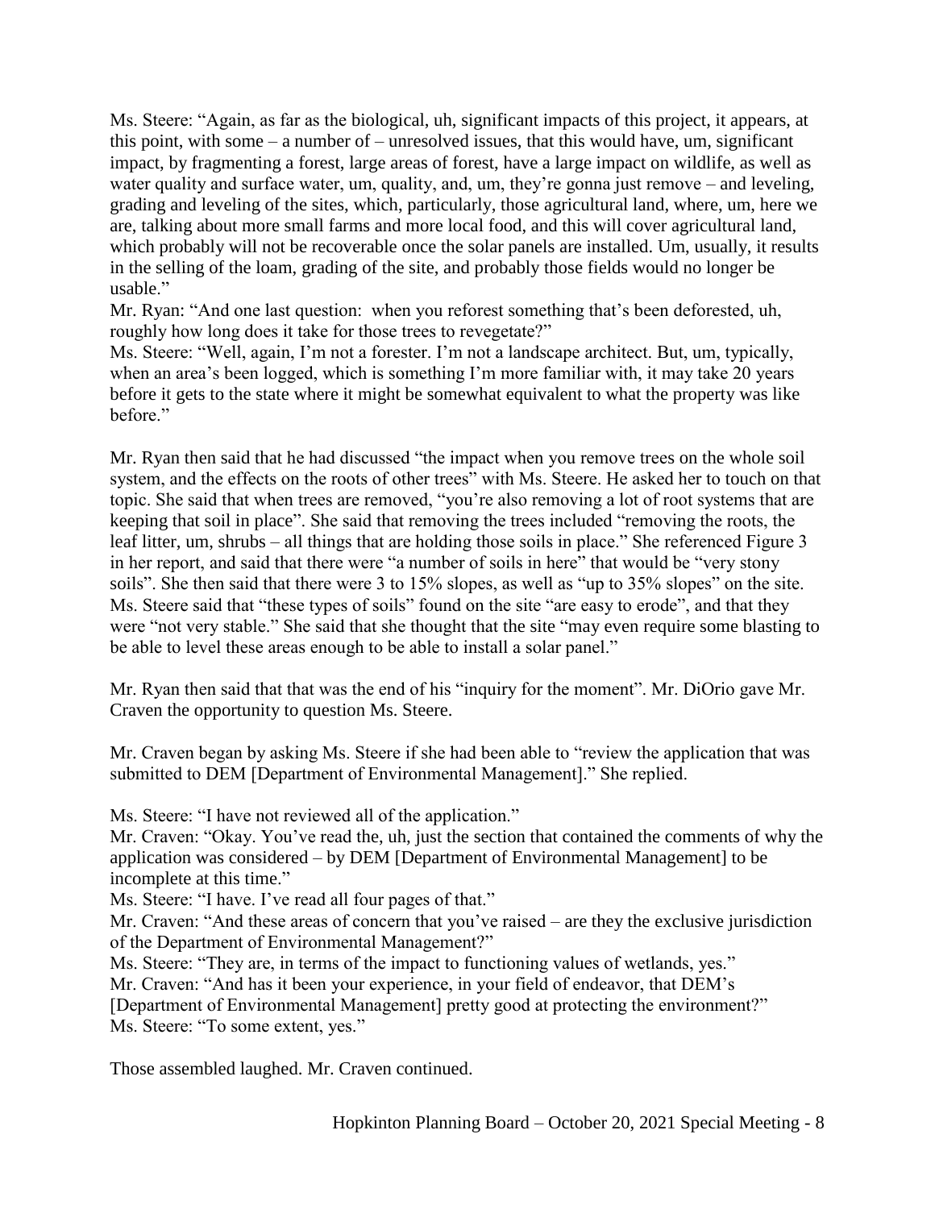Ms. Steere: "Again, as far as the biological, uh, significant impacts of this project, it appears, at this point, with some – a number of – unresolved issues, that this would have, um, significant impact, by fragmenting a forest, large areas of forest, have a large impact on wildlife, as well as water quality and surface water, um, quality, and, um, they're gonna just remove – and leveling, grading and leveling of the sites, which, particularly, those agricultural land, where, um, here we are, talking about more small farms and more local food, and this will cover agricultural land, which probably will not be recoverable once the solar panels are installed. Um, usually, it results in the selling of the loam, grading of the site, and probably those fields would no longer be usable."

Mr. Ryan: "And one last question: when you reforest something that's been deforested, uh, roughly how long does it take for those trees to revegetate?"

Ms. Steere: "Well, again, I'm not a forester. I'm not a landscape architect. But, um, typically, when an area's been logged, which is something I'm more familiar with, it may take 20 years before it gets to the state where it might be somewhat equivalent to what the property was like before."

Mr. Ryan then said that he had discussed "the impact when you remove trees on the whole soil system, and the effects on the roots of other trees" with Ms. Steere. He asked her to touch on that topic. She said that when trees are removed, "you're also removing a lot of root systems that are keeping that soil in place". She said that removing the trees included "removing the roots, the leaf litter, um, shrubs – all things that are holding those soils in place." She referenced Figure 3 in her report, and said that there were "a number of soils in here" that would be "very stony soils". She then said that there were 3 to 15% slopes, as well as "up to 35% slopes" on the site. Ms. Steere said that "these types of soils" found on the site "are easy to erode", and that they were "not very stable." She said that she thought that the site "may even require some blasting to be able to level these areas enough to be able to install a solar panel."

Mr. Ryan then said that that was the end of his "inquiry for the moment". Mr. DiOrio gave Mr. Craven the opportunity to question Ms. Steere.

Mr. Craven began by asking Ms. Steere if she had been able to "review the application that was submitted to DEM [Department of Environmental Management]." She replied.

Ms. Steere: "I have not reviewed all of the application."

Mr. Craven: "Okay. You've read the, uh, just the section that contained the comments of why the application was considered – by DEM [Department of Environmental Management] to be incomplete at this time."

Ms. Steere: "I have. I've read all four pages of that."

Mr. Craven: "And these areas of concern that you've raised – are they the exclusive jurisdiction of the Department of Environmental Management?"

Ms. Steere: "They are, in terms of the impact to functioning values of wetlands, yes."

Mr. Craven: "And has it been your experience, in your field of endeavor, that DEM's [Department of Environmental Management] pretty good at protecting the environment?"

Ms. Steere: "To some extent, yes."

Those assembled laughed. Mr. Craven continued.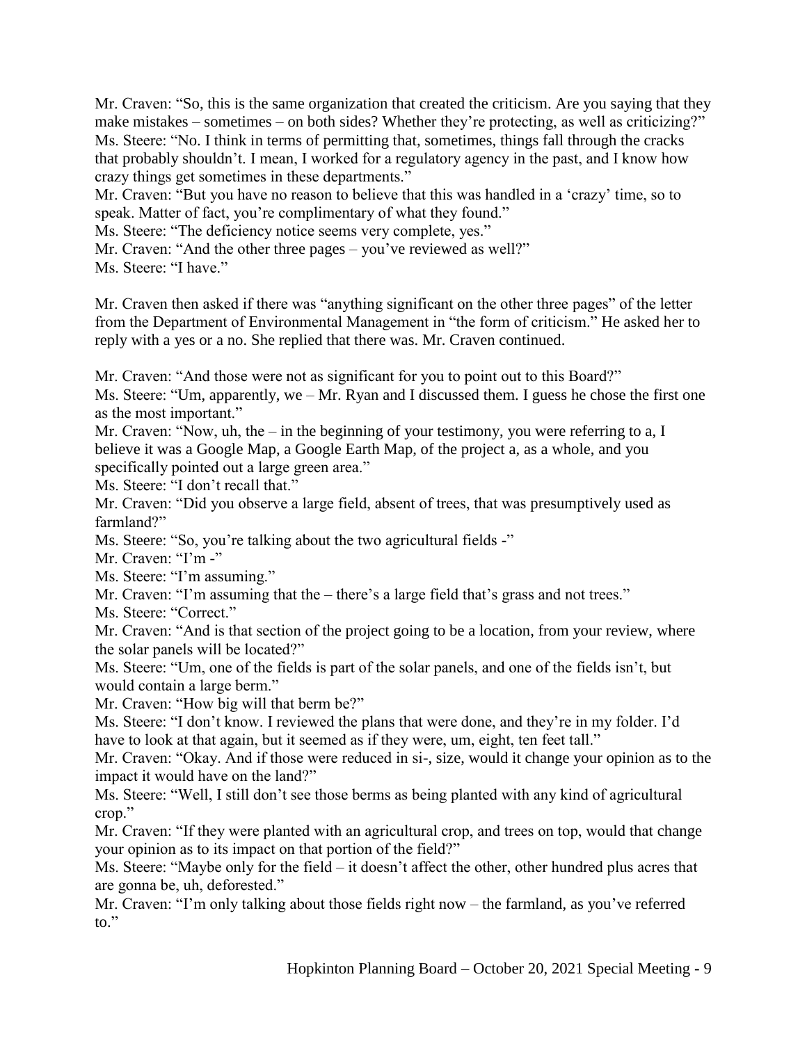Mr. Craven: "So, this is the same organization that created the criticism. Are you saying that they make mistakes – sometimes – on both sides? Whether they're protecting, as well as criticizing?"
Ms. Steere: "No. I think in terms of permitting that, sometimes, things fall through the cracks that probably shouldn't. I mean, I worked for a regulatory agency in the past, and I know how crazy things get sometimes in these departments."
Mr. Craven: "But you have no reason to believe that this was handled in a 'crazy' time, so to speak. Matter of fact, you're complimentary of what they found."
Ms. Steere: "The deficiency notice seems very complete, yes."
Mr. Craven: "And the other three pages – you've reviewed as well?"
Ms. Steere: "I have."

Mr. Craven then asked if there was "anything significant on the other three pages" of the letter from the Department of Environmental Management in "the form of criticism." He asked her to reply with a yes or a no. She replied that there was. Mr. Craven continued.

Mr. Craven: "And those were not as significant for you to point out to this Board?"
Ms. Steere: "Um, apparently, we – Mr. Ryan and I discussed them. I guess he chose the first one as the most important."
Mr. Craven: "Now, uh, the – in the beginning of your testimony, you were referring to a, I believe it was a Google Map, a Google Earth Map, of the project a, as a whole, and you specifically pointed out a large green area."
Ms. Steere: "I don't recall that."
Mr. Craven: "Did you observe a large field, absent of trees, that was presumptively used as farmland?"
Ms. Steere: "So, you're talking about the two agricultural fields -"
Mr. Craven: "I'm -"
Ms. Steere: "I'm assuming."
Mr. Craven: "I'm assuming that the – there's a large field that's grass and not trees."
Ms. Steere: "Correct."
Mr. Craven: "And is that section of the project going to be a location, from your review, where the solar panels will be located?"
Ms. Steere: "Um, one of the fields is part of the solar panels, and one of the fields isn't, but would contain a large berm."
Mr. Craven: "How big will that berm be?"
Ms. Steere: "I don't know. I reviewed the plans that were done, and they're in my folder. I'd have to look at that again, but it seemed as if they were, um, eight, ten feet tall."
Mr. Craven: "Okay. And if those were reduced in si-, size, would it change your opinion as to the impact it would have on the land?"
Ms. Steere: "Well, I still don't see those berms as being planted with any kind of agricultural crop."
Mr. Craven: "If they were planted with an agricultural crop, and trees on top, would that change your opinion as to its impact on that portion of the field?"
Ms. Steere: "Maybe only for the field – it doesn't affect the other, other hundred plus acres that are gonna be, uh, deforested."
Mr. Craven: "I'm only talking about those fields right now – the farmland, as you've referred to."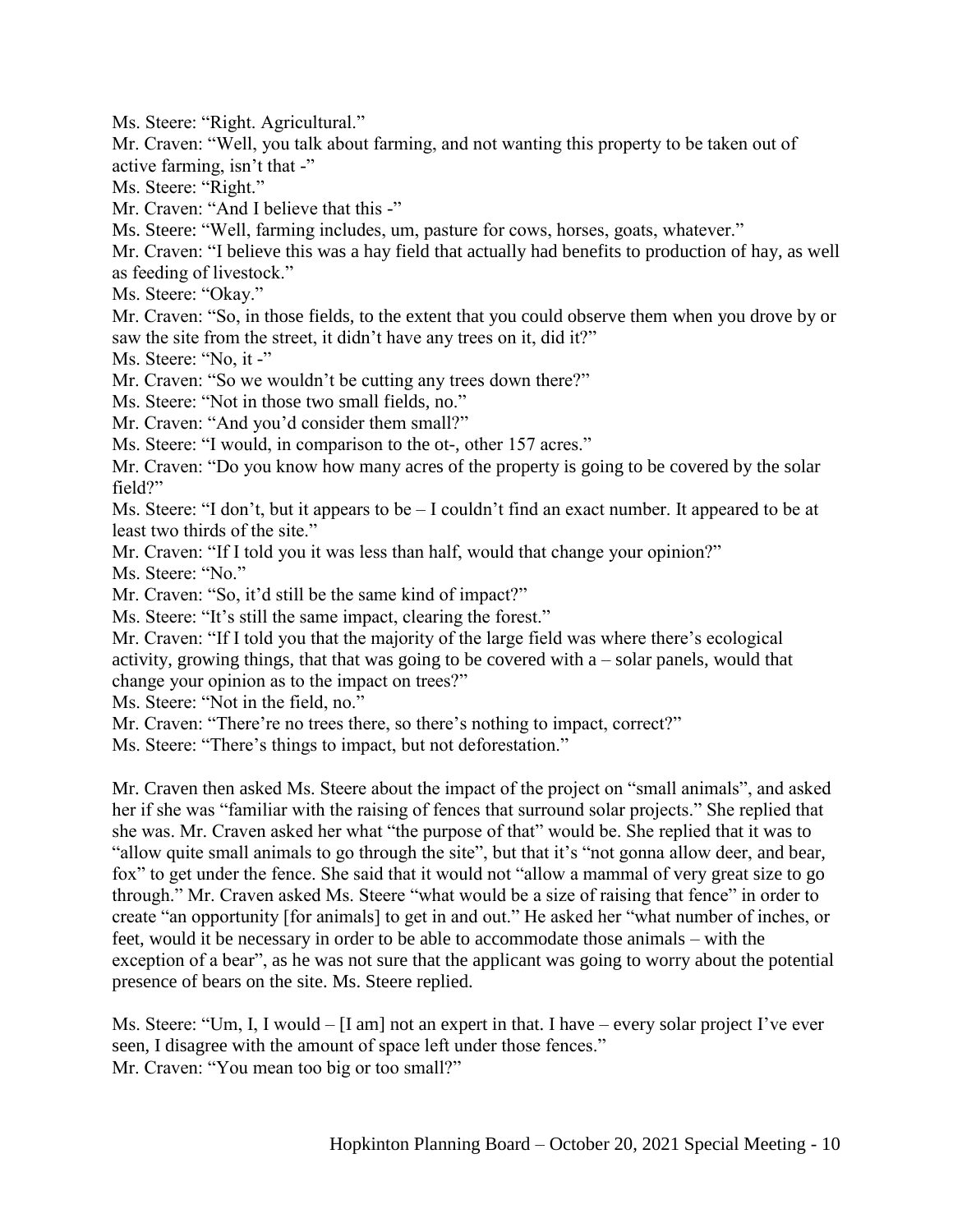Ms. Steere: "Right. Agricultural."

Mr. Craven: "Well, you talk about farming, and not wanting this property to be taken out of active farming, isn't that -"

Ms. Steere: "Right."

Mr. Craven: "And I believe that this -"

Ms. Steere: "Well, farming includes, um, pasture for cows, horses, goats, whatever."

Mr. Craven: "I believe this was a hay field that actually had benefits to production of hay, as well as feeding of livestock."

Ms. Steere: "Okay."

Mr. Craven: "So, in those fields, to the extent that you could observe them when you drove by or saw the site from the street, it didn't have any trees on it, did it?"

Ms. Steere: "No, it -"

Mr. Craven: "So we wouldn't be cutting any trees down there?"

Ms. Steere: "Not in those two small fields, no."

Mr. Craven: "And you'd consider them small?"

Ms. Steere: "I would, in comparison to the ot-, other 157 acres."

Mr. Craven: "Do you know how many acres of the property is going to be covered by the solar field?"

Ms. Steere: "I don't, but it appears to be – I couldn't find an exact number. It appeared to be at least two thirds of the site."

Mr. Craven: "If I told you it was less than half, would that change your opinion?"

Ms. Steere: "No."

Mr. Craven: "So, it'd still be the same kind of impact?"

Ms. Steere: "It's still the same impact, clearing the forest."

Mr. Craven: "If I told you that the majority of the large field was where there's ecological activity, growing things, that that was going to be covered with a – solar panels, would that change your opinion as to the impact on trees?"

Ms. Steere: "Not in the field, no."

Mr. Craven: "There're no trees there, so there's nothing to impact, correct?"

Ms. Steere: "There's things to impact, but not deforestation."

Mr. Craven then asked Ms. Steere about the impact of the project on "small animals", and asked her if she was "familiar with the raising of fences that surround solar projects." She replied that she was. Mr. Craven asked her what "the purpose of that" would be. She replied that it was to "allow quite small animals to go through the site", but that it's "not gonna allow deer, and bear, fox" to get under the fence. She said that it would not "allow a mammal of very great size to go through." Mr. Craven asked Ms. Steere "what would be a size of raising that fence" in order to create "an opportunity [for animals] to get in and out." He asked her "what number of inches, or feet, would it be necessary in order to be able to accommodate those animals – with the exception of a bear", as he was not sure that the applicant was going to worry about the potential presence of bears on the site. Ms. Steere replied.

Ms. Steere: "Um, I, I would – [I am] not an expert in that. I have – every solar project I've ever seen, I disagree with the amount of space left under those fences."

Mr. Craven: "You mean too big or too small?"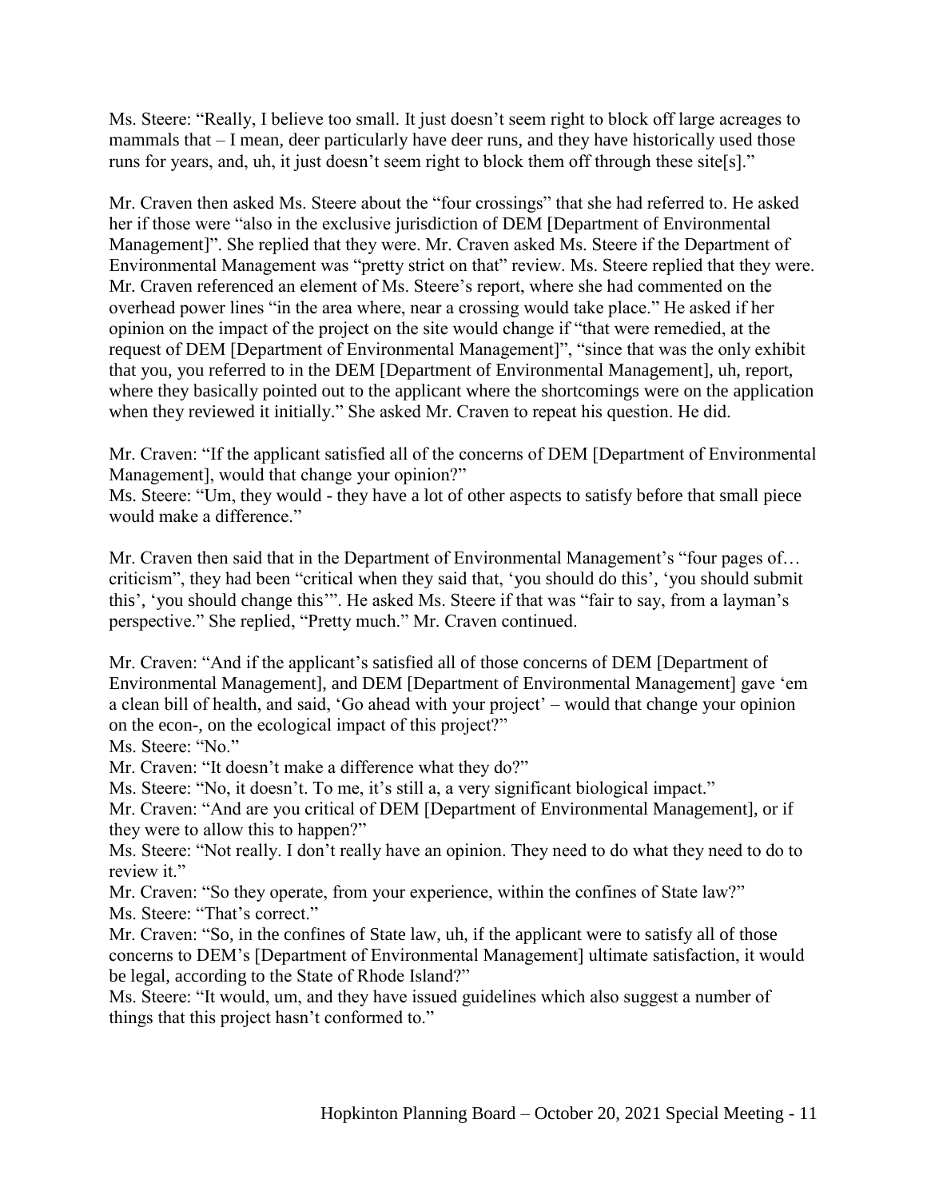Ms. Steere: "Really, I believe too small. It just doesn't seem right to block off large acreages to mammals that – I mean, deer particularly have deer runs, and they have historically used those runs for years, and, uh, it just doesn't seem right to block them off through these site[s]."

Mr. Craven then asked Ms. Steere about the "four crossings" that she had referred to. He asked her if those were "also in the exclusive jurisdiction of DEM [Department of Environmental Management]". She replied that they were. Mr. Craven asked Ms. Steere if the Department of Environmental Management was "pretty strict on that" review. Ms. Steere replied that they were. Mr. Craven referenced an element of Ms. Steere's report, where she had commented on the overhead power lines "in the area where, near a crossing would take place." He asked if her opinion on the impact of the project on the site would change if "that were remedied, at the request of DEM [Department of Environmental Management]", "since that was the only exhibit that you, you referred to in the DEM [Department of Environmental Management], uh, report, where they basically pointed out to the applicant where the shortcomings were on the application when they reviewed it initially." She asked Mr. Craven to repeat his question. He did.

Mr. Craven: "If the applicant satisfied all of the concerns of DEM [Department of Environmental Management], would that change your opinion?"
Ms. Steere: "Um, they would - they have a lot of other aspects to satisfy before that small piece would make a difference."

Mr. Craven then said that in the Department of Environmental Management's "four pages of… criticism", they had been "critical when they said that, 'you should do this', 'you should submit this', 'you should change this'". He asked Ms. Steere if that was "fair to say, from a layman's perspective." She replied, "Pretty much." Mr. Craven continued.

Mr. Craven: "And if the applicant's satisfied all of those concerns of DEM [Department of Environmental Management], and DEM [Department of Environmental Management] gave 'em a clean bill of health, and said, 'Go ahead with your project' – would that change your opinion on the econ-, on the ecological impact of this project?"
Ms. Steere: "No."
Mr. Craven: "It doesn't make a difference what they do?"
Ms. Steere: "No, it doesn't. To me, it's still a, a very significant biological impact."
Mr. Craven: "And are you critical of DEM [Department of Environmental Management], or if they were to allow this to happen?"
Ms. Steere: "Not really. I don't really have an opinion. They need to do what they need to do to review it."
Mr. Craven: "So they operate, from your experience, within the confines of State law?"
Ms. Steere: "That's correct."
Mr. Craven: "So, in the confines of State law, uh, if the applicant were to satisfy all of those concerns to DEM's [Department of Environmental Management] ultimate satisfaction, it would be legal, according to the State of Rhode Island?"
Ms. Steere: "It would, um, and they have issued guidelines which also suggest a number of things that this project hasn't conformed to."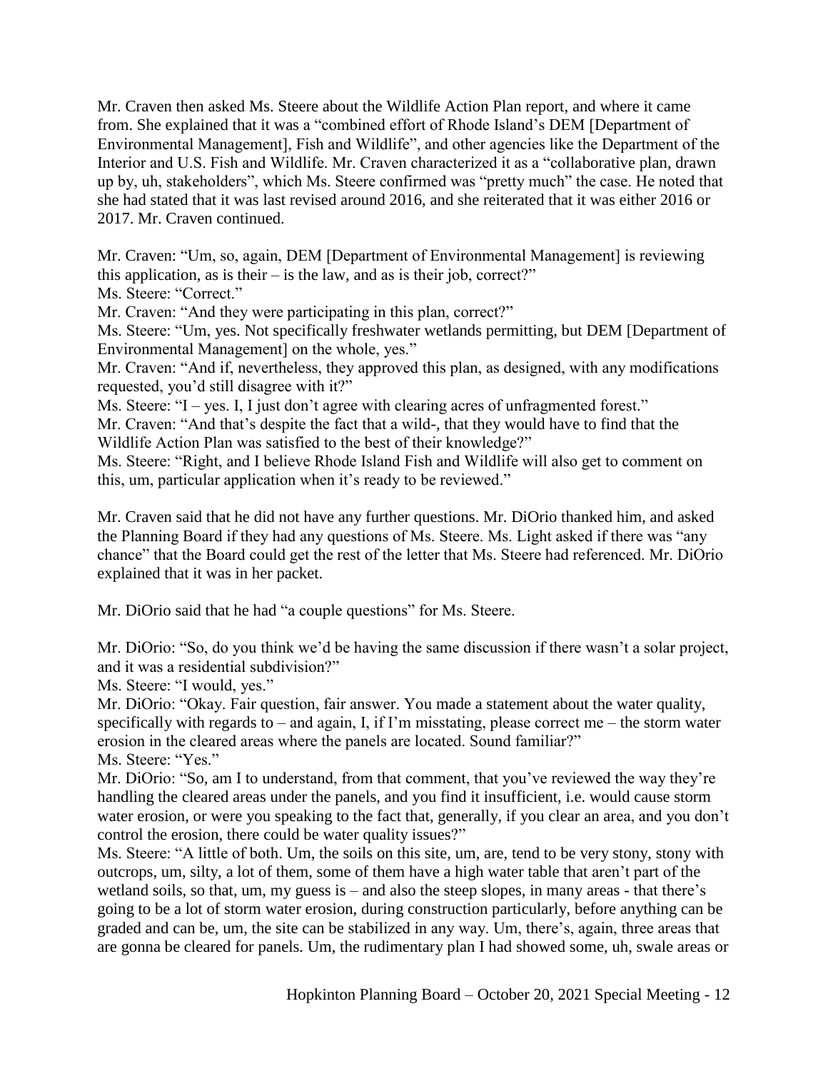Mr. Craven then asked Ms. Steere about the Wildlife Action Plan report, and where it came from. She explained that it was a "combined effort of Rhode Island's DEM [Department of Environmental Management], Fish and Wildlife", and other agencies like the Department of the Interior and U.S. Fish and Wildlife. Mr. Craven characterized it as a "collaborative plan, drawn up by, uh, stakeholders", which Ms. Steere confirmed was "pretty much" the case. He noted that she had stated that it was last revised around 2016, and she reiterated that it was either 2016 or 2017. Mr. Craven continued.

Mr. Craven: "Um, so, again, DEM [Department of Environmental Management] is reviewing this application, as is their – is the law, and as is their job, correct?"
Ms. Steere: "Correct."
Mr. Craven: "And they were participating in this plan, correct?"
Ms. Steere: "Um, yes. Not specifically freshwater wetlands permitting, but DEM [Department of Environmental Management] on the whole, yes."
Mr. Craven: "And if, nevertheless, they approved this plan, as designed, with any modifications requested, you'd still disagree with it?"
Ms. Steere: "I – yes. I, I just don't agree with clearing acres of unfragmented forest."
Mr. Craven: "And that's despite the fact that a wild-, that they would have to find that the Wildlife Action Plan was satisfied to the best of their knowledge?"
Ms. Steere: "Right, and I believe Rhode Island Fish and Wildlife will also get to comment on this, um, particular application when it's ready to be reviewed."

Mr. Craven said that he did not have any further questions. Mr. DiOrio thanked him, and asked the Planning Board if they had any questions of Ms. Steere. Ms. Light asked if there was "any chance" that the Board could get the rest of the letter that Ms. Steere had referenced. Mr. DiOrio explained that it was in her packet.

Mr. DiOrio said that he had "a couple questions" for Ms. Steere.

Mr. DiOrio: "So, do you think we'd be having the same discussion if there wasn't a solar project, and it was a residential subdivision?"
Ms. Steere: "I would, yes."
Mr. DiOrio: "Okay. Fair question, fair answer. You made a statement about the water quality, specifically with regards to – and again, I, if I'm misstating, please correct me – the storm water erosion in the cleared areas where the panels are located. Sound familiar?"
Ms. Steere: "Yes."
Mr. DiOrio: "So, am I to understand, from that comment, that you've reviewed the way they're handling the cleared areas under the panels, and you find it insufficient, i.e. would cause storm water erosion, or were you speaking to the fact that, generally, if you clear an area, and you don't control the erosion, there could be water quality issues?"
Ms. Steere: "A little of both. Um, the soils on this site, um, are, tend to be very stony, stony with outcrops, um, silty, a lot of them, some of them have a high water table that aren't part of the wetland soils, so that, um, my guess is – and also the steep slopes, in many areas - that there's going to be a lot of storm water erosion, during construction particularly, before anything can be graded and can be, um, the site can be stabilized in any way. Um, there's, again, three areas that are gonna be cleared for panels. Um, the rudimentary plan I had showed some, uh, swale areas or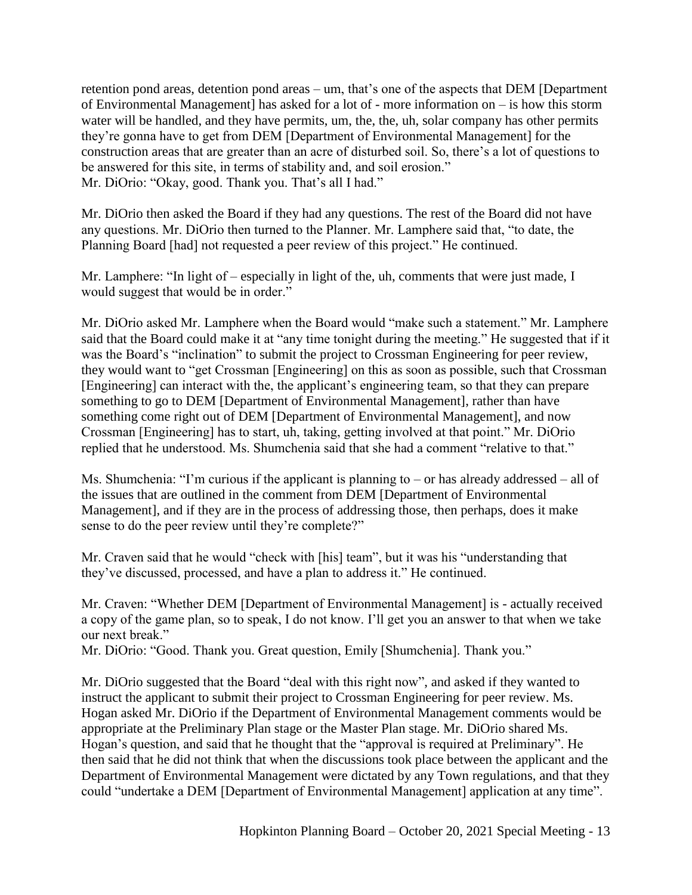retention pond areas, detention pond areas – um, that's one of the aspects that DEM [Department of Environmental Management] has asked for a lot of - more information on – is how this storm water will be handled, and they have permits, um, the, the, uh, solar company has other permits they're gonna have to get from DEM [Department of Environmental Management] for the construction areas that are greater than an acre of disturbed soil. So, there's a lot of questions to be answered for this site, in terms of stability and, and soil erosion."
Mr. DiOrio: "Okay, good. Thank you. That's all I had."

Mr. DiOrio then asked the Board if they had any questions. The rest of the Board did not have any questions. Mr. DiOrio then turned to the Planner. Mr. Lamphere said that, "to date, the Planning Board [had] not requested a peer review of this project." He continued.

Mr. Lamphere: "In light of – especially in light of the, uh, comments that were just made, I would suggest that would be in order."

Mr. DiOrio asked Mr. Lamphere when the Board would "make such a statement." Mr. Lamphere said that the Board could make it at "any time tonight during the meeting." He suggested that if it was the Board's "inclination" to submit the project to Crossman Engineering for peer review, they would want to "get Crossman [Engineering] on this as soon as possible, such that Crossman [Engineering] can interact with the, the applicant's engineering team, so that they can prepare something to go to DEM [Department of Environmental Management], rather than have something come right out of DEM [Department of Environmental Management], and now Crossman [Engineering] has to start, uh, taking, getting involved at that point." Mr. DiOrio replied that he understood. Ms. Shumchenia said that she had a comment "relative to that."

Ms. Shumchenia: "I'm curious if the applicant is planning to – or has already addressed – all of the issues that are outlined in the comment from DEM [Department of Environmental Management], and if they are in the process of addressing those, then perhaps, does it make sense to do the peer review until they're complete?"

Mr. Craven said that he would "check with [his] team", but it was his "understanding that they've discussed, processed, and have a plan to address it." He continued.

Mr. Craven: "Whether DEM [Department of Environmental Management] is - actually received a copy of the game plan, so to speak, I do not know. I'll get you an answer to that when we take our next break."
Mr. DiOrio: "Good. Thank you. Great question, Emily [Shumchenia]. Thank you."

Mr. DiOrio suggested that the Board "deal with this right now", and asked if they wanted to instruct the applicant to submit their project to Crossman Engineering for peer review. Ms. Hogan asked Mr. DiOrio if the Department of Environmental Management comments would be appropriate at the Preliminary Plan stage or the Master Plan stage. Mr. DiOrio shared Ms. Hogan's question, and said that he thought that the "approval is required at Preliminary". He then said that he did not think that when the discussions took place between the applicant and the Department of Environmental Management were dictated by any Town regulations, and that they could "undertake a DEM [Department of Environmental Management] application at any time".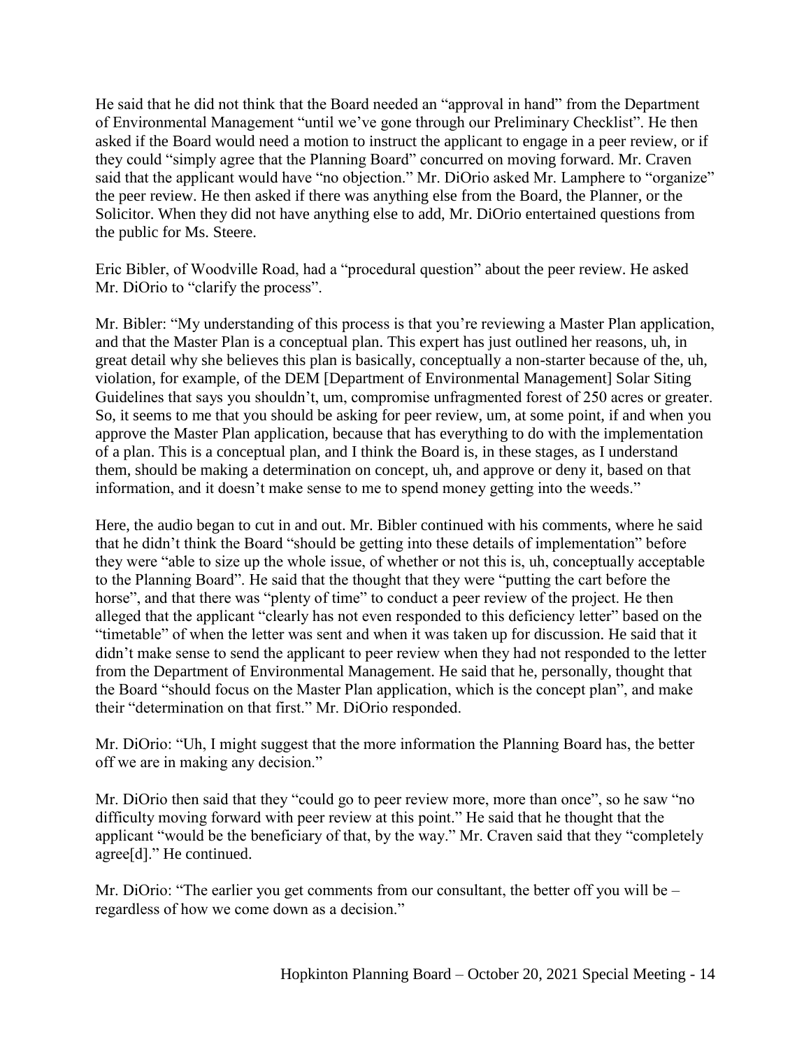He said that he did not think that the Board needed an "approval in hand" from the Department of Environmental Management "until we've gone through our Preliminary Checklist". He then asked if the Board would need a motion to instruct the applicant to engage in a peer review, or if they could "simply agree that the Planning Board" concurred on moving forward. Mr. Craven said that the applicant would have "no objection." Mr. DiOrio asked Mr. Lamphere to "organize" the peer review. He then asked if there was anything else from the Board, the Planner, or the Solicitor. When they did not have anything else to add, Mr. DiOrio entertained questions from the public for Ms. Steere.

Eric Bibler, of Woodville Road, had a "procedural question" about the peer review. He asked Mr. DiOrio to "clarify the process".

Mr. Bibler: "My understanding of this process is that you're reviewing a Master Plan application, and that the Master Plan is a conceptual plan. This expert has just outlined her reasons, uh, in great detail why she believes this plan is basically, conceptually a non-starter because of the, uh, violation, for example, of the DEM [Department of Environmental Management] Solar Siting Guidelines that says you shouldn't, um, compromise unfragmented forest of 250 acres or greater. So, it seems to me that you should be asking for peer review, um, at some point, if and when you approve the Master Plan application, because that has everything to do with the implementation of a plan. This is a conceptual plan, and I think the Board is, in these stages, as I understand them, should be making a determination on concept, uh, and approve or deny it, based on that information, and it doesn't make sense to me to spend money getting into the weeds."

Here, the audio began to cut in and out. Mr. Bibler continued with his comments, where he said that he didn't think the Board "should be getting into these details of implementation" before they were "able to size up the whole issue, of whether or not this is, uh, conceptually acceptable to the Planning Board". He said that the thought that they were "putting the cart before the horse", and that there was "plenty of time" to conduct a peer review of the project. He then alleged that the applicant "clearly has not even responded to this deficiency letter" based on the "timetable" of when the letter was sent and when it was taken up for discussion. He said that it didn't make sense to send the applicant to peer review when they had not responded to the letter from the Department of Environmental Management. He said that he, personally, thought that the Board "should focus on the Master Plan application, which is the concept plan", and make their "determination on that first." Mr. DiOrio responded.

Mr. DiOrio: "Uh, I might suggest that the more information the Planning Board has, the better off we are in making any decision."

Mr. DiOrio then said that they "could go to peer review more, more than once", so he saw "no difficulty moving forward with peer review at this point." He said that he thought that the applicant "would be the beneficiary of that, by the way." Mr. Craven said that they "completely agree[d]." He continued.

Mr. DiOrio: "The earlier you get comments from our consultant, the better off you will be – regardless of how we come down as a decision."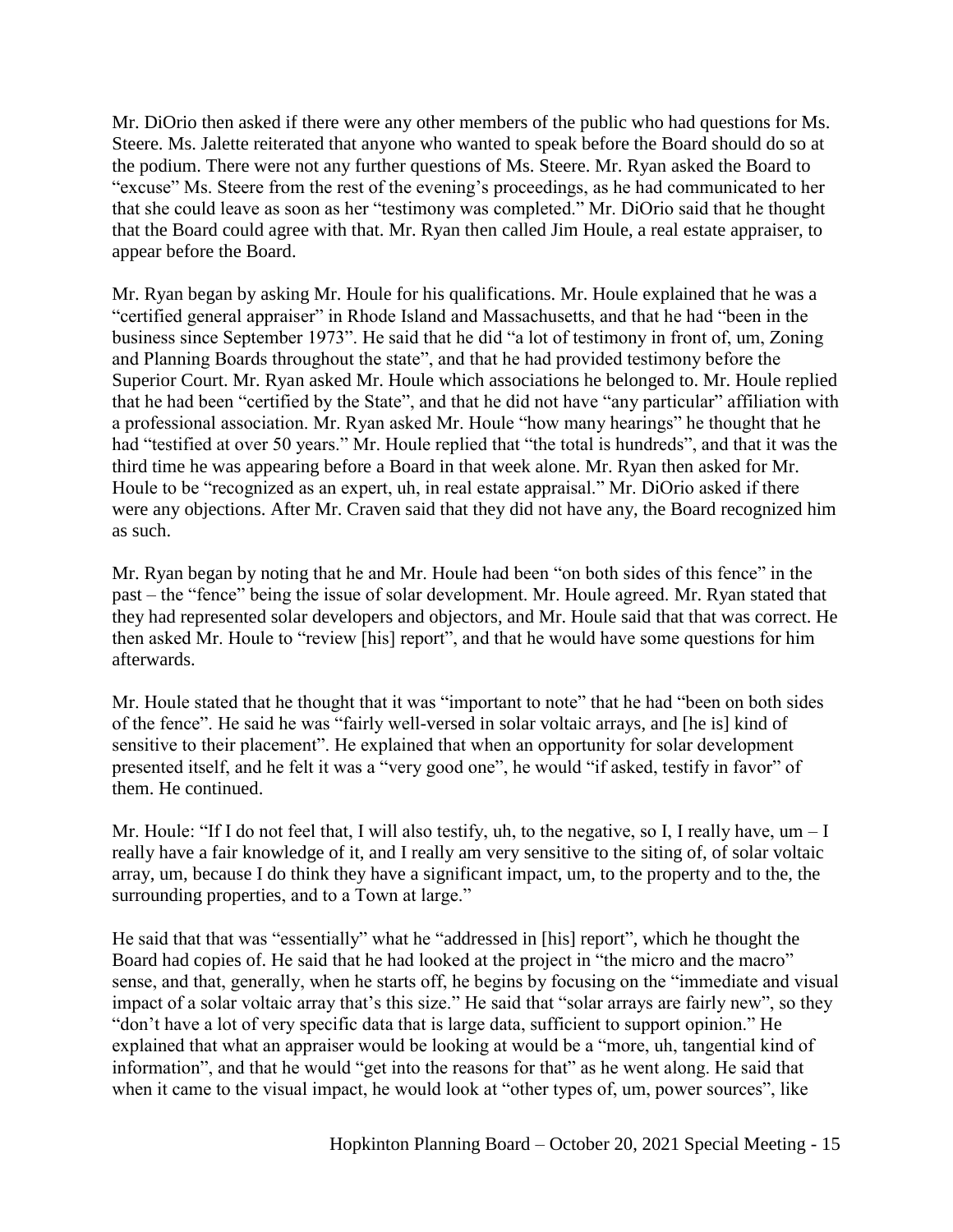Mr. DiOrio then asked if there were any other members of the public who had questions for Ms. Steere. Ms. Jalette reiterated that anyone who wanted to speak before the Board should do so at the podium. There were not any further questions of Ms. Steere. Mr. Ryan asked the Board to "excuse" Ms. Steere from the rest of the evening's proceedings, as he had communicated to her that she could leave as soon as her "testimony was completed." Mr. DiOrio said that he thought that the Board could agree with that. Mr. Ryan then called Jim Houle, a real estate appraiser, to appear before the Board.

Mr. Ryan began by asking Mr. Houle for his qualifications. Mr. Houle explained that he was a "certified general appraiser" in Rhode Island and Massachusetts, and that he had "been in the business since September 1973". He said that he did "a lot of testimony in front of, um, Zoning and Planning Boards throughout the state", and that he had provided testimony before the Superior Court. Mr. Ryan asked Mr. Houle which associations he belonged to. Mr. Houle replied that he had been "certified by the State", and that he did not have "any particular" affiliation with a professional association. Mr. Ryan asked Mr. Houle "how many hearings" he thought that he had "testified at over 50 years." Mr. Houle replied that "the total is hundreds", and that it was the third time he was appearing before a Board in that week alone. Mr. Ryan then asked for Mr. Houle to be "recognized as an expert, uh, in real estate appraisal." Mr. DiOrio asked if there were any objections. After Mr. Craven said that they did not have any, the Board recognized him as such.

Mr. Ryan began by noting that he and Mr. Houle had been "on both sides of this fence" in the past – the "fence" being the issue of solar development. Mr. Houle agreed. Mr. Ryan stated that they had represented solar developers and objectors, and Mr. Houle said that that was correct. He then asked Mr. Houle to "review [his] report", and that he would have some questions for him afterwards.

Mr. Houle stated that he thought that it was "important to note" that he had "been on both sides of the fence". He said he was "fairly well-versed in solar voltaic arrays, and [he is] kind of sensitive to their placement". He explained that when an opportunity for solar development presented itself, and he felt it was a "very good one", he would "if asked, testify in favor" of them. He continued.

Mr. Houle: "If I do not feel that, I will also testify, uh, to the negative, so I, I really have, um – I really have a fair knowledge of it, and I really am very sensitive to the siting of, of solar voltaic array, um, because I do think they have a significant impact, um, to the property and to the, the surrounding properties, and to a Town at large."

He said that that was "essentially" what he "addressed in [his] report", which he thought the Board had copies of. He said that he had looked at the project in "the micro and the macro" sense, and that, generally, when he starts off, he begins by focusing on the "immediate and visual impact of a solar voltaic array that's this size." He said that "solar arrays are fairly new", so they "don't have a lot of very specific data that is large data, sufficient to support opinion." He explained that what an appraiser would be looking at would be a "more, uh, tangential kind of information", and that he would "get into the reasons for that" as he went along. He said that when it came to the visual impact, he would look at "other types of, um, power sources", like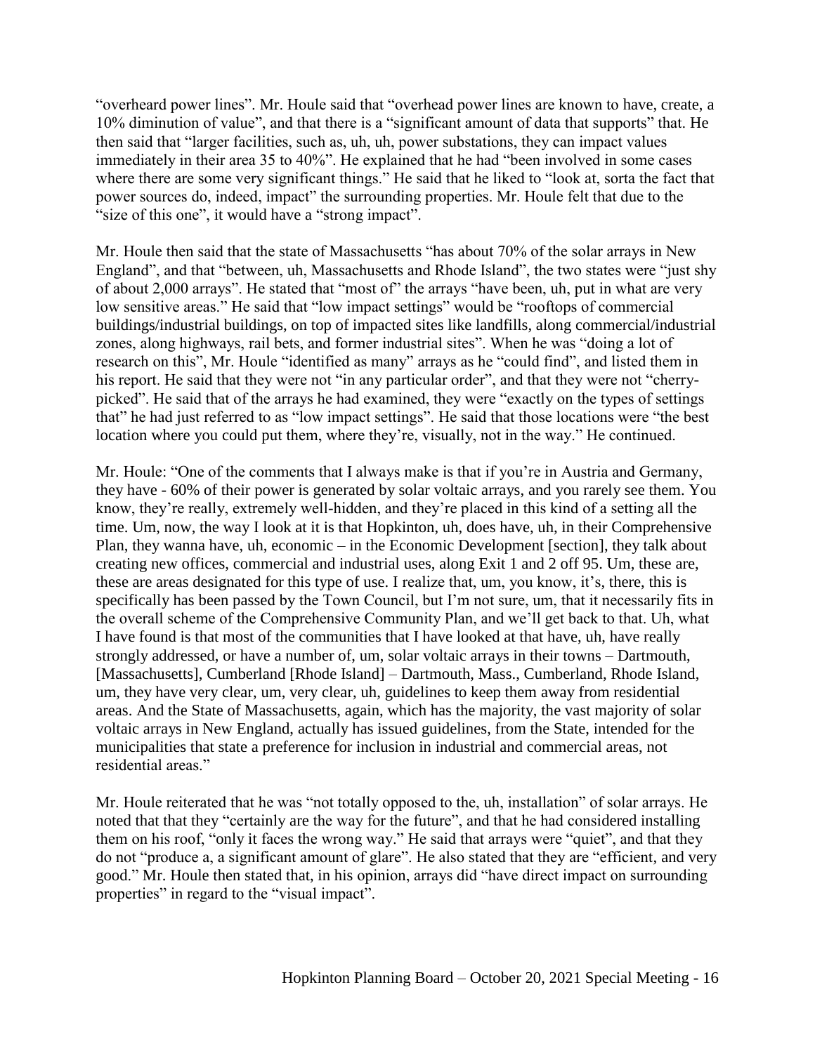"overheard power lines". Mr. Houle said that "overhead power lines are known to have, create, a 10% diminution of value", and that there is a "significant amount of data that supports" that. He then said that "larger facilities, such as, uh, uh, power substations, they can impact values immediately in their area 35 to 40%". He explained that he had "been involved in some cases where there are some very significant things." He said that he liked to "look at, sorta the fact that power sources do, indeed, impact" the surrounding properties. Mr. Houle felt that due to the "size of this one", it would have a "strong impact".

Mr. Houle then said that the state of Massachusetts "has about 70% of the solar arrays in New England", and that "between, uh, Massachusetts and Rhode Island", the two states were "just shy of about 2,000 arrays". He stated that "most of" the arrays "have been, uh, put in what are very low sensitive areas." He said that "low impact settings" would be "rooftops of commercial buildings/industrial buildings, on top of impacted sites like landfills, along commercial/industrial zones, along highways, rail bets, and former industrial sites". When he was "doing a lot of research on this", Mr. Houle "identified as many" arrays as he "could find", and listed them in his report. He said that they were not "in any particular order", and that they were not "cherry-picked". He said that of the arrays he had examined, they were "exactly on the types of settings that" he had just referred to as "low impact settings". He said that those locations were "the best location where you could put them, where they're, visually, not in the way." He continued.

Mr. Houle: "One of the comments that I always make is that if you're in Austria and Germany, they have - 60% of their power is generated by solar voltaic arrays, and you rarely see them. You know, they're really, extremely well-hidden, and they're placed in this kind of a setting all the time. Um, now, the way I look at it is that Hopkinton, uh, does have, uh, in their Comprehensive Plan, they wanna have, uh, economic – in the Economic Development [section], they talk about creating new offices, commercial and industrial uses, along Exit 1 and 2 off 95. Um, these are, these are areas designated for this type of use. I realize that, um, you know, it's, there, this is specifically has been passed by the Town Council, but I'm not sure, um, that it necessarily fits in the overall scheme of the Comprehensive Community Plan, and we'll get back to that. Uh, what I have found is that most of the communities that I have looked at that have, uh, have really strongly addressed, or have a number of, um, solar voltaic arrays in their towns – Dartmouth, [Massachusetts], Cumberland [Rhode Island] – Dartmouth, Mass., Cumberland, Rhode Island, um, they have very clear, um, very clear, uh, guidelines to keep them away from residential areas. And the State of Massachusetts, again, which has the majority, the vast majority of solar voltaic arrays in New England, actually has issued guidelines, from the State, intended for the municipalities that state a preference for inclusion in industrial and commercial areas, not residential areas."

Mr. Houle reiterated that he was "not totally opposed to the, uh, installation" of solar arrays. He noted that that they "certainly are the way for the future", and that he had considered installing them on his roof, "only it faces the wrong way." He said that arrays were "quiet", and that they do not "produce a, a significant amount of glare". He also stated that they are "efficient, and very good." Mr. Houle then stated that, in his opinion, arrays did "have direct impact on surrounding properties" in regard to the "visual impact".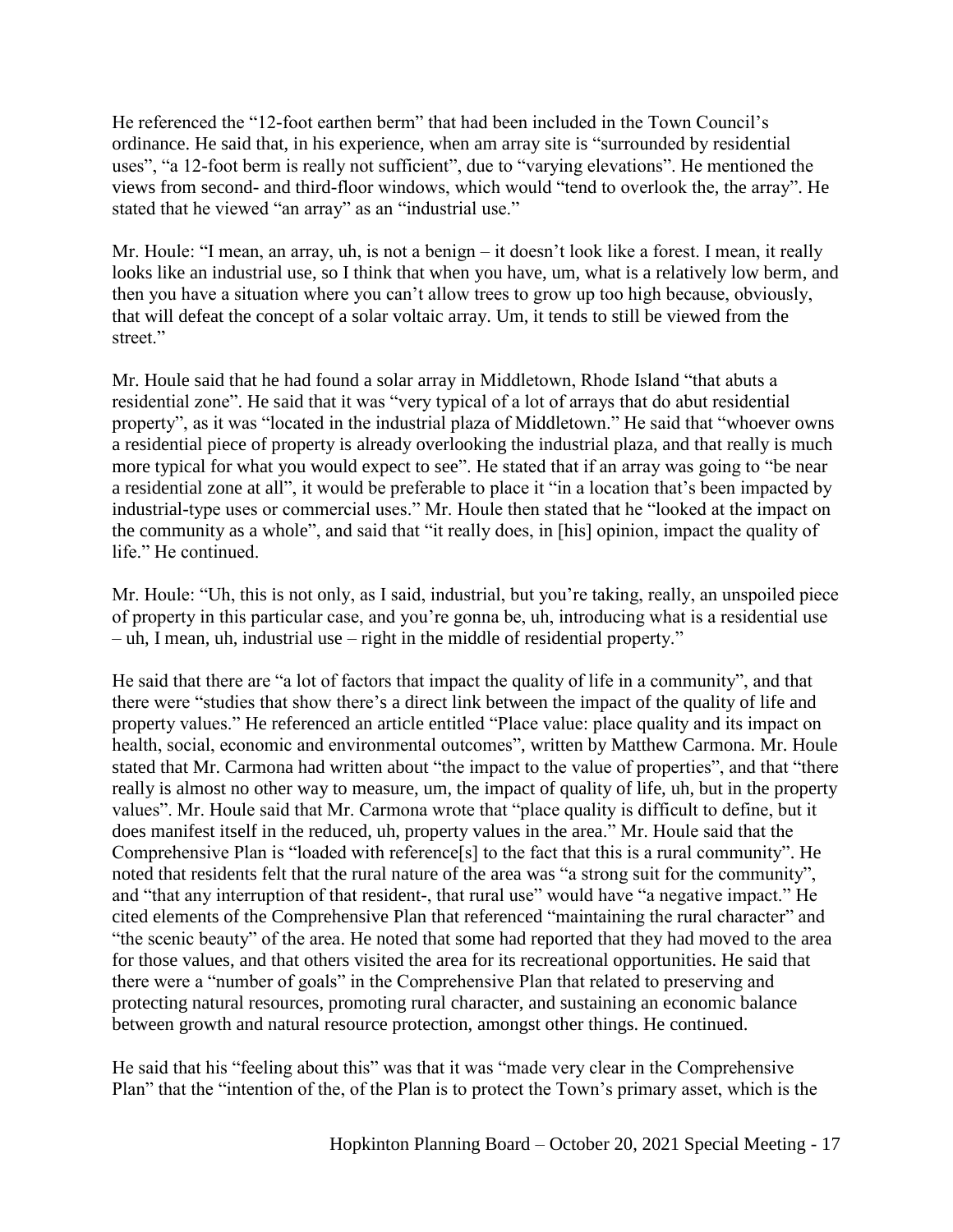He referenced the "12-foot earthen berm" that had been included in the Town Council's ordinance. He said that, in his experience, when am array site is "surrounded by residential uses", "a 12-foot berm is really not sufficient", due to "varying elevations". He mentioned the views from second- and third-floor windows, which would "tend to overlook the, the array". He stated that he viewed "an array" as an "industrial use."

Mr. Houle: "I mean, an array, uh, is not a benign – it doesn't look like a forest. I mean, it really looks like an industrial use, so I think that when you have, um, what is a relatively low berm, and then you have a situation where you can't allow trees to grow up too high because, obviously, that will defeat the concept of a solar voltaic array. Um, it tends to still be viewed from the street."

Mr. Houle said that he had found a solar array in Middletown, Rhode Island "that abuts a residential zone". He said that it was "very typical of a lot of arrays that do abut residential property", as it was "located in the industrial plaza of Middletown." He said that "whoever owns a residential piece of property is already overlooking the industrial plaza, and that really is much more typical for what you would expect to see". He stated that if an array was going to "be near a residential zone at all", it would be preferable to place it "in a location that's been impacted by industrial-type uses or commercial uses." Mr. Houle then stated that he "looked at the impact on the community as a whole", and said that "it really does, in [his] opinion, impact the quality of life." He continued.

Mr. Houle: "Uh, this is not only, as I said, industrial, but you're taking, really, an unspoiled piece of property in this particular case, and you're gonna be, uh, introducing what is a residential use – uh, I mean, uh, industrial use – right in the middle of residential property."

He said that there are "a lot of factors that impact the quality of life in a community", and that there were "studies that show there's a direct link between the impact of the quality of life and property values." He referenced an article entitled "Place value: place quality and its impact on health, social, economic and environmental outcomes", written by Matthew Carmona. Mr. Houle stated that Mr. Carmona had written about "the impact to the value of properties", and that "there really is almost no other way to measure, um, the impact of quality of life, uh, but in the property values". Mr. Houle said that Mr. Carmona wrote that "place quality is difficult to define, but it does manifest itself in the reduced, uh, property values in the area." Mr. Houle said that the Comprehensive Plan is "loaded with reference[s] to the fact that this is a rural community". He noted that residents felt that the rural nature of the area was "a strong suit for the community", and "that any interruption of that resident-, that rural use" would have "a negative impact." He cited elements of the Comprehensive Plan that referenced "maintaining the rural character" and "the scenic beauty" of the area. He noted that some had reported that they had moved to the area for those values, and that others visited the area for its recreational opportunities. He said that there were a "number of goals" in the Comprehensive Plan that related to preserving and protecting natural resources, promoting rural character, and sustaining an economic balance between growth and natural resource protection, amongst other things. He continued.

He said that his "feeling about this" was that it was "made very clear in the Comprehensive Plan" that the "intention of the, of the Plan is to protect the Town's primary asset, which is the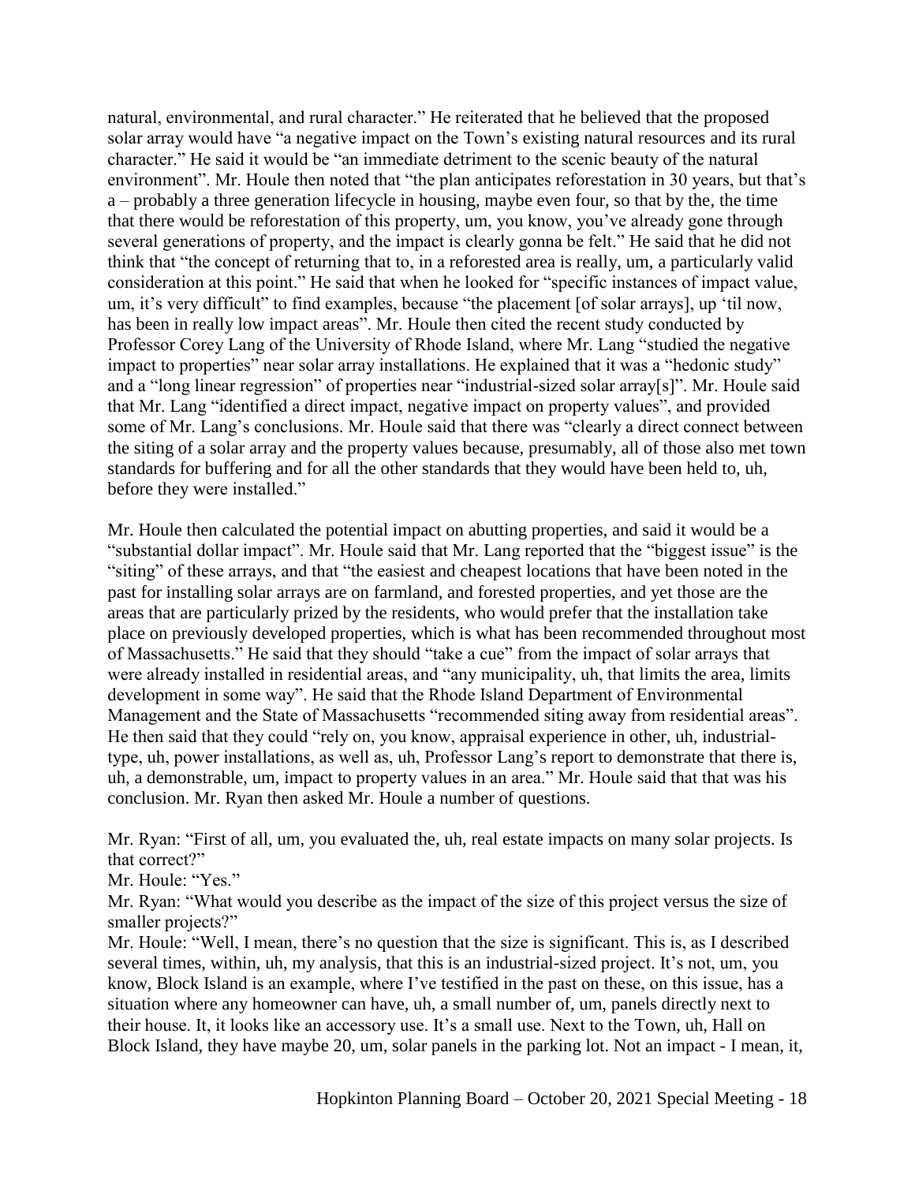natural, environmental, and rural character." He reiterated that he believed that the proposed solar array would have "a negative impact on the Town's existing natural resources and its rural character." He said it would be "an immediate detriment to the scenic beauty of the natural environment". Mr. Houle then noted that "the plan anticipates reforestation in 30 years, but that's a – probably a three generation lifecycle in housing, maybe even four, so that by the, the time that there would be reforestation of this property, um, you know, you've already gone through several generations of property, and the impact is clearly gonna be felt." He said that he did not think that "the concept of returning that to, in a reforested area is really, um, a particularly valid consideration at this point." He said that when he looked for "specific instances of impact value, um, it's very difficult" to find examples, because "the placement [of solar arrays], up 'til now, has been in really low impact areas". Mr. Houle then cited the recent study conducted by Professor Corey Lang of the University of Rhode Island, where Mr. Lang "studied the negative impact to properties" near solar array installations. He explained that it was a "hedonic study" and a "long linear regression" of properties near "industrial-sized solar array[s]". Mr. Houle said that Mr. Lang "identified a direct impact, negative impact on property values", and provided some of Mr. Lang's conclusions. Mr. Houle said that there was "clearly a direct connect between the siting of a solar array and the property values because, presumably, all of those also met town standards for buffering and for all the other standards that they would have been held to, uh, before they were installed."

Mr. Houle then calculated the potential impact on abutting properties, and said it would be a "substantial dollar impact". Mr. Houle said that Mr. Lang reported that the "biggest issue" is the "siting" of these arrays, and that "the easiest and cheapest locations that have been noted in the past for installing solar arrays are on farmland, and forested properties, and yet those are the areas that are particularly prized by the residents, who would prefer that the installation take place on previously developed properties, which is what has been recommended throughout most of Massachusetts." He said that they should "take a cue" from the impact of solar arrays that were already installed in residential areas, and "any municipality, uh, that limits the area, limits development in some way". He said that the Rhode Island Department of Environmental Management and the State of Massachusetts "recommended siting away from residential areas". He then said that they could "rely on, you know, appraisal experience in other, uh, industrial-type, uh, power installations, as well as, uh, Professor Lang's report to demonstrate that there is, uh, a demonstrable, um, impact to property values in an area." Mr. Houle said that that was his conclusion. Mr. Ryan then asked Mr. Houle a number of questions.

Mr. Ryan: "First of all, um, you evaluated the, uh, real estate impacts on many solar projects. Is that correct?"
Mr. Houle: "Yes."
Mr. Ryan: "What would you describe as the impact of the size of this project versus the size of smaller projects?"
Mr. Houle: "Well, I mean, there's no question that the size is significant. This is, as I described several times, within, uh, my analysis, that this is an industrial-sized project. It's not, um, you know, Block Island is an example, where I've testified in the past on these, on this issue, has a situation where any homeowner can have, uh, a small number of, um, panels directly next to their house. It, it looks like an accessory use. It's a small use. Next to the Town, uh, Hall on Block Island, they have maybe 20, um, solar panels in the parking lot. Not an impact - I mean, it,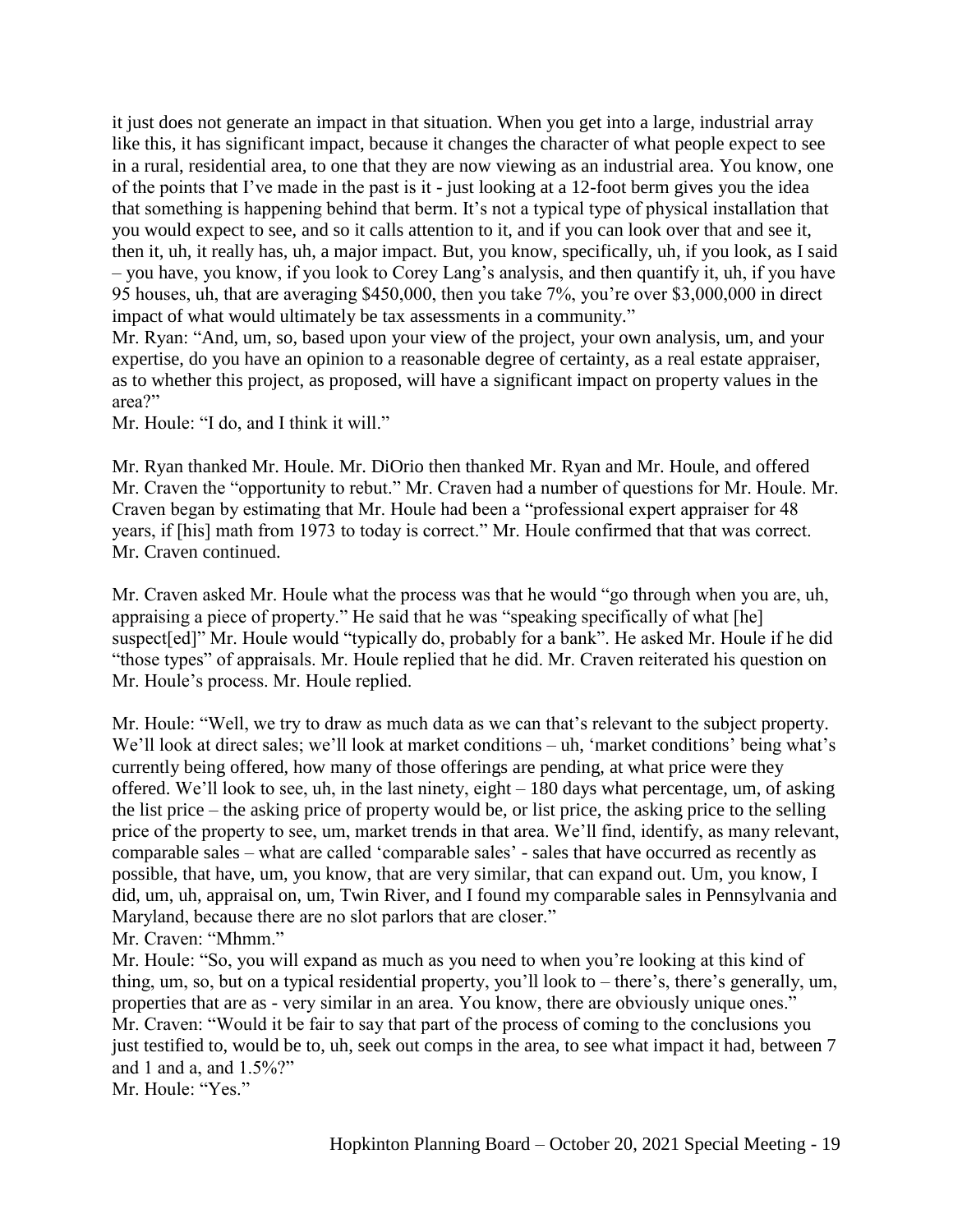it just does not generate an impact in that situation. When you get into a large, industrial array like this, it has significant impact, because it changes the character of what people expect to see in a rural, residential area, to one that they are now viewing as an industrial area. You know, one of the points that I've made in the past is it - just looking at a 12-foot berm gives you the idea that something is happening behind that berm. It's not a typical type of physical installation that you would expect to see, and so it calls attention to it, and if you can look over that and see it, then it, uh, it really has, uh, a major impact. But, you know, specifically, uh, if you look, as I said – you have, you know, if you look to Corey Lang's analysis, and then quantify it, uh, if you have 95 houses, uh, that are averaging $450,000, then you take 7%, you're over $3,000,000 in direct impact of what would ultimately be tax assessments in a community."

Mr. Ryan: "And, um, so, based upon your view of the project, your own analysis, um, and your expertise, do you have an opinion to a reasonable degree of certainty, as a real estate appraiser, as to whether this project, as proposed, will have a significant impact on property values in the area?"

Mr. Houle: "I do, and I think it will."

Mr. Ryan thanked Mr. Houle. Mr. DiOrio then thanked Mr. Ryan and Mr. Houle, and offered Mr. Craven the "opportunity to rebut." Mr. Craven had a number of questions for Mr. Houle. Mr. Craven began by estimating that Mr. Houle had been a "professional expert appraiser for 48 years, if [his] math from 1973 to today is correct." Mr. Houle confirmed that that was correct. Mr. Craven continued.

Mr. Craven asked Mr. Houle what the process was that he would "go through when you are, uh, appraising a piece of property." He said that he was "speaking specifically of what [he] suspect[ed]" Mr. Houle would "typically do, probably for a bank". He asked Mr. Houle if he did "those types" of appraisals. Mr. Houle replied that he did. Mr. Craven reiterated his question on Mr. Houle's process. Mr. Houle replied.

Mr. Houle: "Well, we try to draw as much data as we can that's relevant to the subject property. We'll look at direct sales; we'll look at market conditions – uh, 'market conditions' being what's currently being offered, how many of those offerings are pending, at what price were they offered. We'll look to see, uh, in the last ninety, eight – 180 days what percentage, um, of asking the list price – the asking price of property would be, or list price, the asking price to the selling price of the property to see, um, market trends in that area. We'll find, identify, as many relevant, comparable sales – what are called 'comparable sales' - sales that have occurred as recently as possible, that have, um, you know, that are very similar, that can expand out. Um, you know, I did, um, uh, appraisal on, um, Twin River, and I found my comparable sales in Pennsylvania and Maryland, because there are no slot parlors that are closer."

Mr. Craven: "Mhmm."

Mr. Houle: "So, you will expand as much as you need to when you're looking at this kind of thing, um, so, but on a typical residential property, you'll look to – there's, there's generally, um, properties that are as - very similar in an area. You know, there are obviously unique ones."

Mr. Craven: "Would it be fair to say that part of the process of coming to the conclusions you just testified to, would be to, uh, seek out comps in the area, to see what impact it had, between 7 and 1 and a, and 1.5%?"

Mr. Houle: "Yes."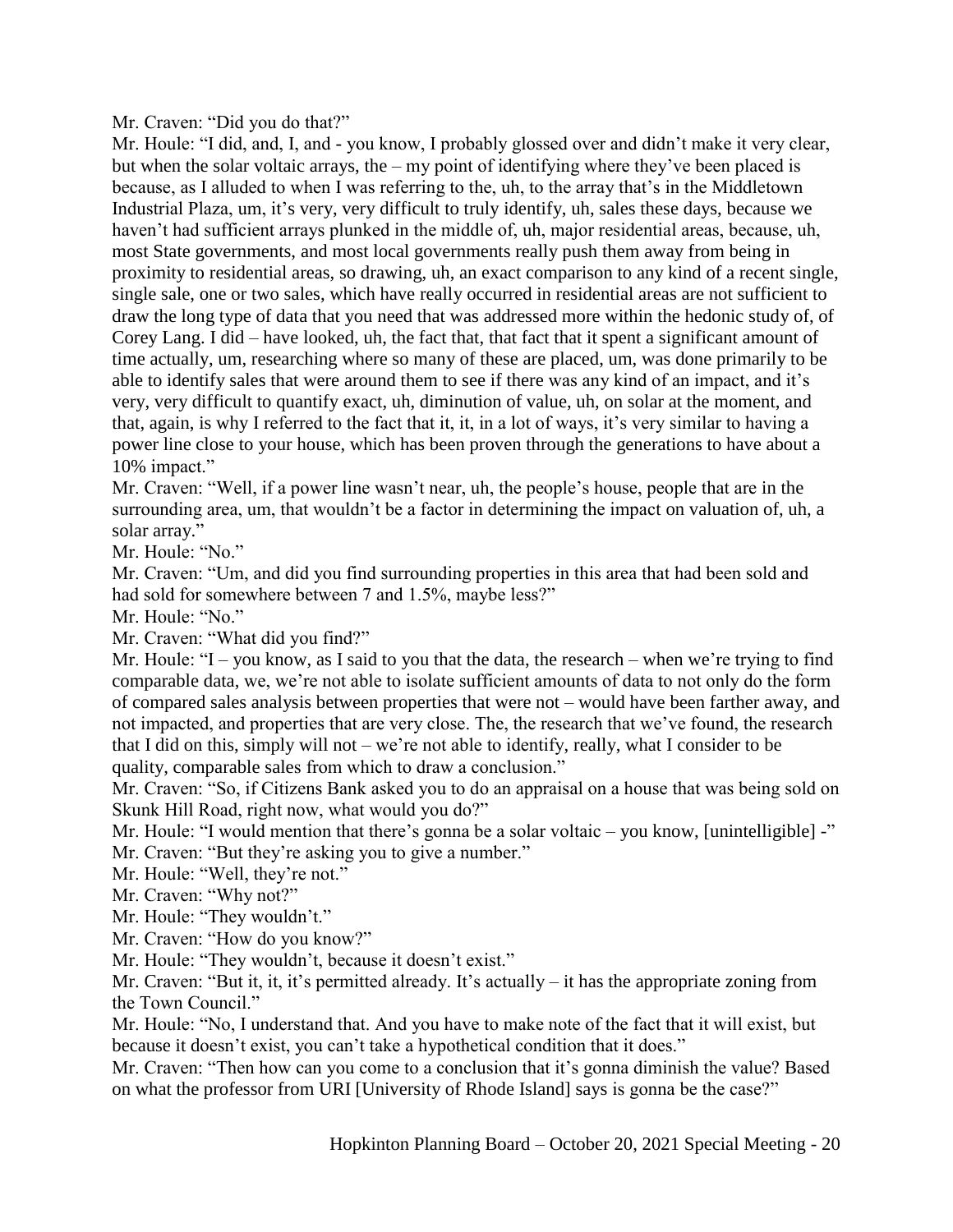Mr. Craven: "Did you do that?"

Mr. Houle: "I did, and, I, and - you know, I probably glossed over and didn't make it very clear, but when the solar voltaic arrays, the – my point of identifying where they've been placed is because, as I alluded to when I was referring to the, uh, to the array that's in the Middletown Industrial Plaza, um, it's very, very difficult to truly identify, uh, sales these days, because we haven't had sufficient arrays plunked in the middle of, uh, major residential areas, because, uh, most State governments, and most local governments really push them away from being in proximity to residential areas, so drawing, uh, an exact comparison to any kind of a recent single, single sale, one or two sales, which have really occurred in residential areas are not sufficient to draw the long type of data that you need that was addressed more within the hedonic study of, of Corey Lang. I did – have looked, uh, the fact that, that fact that it spent a significant amount of time actually, um, researching where so many of these are placed, um, was done primarily to be able to identify sales that were around them to see if there was any kind of an impact, and it's very, very difficult to quantify exact, uh, diminution of value, uh, on solar at the moment, and that, again, is why I referred to the fact that it, it, in a lot of ways, it's very similar to having a power line close to your house, which has been proven through the generations to have about a 10% impact."

Mr. Craven: "Well, if a power line wasn't near, uh, the people's house, people that are in the surrounding area, um, that wouldn't be a factor in determining the impact on valuation of, uh, a solar array."

Mr. Houle: "No."

Mr. Craven: "Um, and did you find surrounding properties in this area that had been sold and had sold for somewhere between 7 and 1.5%, maybe less?"

Mr. Houle: "No."

Mr. Craven: "What did you find?"

Mr. Houle: "I – you know, as I said to you that the data, the research – when we're trying to find comparable data, we, we're not able to isolate sufficient amounts of data to not only do the form of compared sales analysis between properties that were not – would have been farther away, and not impacted, and properties that are very close. The, the research that we've found, the research that I did on this, simply will not – we're not able to identify, really, what I consider to be quality, comparable sales from which to draw a conclusion."

Mr. Craven: "So, if Citizens Bank asked you to do an appraisal on a house that was being sold on Skunk Hill Road, right now, what would you do?"

Mr. Houle: "I would mention that there's gonna be a solar voltaic – you know, [unintelligible] -"

Mr. Craven: "But they're asking you to give a number."

Mr. Houle: "Well, they're not."

Mr. Craven: "Why not?"

Mr. Houle: "They wouldn't."

Mr. Craven: "How do you know?"

Mr. Houle: "They wouldn't, because it doesn't exist."

Mr. Craven: "But it, it, it's permitted already. It's actually – it has the appropriate zoning from the Town Council."

Mr. Houle: "No, I understand that. And you have to make note of the fact that it will exist, but because it doesn't exist, you can't take a hypothetical condition that it does."

Mr. Craven: "Then how can you come to a conclusion that it's gonna diminish the value? Based on what the professor from URI [University of Rhode Island] says is gonna be the case?"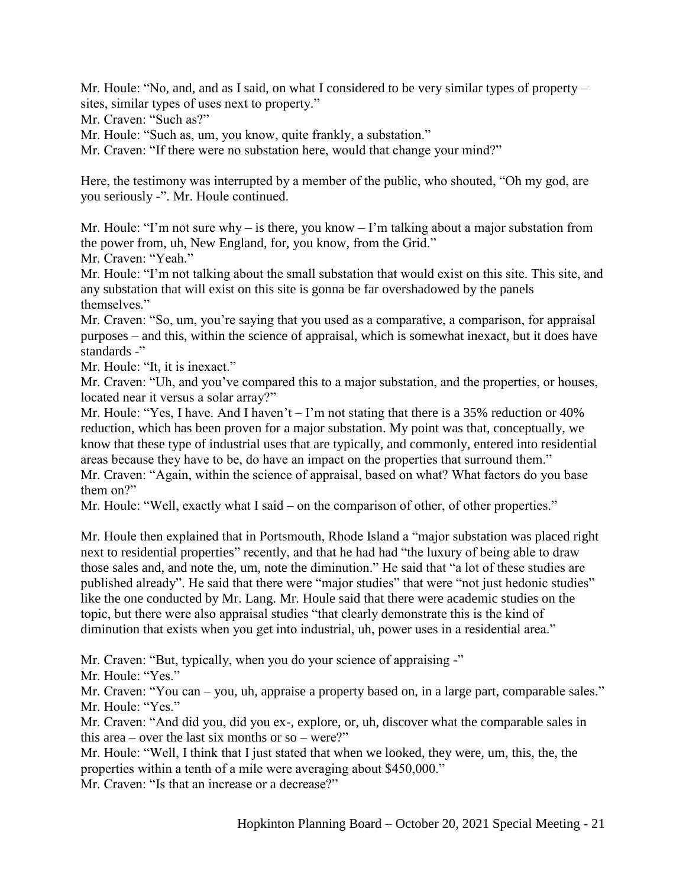Mr. Houle: "No, and, and as I said, on what I considered to be very similar types of property – sites, similar types of uses next to property."

Mr. Craven: "Such as?"

Mr. Houle: "Such as, um, you know, quite frankly, a substation."

Mr. Craven: "If there were no substation here, would that change your mind?"

Here, the testimony was interrupted by a member of the public, who shouted, "Oh my god, are you seriously -". Mr. Houle continued.

Mr. Houle: "I'm not sure why – is there, you know – I'm talking about a major substation from the power from, uh, New England, for, you know, from the Grid."

Mr. Craven: "Yeah."

Mr. Houle: "I'm not talking about the small substation that would exist on this site. This site, and any substation that will exist on this site is gonna be far overshadowed by the panels themselves."

Mr. Craven: "So, um, you're saying that you used as a comparative, a comparison, for appraisal purposes – and this, within the science of appraisal, which is somewhat inexact, but it does have standards -"

Mr. Houle: "It, it is inexact."

Mr. Craven: "Uh, and you've compared this to a major substation, and the properties, or houses, located near it versus a solar array?"

Mr. Houle: "Yes, I have. And I haven't – I'm not stating that there is a 35% reduction or 40% reduction, which has been proven for a major substation. My point was that, conceptually, we know that these type of industrial uses that are typically, and commonly, entered into residential areas because they have to be, do have an impact on the properties that surround them."

Mr. Craven: "Again, within the science of appraisal, based on what? What factors do you base them on?"

Mr. Houle: "Well, exactly what I said – on the comparison of other, of other properties."

Mr. Houle then explained that in Portsmouth, Rhode Island a "major substation was placed right next to residential properties" recently, and that he had had "the luxury of being able to draw those sales and, and note the, um, note the diminution." He said that "a lot of these studies are published already". He said that there were "major studies" that were "not just hedonic studies" like the one conducted by Mr. Lang. Mr. Houle said that there were academic studies on the topic, but there were also appraisal studies "that clearly demonstrate this is the kind of diminution that exists when you get into industrial, uh, power uses in a residential area."

Mr. Craven: "But, typically, when you do your science of appraising -"

Mr. Houle: "Yes."

Mr. Craven: "You can – you, uh, appraise a property based on, in a large part, comparable sales."

Mr. Houle: "Yes."

Mr. Craven: "And did you, did you ex-, explore, or, uh, discover what the comparable sales in this area – over the last six months or so – were?"

Mr. Houle: "Well, I think that I just stated that when we looked, they were, um, this, the, the properties within a tenth of a mile were averaging about $450,000."

Mr. Craven: "Is that an increase or a decrease?"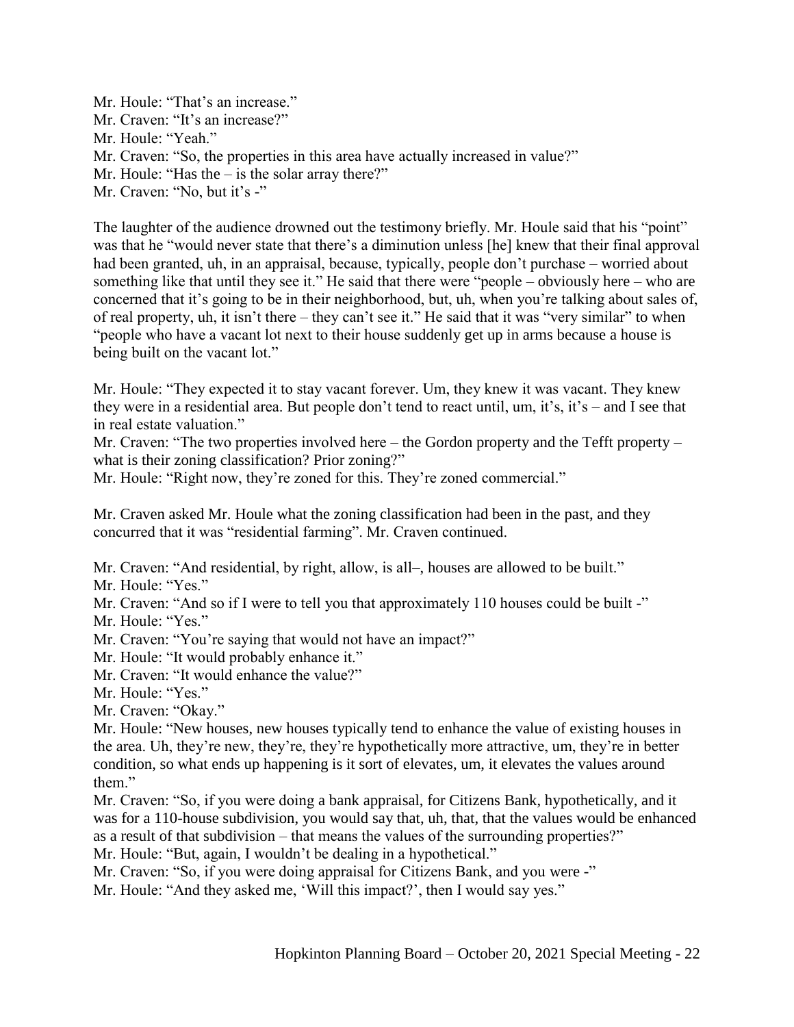Mr. Houle: "That's an increase."
Mr. Craven: "It's an increase?"
Mr. Houle: "Yeah."
Mr. Craven: "So, the properties in this area have actually increased in value?"
Mr. Houle: "Has the – is the solar array there?"
Mr. Craven: "No, but it's -"

The laughter of the audience drowned out the testimony briefly. Mr. Houle said that his "point" was that he "would never state that there's a diminution unless [he] knew that their final approval had been granted, uh, in an appraisal, because, typically, people don't purchase – worried about something like that until they see it." He said that there were "people – obviously here – who are concerned that it's going to be in their neighborhood, but, uh, when you're talking about sales of, of real property, uh, it isn't there – they can't see it." He said that it was "very similar" to when "people who have a vacant lot next to their house suddenly get up in arms because a house is being built on the vacant lot."

Mr. Houle: "They expected it to stay vacant forever. Um, they knew it was vacant. They knew they were in a residential area. But people don't tend to react until, um, it's, it's – and I see that in real estate valuation."
Mr. Craven: "The two properties involved here – the Gordon property and the Tefft property – what is their zoning classification? Prior zoning?"
Mr. Houle: "Right now, they're zoned for this. They're zoned commercial."

Mr. Craven asked Mr. Houle what the zoning classification had been in the past, and they concurred that it was "residential farming". Mr. Craven continued.

Mr. Craven: "And residential, by right, allow, is all–, houses are allowed to be built."
Mr. Houle: "Yes."
Mr. Craven: "And so if I were to tell you that approximately 110 houses could be built -"
Mr. Houle: "Yes."
Mr. Craven: "You're saying that would not have an impact?"
Mr. Houle: "It would probably enhance it."
Mr. Craven: "It would enhance the value?"
Mr. Houle: "Yes."
Mr. Craven: "Okay."
Mr. Houle: "New houses, new houses typically tend to enhance the value of existing houses in the area. Uh, they're new, they're, they're hypothetically more attractive, um, they're in better condition, so what ends up happening is it sort of elevates, um, it elevates the values around them."
Mr. Craven: "So, if you were doing a bank appraisal, for Citizens Bank, hypothetically, and it was for a 110-house subdivision, you would say that, uh, that, that the values would be enhanced as a result of that subdivision – that means the values of the surrounding properties?"
Mr. Houle: "But, again, I wouldn't be dealing in a hypothetical."
Mr. Craven: "So, if you were doing appraisal for Citizens Bank, and you were -"
Mr. Houle: "And they asked me, 'Will this impact?', then I would say yes."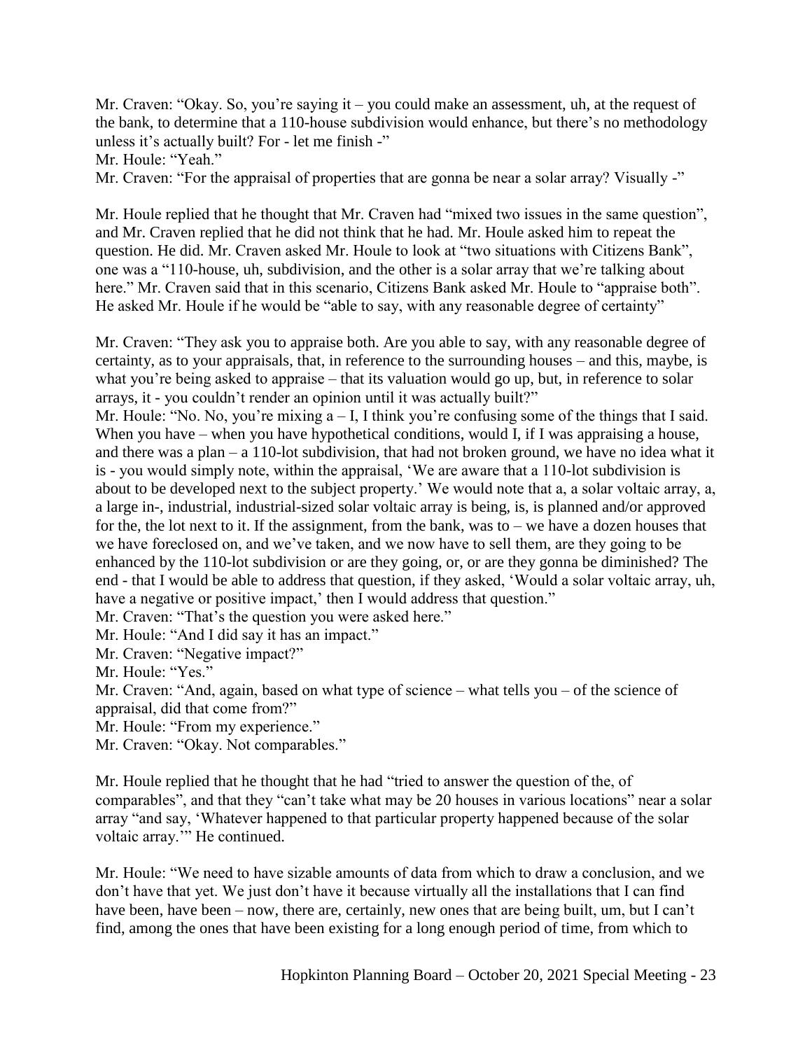Mr. Craven: "Okay. So, you're saying it – you could make an assessment, uh, at the request of the bank, to determine that a 110-house subdivision would enhance, but there's no methodology unless it's actually built? For - let me finish -"

Mr. Houle: "Yeah."

Mr. Craven: "For the appraisal of properties that are gonna be near a solar array? Visually -"

Mr. Houle replied that he thought that Mr. Craven had "mixed two issues in the same question", and Mr. Craven replied that he did not think that he had. Mr. Houle asked him to repeat the question. He did. Mr. Craven asked Mr. Houle to look at "two situations with Citizens Bank", one was a "110-house, uh, subdivision, and the other is a solar array that we're talking about here." Mr. Craven said that in this scenario, Citizens Bank asked Mr. Houle to "appraise both". He asked Mr. Houle if he would be "able to say, with any reasonable degree of certainty"

Mr. Craven: "They ask you to appraise both. Are you able to say, with any reasonable degree of certainty, as to your appraisals, that, in reference to the surrounding houses – and this, maybe, is what you're being asked to appraise – that its valuation would go up, but, in reference to solar arrays, it - you couldn't render an opinion until it was actually built?"

Mr. Houle: "No. No, you're mixing a – I, I think you're confusing some of the things that I said. When you have – when you have hypothetical conditions, would I, if I was appraising a house, and there was a plan – a 110-lot subdivision, that had not broken ground, we have no idea what it is - you would simply note, within the appraisal, 'We are aware that a 110-lot subdivision is about to be developed next to the subject property.' We would note that a, a solar voltaic array, a, a large in-, industrial, industrial-sized solar voltaic array is being, is, is planned and/or approved for the, the lot next to it. If the assignment, from the bank, was to – we have a dozen houses that we have foreclosed on, and we've taken, and we now have to sell them, are they going to be enhanced by the 110-lot subdivision or are they going, or, or are they gonna be diminished? The end - that I would be able to address that question, if they asked, 'Would a solar voltaic array, uh, have a negative or positive impact,' then I would address that question."

Mr. Craven: "That's the question you were asked here."

Mr. Houle: "And I did say it has an impact."

Mr. Craven: "Negative impact?"

Mr. Houle: "Yes."

Mr. Craven: "And, again, based on what type of science – what tells you – of the science of appraisal, did that come from?"

Mr. Houle: "From my experience."

Mr. Craven: "Okay. Not comparables."

Mr. Houle replied that he thought that he had "tried to answer the question of the, of comparables", and that they "can't take what may be 20 houses in various locations" near a solar array "and say, 'Whatever happened to that particular property happened because of the solar voltaic array.'" He continued.

Mr. Houle: "We need to have sizable amounts of data from which to draw a conclusion, and we don't have that yet. We just don't have it because virtually all the installations that I can find have been, have been – now, there are, certainly, new ones that are being built, um, but I can't find, among the ones that have been existing for a long enough period of time, from which to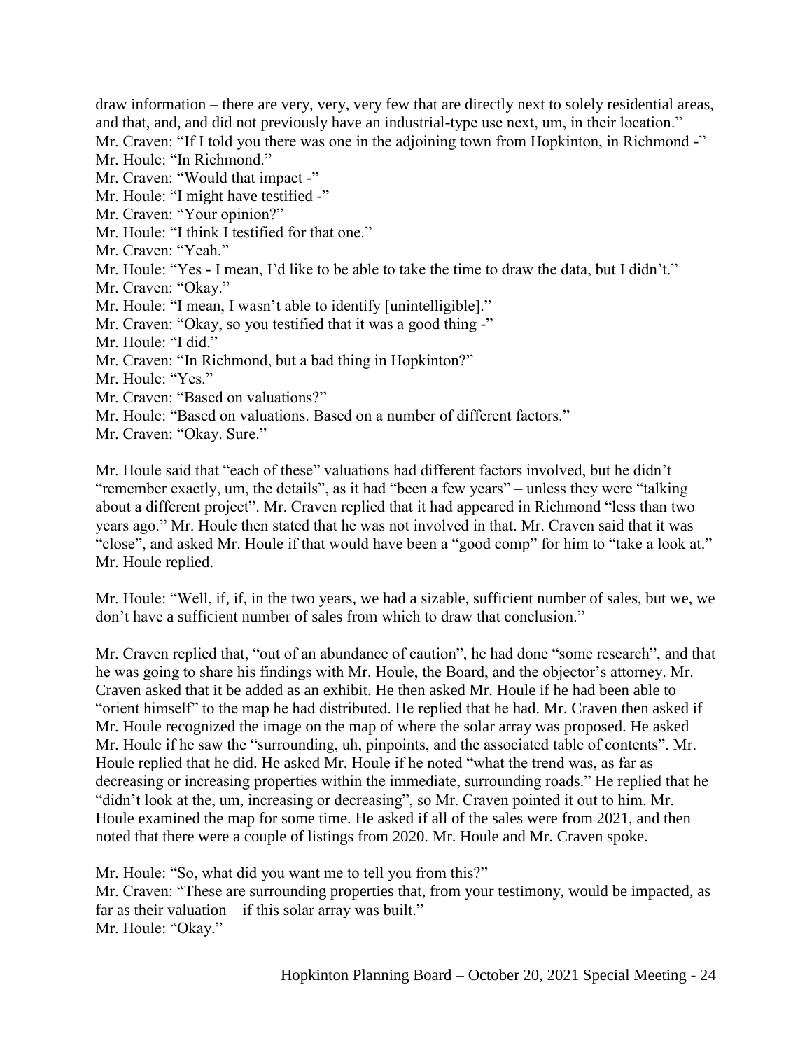draw information – there are very, very, very few that are directly next to solely residential areas, and that, and, and did not previously have an industrial-type use next, um, in their location."

Mr. Craven: "If I told you there was one in the adjoining town from Hopkinton, in Richmond -"
Mr. Houle: "In Richmond."
Mr. Craven: "Would that impact -"
Mr. Houle: "I might have testified -"
Mr. Craven: "Your opinion?"
Mr. Houle: "I think I testified for that one."
Mr. Craven: "Yeah."
Mr. Houle: "Yes - I mean, I'd like to be able to take the time to draw the data, but I didn't."
Mr. Craven: "Okay."
Mr. Houle: "I mean, I wasn't able to identify [unintelligible]."
Mr. Craven: "Okay, so you testified that it was a good thing -"
Mr. Houle: "I did."
Mr. Craven: "In Richmond, but a bad thing in Hopkinton?"
Mr. Houle: "Yes."
Mr. Craven: "Based on valuations?"
Mr. Houle: "Based on valuations. Based on a number of different factors."
Mr. Craven: "Okay. Sure."

Mr. Houle said that "each of these" valuations had different factors involved, but he didn't "remember exactly, um, the details", as it had "been a few years" – unless they were "talking about a different project". Mr. Craven replied that it had appeared in Richmond "less than two years ago." Mr. Houle then stated that he was not involved in that. Mr. Craven said that it was "close", and asked Mr. Houle if that would have been a "good comp" for him to "take a look at." Mr. Houle replied.

Mr. Houle: "Well, if, if, in the two years, we had a sizable, sufficient number of sales, but we, we don't have a sufficient number of sales from which to draw that conclusion."

Mr. Craven replied that, "out of an abundance of caution", he had done "some research", and that he was going to share his findings with Mr. Houle, the Board, and the objector's attorney. Mr. Craven asked that it be added as an exhibit. He then asked Mr. Houle if he had been able to "orient himself" to the map he had distributed. He replied that he had. Mr. Craven then asked if Mr. Houle recognized the image on the map of where the solar array was proposed. He asked Mr. Houle if he saw the "surrounding, uh, pinpoints, and the associated table of contents". Mr. Houle replied that he did. He asked Mr. Houle if he noted "what the trend was, as far as decreasing or increasing properties within the immediate, surrounding roads." He replied that he "didn't look at the, um, increasing or decreasing", so Mr. Craven pointed it out to him. Mr. Houle examined the map for some time. He asked if all of the sales were from 2021, and then noted that there were a couple of listings from 2020. Mr. Houle and Mr. Craven spoke.

Mr. Houle: "So, what did you want me to tell you from this?"
Mr. Craven: "These are surrounding properties that, from your testimony, would be impacted, as far as their valuation – if this solar array was built."
Mr. Houle: "Okay."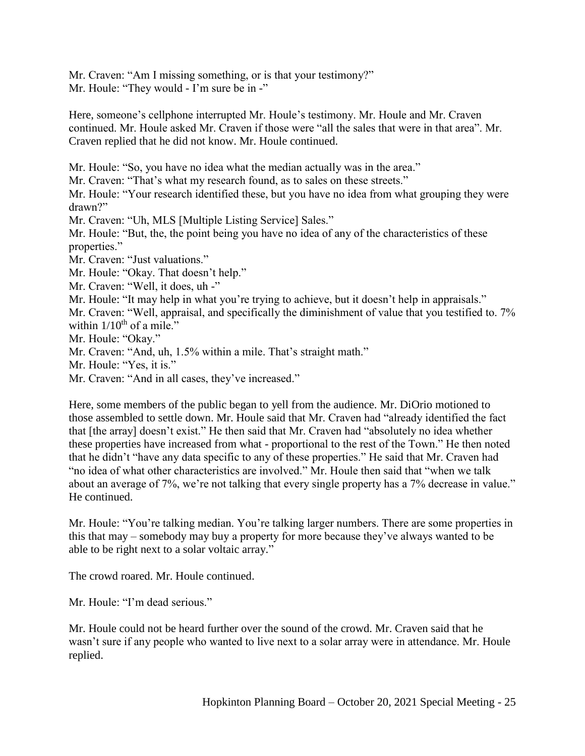Mr. Craven: "Am I missing something, or is that your testimony?"
Mr. Houle: "They would - I'm sure be in -"

Here, someone's cellphone interrupted Mr. Houle's testimony. Mr. Houle and Mr. Craven continued. Mr. Houle asked Mr. Craven if those were "all the sales that were in that area". Mr. Craven replied that he did not know. Mr. Houle continued.

Mr. Houle: "So, you have no idea what the median actually was in the area."
Mr. Craven: "That's what my research found, as to sales on these streets."
Mr. Houle: "Your research identified these, but you have no idea from what grouping they were drawn?"
Mr. Craven: "Uh, MLS [Multiple Listing Service] Sales."
Mr. Houle: "But, the, the point being you have no idea of any of the characteristics of these properties."
Mr. Craven: "Just valuations."
Mr. Houle: "Okay. That doesn't help."
Mr. Craven: "Well, it does, uh -"
Mr. Houle: "It may help in what you're trying to achieve, but it doesn't help in appraisals."
Mr. Craven: "Well, appraisal, and specifically the diminishment of value that you testified to. 7% within 1/10th of a mile."
Mr. Houle: "Okay."
Mr. Craven: "And, uh, 1.5% within a mile. That's straight math."
Mr. Houle: "Yes, it is."
Mr. Craven: "And in all cases, they've increased."

Here, some members of the public began to yell from the audience. Mr. DiOrio motioned to those assembled to settle down. Mr. Houle said that Mr. Craven had "already identified the fact that [the array] doesn't exist." He then said that Mr. Craven had "absolutely no idea whether these properties have increased from what - proportional to the rest of the Town." He then noted that he didn't "have any data specific to any of these properties." He said that Mr. Craven had "no idea of what other characteristics are involved." Mr. Houle then said that "when we talk about an average of 7%, we're not talking that every single property has a 7% decrease in value." He continued.

Mr. Houle: "You're talking median. You're talking larger numbers. There are some properties in this that may – somebody may buy a property for more because they've always wanted to be able to be right next to a solar voltaic array."

The crowd roared. Mr. Houle continued.

Mr. Houle: "I'm dead serious."

Mr. Houle could not be heard further over the sound of the crowd. Mr. Craven said that he wasn't sure if any people who wanted to live next to a solar array were in attendance. Mr. Houle replied.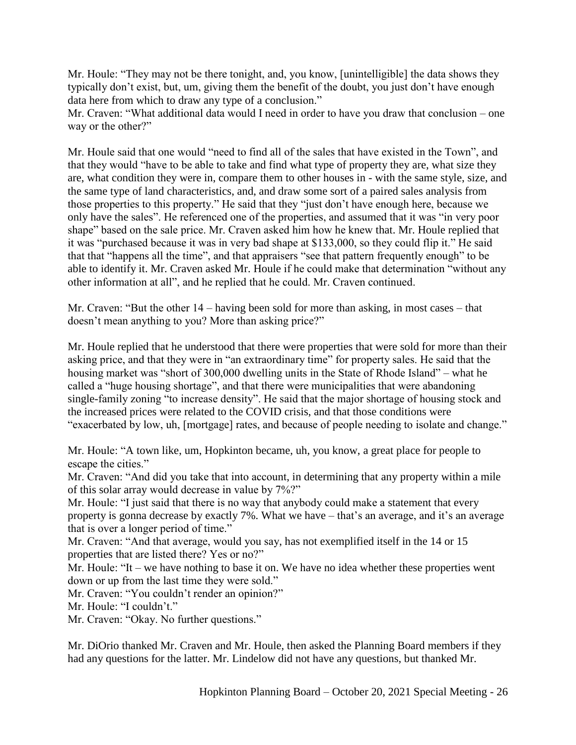Mr. Houle: "They may not be there tonight, and, you know, [unintelligible] the data shows they typically don't exist, but, um, giving them the benefit of the doubt, you just don't have enough data here from which to draw any type of a conclusion."
Mr. Craven: "What additional data would I need in order to have you draw that conclusion – one way or the other?"

Mr. Houle said that one would "need to find all of the sales that have existed in the Town", and that they would "have to be able to take and find what type of property they are, what size they are, what condition they were in, compare them to other houses in - with the same style, size, and the same type of land characteristics, and, and draw some sort of a paired sales analysis from those properties to this property." He said that they "just don't have enough here, because we only have the sales". He referenced one of the properties, and assumed that it was "in very poor shape" based on the sale price. Mr. Craven asked him how he knew that. Mr. Houle replied that it was "purchased because it was in very bad shape at $133,000, so they could flip it." He said that that "happens all the time", and that appraisers "see that pattern frequently enough" to be able to identify it. Mr. Craven asked Mr. Houle if he could make that determination "without any other information at all", and he replied that he could. Mr. Craven continued.

Mr. Craven: "But the other 14 – having been sold for more than asking, in most cases – that doesn't mean anything to you? More than asking price?"

Mr. Houle replied that he understood that there were properties that were sold for more than their asking price, and that they were in "an extraordinary time" for property sales. He said that the housing market was "short of 300,000 dwelling units in the State of Rhode Island" – what he called a "huge housing shortage", and that there were municipalities that were abandoning single-family zoning "to increase density". He said that the major shortage of housing stock and the increased prices were related to the COVID crisis, and that those conditions were "exacerbated by low, uh, [mortgage] rates, and because of people needing to isolate and change."

Mr. Houle: "A town like, um, Hopkinton became, uh, you know, a great place for people to escape the cities."
Mr. Craven: "And did you take that into account, in determining that any property within a mile of this solar array would decrease in value by 7%?"
Mr. Houle: "I just said that there is no way that anybody could make a statement that every property is gonna decrease by exactly 7%. What we have – that's an average, and it's an average that is over a longer period of time."
Mr. Craven: "And that average, would you say, has not exemplified itself in the 14 or 15 properties that are listed there? Yes or no?"
Mr. Houle: "It – we have nothing to base it on. We have no idea whether these properties went down or up from the last time they were sold."
Mr. Craven: "You couldn't render an opinion?"
Mr. Houle: "I couldn't."
Mr. Craven: "Okay. No further questions."

Mr. DiOrio thanked Mr. Craven and Mr. Houle, then asked the Planning Board members if they had any questions for the latter. Mr. Lindelow did not have any questions, but thanked Mr.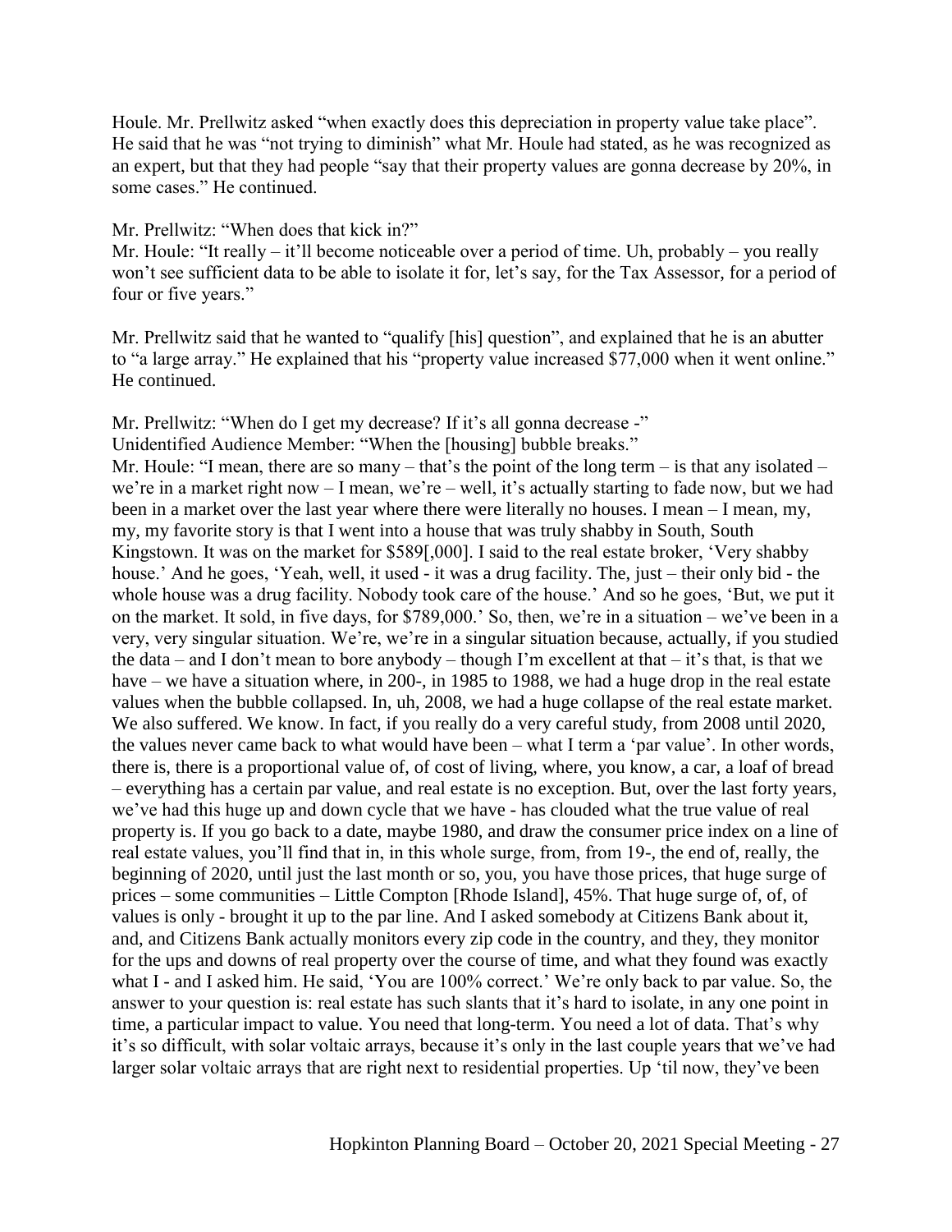Houle. Mr. Prellwitz asked "when exactly does this depreciation in property value take place". He said that he was "not trying to diminish" what Mr. Houle had stated, as he was recognized as an expert, but that they had people "say that their property values are gonna decrease by 20%, in some cases." He continued.

Mr. Prellwitz: "When does that kick in?"
Mr. Houle: "It really – it'll become noticeable over a period of time. Uh, probably – you really won't see sufficient data to be able to isolate it for, let's say, for the Tax Assessor, for a period of four or five years."

Mr. Prellwitz said that he wanted to "qualify [his] question", and explained that he is an abutter to "a large array." He explained that his "property value increased $77,000 when it went online." He continued.

Mr. Prellwitz: "When do I get my decrease? If it's all gonna decrease -"
Unidentified Audience Member: "When the [housing] bubble breaks."
Mr. Houle: "I mean, there are so many – that's the point of the long term – is that any isolated – we're in a market right now – I mean, we're – well, it's actually starting to fade now, but we had been in a market over the last year where there were literally no houses. I mean – I mean, my, my, my favorite story is that I went into a house that was truly shabby in South, South Kingstown. It was on the market for $589[,000]. I said to the real estate broker, 'Very shabby house.' And he goes, 'Yeah, well, it used - it was a drug facility. The, just – their only bid - the whole house was a drug facility. Nobody took care of the house.' And so he goes, 'But, we put it on the market. It sold, in five days, for $789,000.' So, then, we're in a situation – we've been in a very, very singular situation. We're, we're in a singular situation because, actually, if you studied the data – and I don't mean to bore anybody – though I'm excellent at that – it's that, is that we have – we have a situation where, in 200-, in 1985 to 1988, we had a huge drop in the real estate values when the bubble collapsed. In, uh, 2008, we had a huge collapse of the real estate market. We also suffered. We know. In fact, if you really do a very careful study, from 2008 until 2020, the values never came back to what would have been – what I term a 'par value'. In other words, there is, there is a proportional value of, of cost of living, where, you know, a car, a loaf of bread – everything has a certain par value, and real estate is no exception. But, over the last forty years, we've had this huge up and down cycle that we have - has clouded what the true value of real property is. If you go back to a date, maybe 1980, and draw the consumer price index on a line of real estate values, you'll find that in, in this whole surge, from, from 19-, the end of, really, the beginning of 2020, until just the last month or so, you, you have those prices, that huge surge of prices – some communities – Little Compton [Rhode Island], 45%. That huge surge of, of, of values is only - brought it up to the par line. And I asked somebody at Citizens Bank about it, and, and Citizens Bank actually monitors every zip code in the country, and they, they monitor for the ups and downs of real property over the course of time, and what they found was exactly what I - and I asked him. He said, 'You are 100% correct.' We're only back to par value. So, the answer to your question is: real estate has such slants that it's hard to isolate, in any one point in time, a particular impact to value. You need that long-term. You need a lot of data. That's why it's so difficult, with solar voltaic arrays, because it's only in the last couple years that we've had larger solar voltaic arrays that are right next to residential properties. Up 'til now, they've been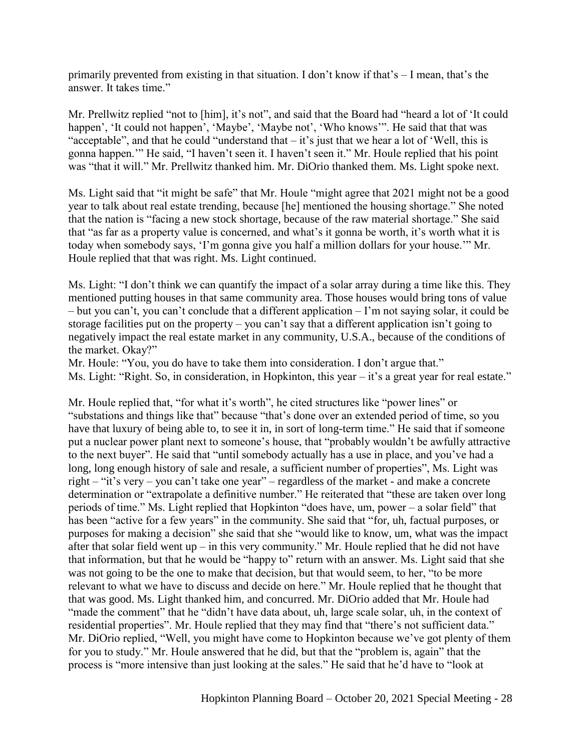primarily prevented from existing in that situation. I don't know if that's – I mean, that's the answer. It takes time."

Mr. Prellwitz replied "not to [him], it's not", and said that the Board had "heard a lot of 'It could happen', 'It could not happen', 'Maybe', 'Maybe not', 'Who knows'". He said that that was "acceptable", and that he could "understand that – it's just that we hear a lot of 'Well, this is gonna happen.'" He said, "I haven't seen it. I haven't seen it." Mr. Houle replied that his point was "that it will." Mr. Prellwitz thanked him. Mr. DiOrio thanked them. Ms. Light spoke next.

Ms. Light said that "it might be safe" that Mr. Houle "might agree that 2021 might not be a good year to talk about real estate trending, because [he] mentioned the housing shortage." She noted that the nation is "facing a new stock shortage, because of the raw material shortage." She said that "as far as a property value is concerned, and what's it gonna be worth, it's worth what it is today when somebody says, 'I'm gonna give you half a million dollars for your house.'" Mr. Houle replied that that was right. Ms. Light continued.

Ms. Light: "I don't think we can quantify the impact of a solar array during a time like this. They mentioned putting houses in that same community area. Those houses would bring tons of value – but you can't, you can't conclude that a different application – I'm not saying solar, it could be storage facilities put on the property – you can't say that a different application isn't going to negatively impact the real estate market in any community, U.S.A., because of the conditions of the market. Okay?"
Mr. Houle: "You, you do have to take them into consideration. I don't argue that."
Ms. Light: "Right. So, in consideration, in Hopkinton, this year – it's a great year for real estate."

Mr. Houle replied that, "for what it's worth", he cited structures like "power lines" or "substations and things like that" because "that's done over an extended period of time, so you have that luxury of being able to, to see it in, in sort of long-term time." He said that if someone put a nuclear power plant next to someone's house, that "probably wouldn't be awfully attractive to the next buyer". He said that "until somebody actually has a use in place, and you've had a long, long enough history of sale and resale, a sufficient number of properties", Ms. Light was right – "it's very – you can't take one year" – regardless of the market - and make a concrete determination or "extrapolate a definitive number." He reiterated that "these are taken over long periods of time." Ms. Light replied that Hopkinton "does have, um, power – a solar field" that has been "active for a few years" in the community. She said that "for, uh, factual purposes, or purposes for making a decision" she said that she "would like to know, um, what was the impact after that solar field went up – in this very community." Mr. Houle replied that he did not have that information, but that he would be "happy to" return with an answer. Ms. Light said that she was not going to be the one to make that decision, but that would seem, to her, "to be more relevant to what we have to discuss and decide on here." Mr. Houle replied that he thought that that was good. Ms. Light thanked him, and concurred. Mr. DiOrio added that Mr. Houle had "made the comment" that he "didn't have data about, uh, large scale solar, uh, in the context of residential properties". Mr. Houle replied that they may find that "there's not sufficient data." Mr. DiOrio replied, "Well, you might have come to Hopkinton because we've got plenty of them for you to study." Mr. Houle answered that he did, but that the "problem is, again" that the process is "more intensive than just looking at the sales." He said that he'd have to "look at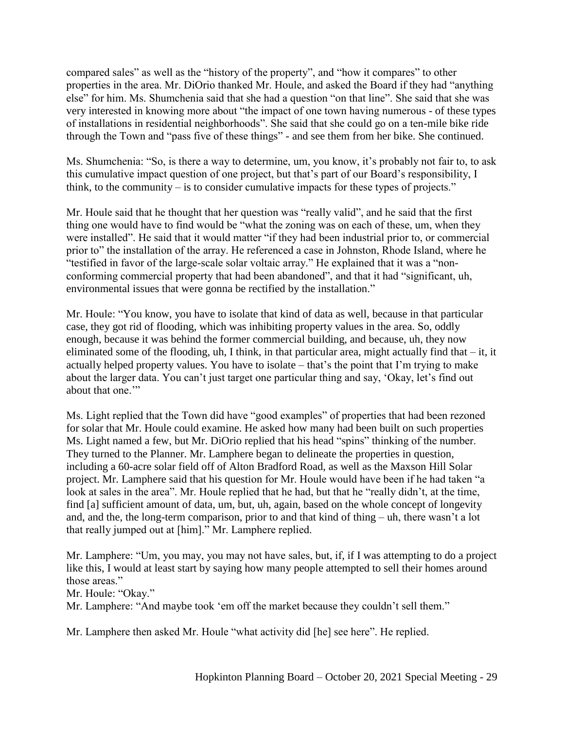compared sales" as well as the "history of the property", and "how it compares" to other properties in the area. Mr. DiOrio thanked Mr. Houle, and asked the Board if they had "anything else" for him. Ms. Shumchenia said that she had a question "on that line". She said that she was very interested in knowing more about "the impact of one town having numerous - of these types of installations in residential neighborhoods". She said that she could go on a ten-mile bike ride through the Town and "pass five of these things" - and see them from her bike. She continued.

Ms. Shumchenia: "So, is there a way to determine, um, you know, it's probably not fair to, to ask this cumulative impact question of one project, but that's part of our Board's responsibility, I think, to the community – is to consider cumulative impacts for these types of projects."

Mr. Houle said that he thought that her question was "really valid", and he said that the first thing one would have to find would be "what the zoning was on each of these, um, when they were installed". He said that it would matter "if they had been industrial prior to, or commercial prior to" the installation of the array. He referenced a case in Johnston, Rhode Island, where he "testified in favor of the large-scale solar voltaic array." He explained that it was a "non-conforming commercial property that had been abandoned", and that it had "significant, uh, environmental issues that were gonna be rectified by the installation."

Mr. Houle: "You know, you have to isolate that kind of data as well, because in that particular case, they got rid of flooding, which was inhibiting property values in the area. So, oddly enough, because it was behind the former commercial building, and because, uh, they now eliminated some of the flooding, uh, I think, in that particular area, might actually find that – it, it actually helped property values. You have to isolate – that's the point that I'm trying to make about the larger data. You can't just target one particular thing and say, 'Okay, let's find out about that one.'"

Ms. Light replied that the Town did have "good examples" of properties that had been rezoned for solar that Mr. Houle could examine. He asked how many had been built on such properties Ms. Light named a few, but Mr. DiOrio replied that his head "spins" thinking of the number. They turned to the Planner. Mr. Lamphere began to delineate the properties in question, including a 60-acre solar field off of Alton Bradford Road, as well as the Maxson Hill Solar project. Mr. Lamphere said that his question for Mr. Houle would have been if he had taken "a look at sales in the area". Mr. Houle replied that he had, but that he "really didn't, at the time, find [a] sufficient amount of data, um, but, uh, again, based on the whole concept of longevity and, and the, the long-term comparison, prior to and that kind of thing – uh, there wasn't a lot that really jumped out at [him]." Mr. Lamphere replied.

Mr. Lamphere: "Um, you may, you may not have sales, but, if, if I was attempting to do a project like this, I would at least start by saying how many people attempted to sell their homes around those areas."
Mr. Houle: "Okay."
Mr. Lamphere: "And maybe took 'em off the market because they couldn't sell them."

Mr. Lamphere then asked Mr. Houle "what activity did [he] see here". He replied.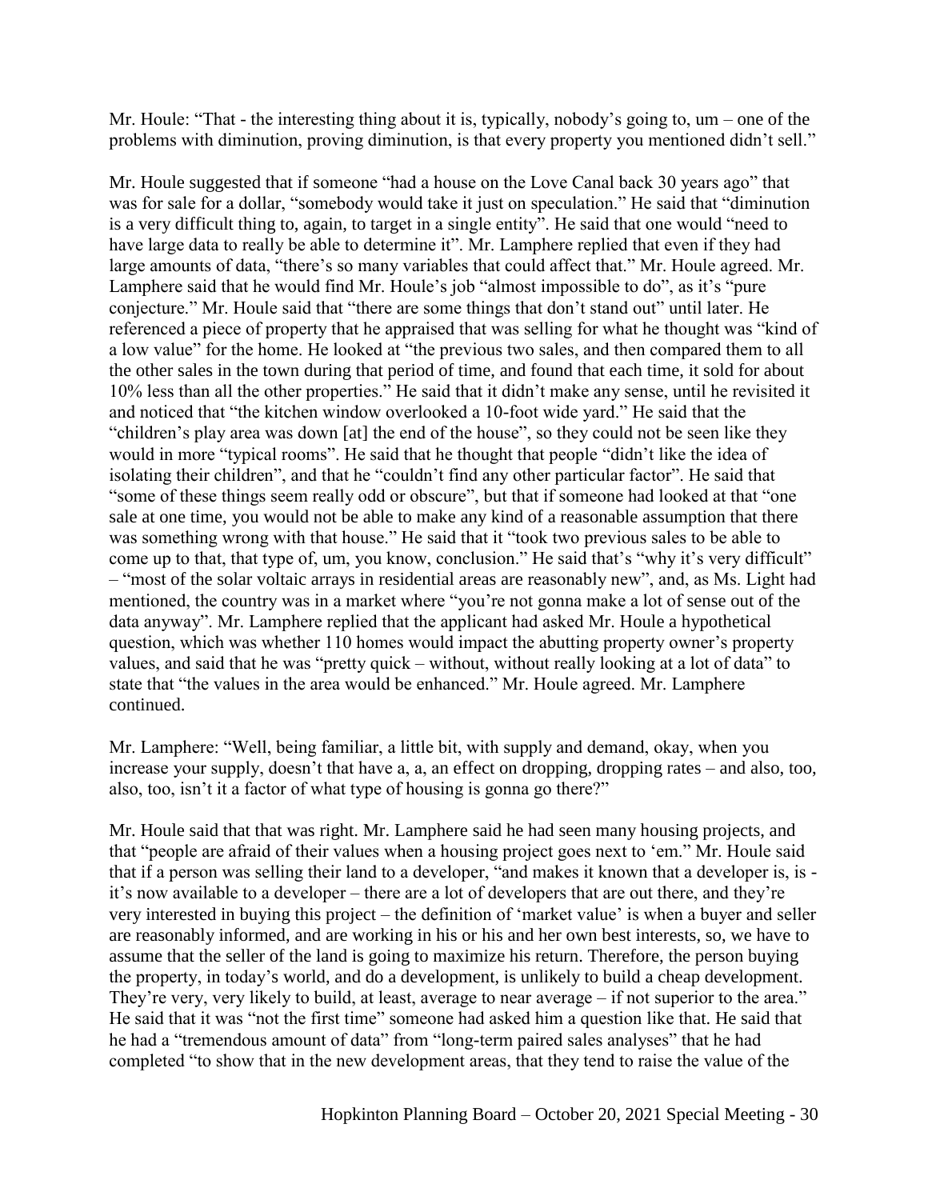Mr. Houle: "That - the interesting thing about it is, typically, nobody's going to, um – one of the problems with diminution, proving diminution, is that every property you mentioned didn't sell."

Mr. Houle suggested that if someone "had a house on the Love Canal back 30 years ago" that was for sale for a dollar, "somebody would take it just on speculation." He said that "diminution is a very difficult thing to, again, to target in a single entity". He said that one would "need to have large data to really be able to determine it". Mr. Lamphere replied that even if they had large amounts of data, "there's so many variables that could affect that." Mr. Houle agreed. Mr. Lamphere said that he would find Mr. Houle's job "almost impossible to do", as it's "pure conjecture." Mr. Houle said that "there are some things that don't stand out" until later. He referenced a piece of property that he appraised that was selling for what he thought was "kind of a low value" for the home. He looked at "the previous two sales, and then compared them to all the other sales in the town during that period of time, and found that each time, it sold for about 10% less than all the other properties." He said that it didn't make any sense, until he revisited it and noticed that "the kitchen window overlooked a 10-foot wide yard." He said that the "children's play area was down [at] the end of the house", so they could not be seen like they would in more "typical rooms". He said that he thought that people "didn't like the idea of isolating their children", and that he "couldn't find any other particular factor". He said that "some of these things seem really odd or obscure", but that if someone had looked at that "one sale at one time, you would not be able to make any kind of a reasonable assumption that there was something wrong with that house." He said that it "took two previous sales to be able to come up to that, that type of, um, you know, conclusion." He said that's "why it's very difficult" – "most of the solar voltaic arrays in residential areas are reasonably new", and, as Ms. Light had mentioned, the country was in a market where "you're not gonna make a lot of sense out of the data anyway". Mr. Lamphere replied that the applicant had asked Mr. Houle a hypothetical question, which was whether 110 homes would impact the abutting property owner's property values, and said that he was "pretty quick – without, without really looking at a lot of data" to state that "the values in the area would be enhanced." Mr. Houle agreed. Mr. Lamphere continued.

Mr. Lamphere: "Well, being familiar, a little bit, with supply and demand, okay, when you increase your supply, doesn't that have a, a, an effect on dropping, dropping rates – and also, too, also, too, isn't it a factor of what type of housing is gonna go there?"

Mr. Houle said that that was right. Mr. Lamphere said he had seen many housing projects, and that "people are afraid of their values when a housing project goes next to 'em." Mr. Houle said that if a person was selling their land to a developer, "and makes it known that a developer is, is - it's now available to a developer – there are a lot of developers that are out there, and they're very interested in buying this project – the definition of 'market value' is when a buyer and seller are reasonably informed, and are working in his or his and her own best interests, so, we have to assume that the seller of the land is going to maximize his return. Therefore, the person buying the property, in today's world, and do a development, is unlikely to build a cheap development. They're very, very likely to build, at least, average to near average – if not superior to the area." He said that it was "not the first time" someone had asked him a question like that. He said that he had a "tremendous amount of data" from "long-term paired sales analyses" that he had completed "to show that in the new development areas, that they tend to raise the value of the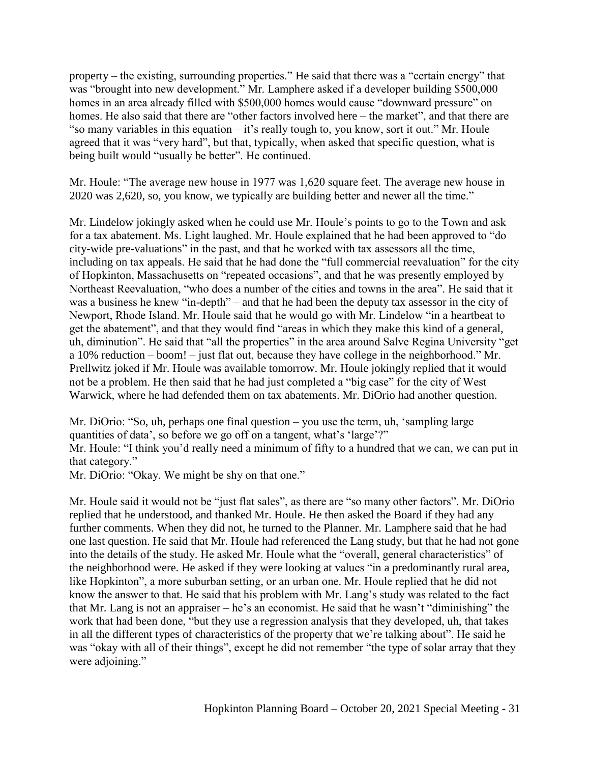property – the existing, surrounding properties." He said that there was a "certain energy" that was "brought into new development." Mr. Lamphere asked if a developer building $500,000 homes in an area already filled with $500,000 homes would cause "downward pressure" on homes. He also said that there are "other factors involved here – the market", and that there are "so many variables in this equation – it's really tough to, you know, sort it out." Mr. Houle agreed that it was "very hard", but that, typically, when asked that specific question, what is being built would "usually be better". He continued.

Mr. Houle: "The average new house in 1977 was 1,620 square feet. The average new house in 2020 was 2,620, so, you know, we typically are building better and newer all the time."

Mr. Lindelow jokingly asked when he could use Mr. Houle's points to go to the Town and ask for a tax abatement. Ms. Light laughed. Mr. Houle explained that he had been approved to "do city-wide pre-valuations" in the past, and that he worked with tax assessors all the time, including on tax appeals. He said that he had done the "full commercial reevaluation" for the city of Hopkinton, Massachusetts on "repeated occasions", and that he was presently employed by Northeast Reevaluation, "who does a number of the cities and towns in the area". He said that it was a business he knew "in-depth" – and that he had been the deputy tax assessor in the city of Newport, Rhode Island. Mr. Houle said that he would go with Mr. Lindelow "in a heartbeat to get the abatement", and that they would find "areas in which they make this kind of a general, uh, diminution". He said that "all the properties" in the area around Salve Regina University "get a 10% reduction – boom! – just flat out, because they have college in the neighborhood." Mr. Prellwitz joked if Mr. Houle was available tomorrow. Mr. Houle jokingly replied that it would not be a problem. He then said that he had just completed a "big case" for the city of West Warwick, where he had defended them on tax abatements. Mr. DiOrio had another question.

Mr. DiOrio: "So, uh, perhaps one final question – you use the term, uh, 'sampling large quantities of data', so before we go off on a tangent, what's 'large'?"
Mr. Houle: "I think you'd really need a minimum of fifty to a hundred that we can, we can put in that category."
Mr. DiOrio: "Okay. We might be shy on that one."

Mr. Houle said it would not be "just flat sales", as there are "so many other factors". Mr. DiOrio replied that he understood, and thanked Mr. Houle. He then asked the Board if they had any further comments. When they did not, he turned to the Planner. Mr. Lamphere said that he had one last question. He said that Mr. Houle had referenced the Lang study, but that he had not gone into the details of the study. He asked Mr. Houle what the "overall, general characteristics" of the neighborhood were. He asked if they were looking at values "in a predominantly rural area, like Hopkinton", a more suburban setting, or an urban one. Mr. Houle replied that he did not know the answer to that. He said that his problem with Mr. Lang's study was related to the fact that Mr. Lang is not an appraiser – he's an economist. He said that he wasn't "diminishing" the work that had been done, "but they use a regression analysis that they developed, uh, that takes in all the different types of characteristics of the property that we're talking about". He said he was "okay with all of their things", except he did not remember "the type of solar array that they were adjoining."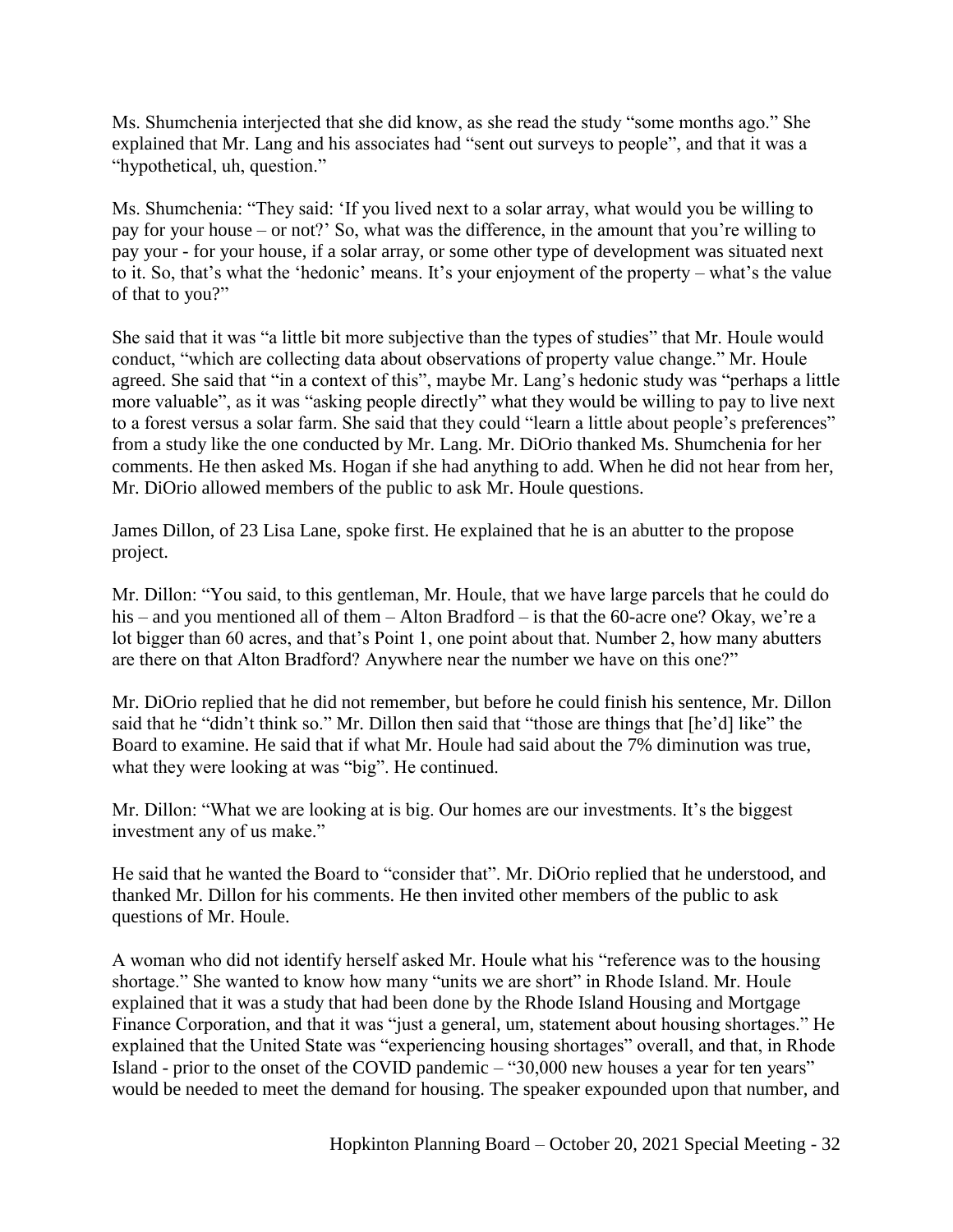Ms. Shumchenia interjected that she did know, as she read the study "some months ago." She explained that Mr. Lang and his associates had "sent out surveys to people", and that it was a "hypothetical, uh, question."

Ms. Shumchenia: "They said: 'If you lived next to a solar array, what would you be willing to pay for your house – or not?' So, what was the difference, in the amount that you're willing to pay your - for your house, if a solar array, or some other type of development was situated next to it. So, that's what the 'hedonic' means. It's your enjoyment of the property – what's the value of that to you?"

She said that it was "a little bit more subjective than the types of studies" that Mr. Houle would conduct, "which are collecting data about observations of property value change." Mr. Houle agreed. She said that "in a context of this", maybe Mr. Lang's hedonic study was "perhaps a little more valuable", as it was "asking people directly" what they would be willing to pay to live next to a forest versus a solar farm. She said that they could "learn a little about people's preferences" from a study like the one conducted by Mr. Lang. Mr. DiOrio thanked Ms. Shumchenia for her comments. He then asked Ms. Hogan if she had anything to add. When he did not hear from her, Mr. DiOrio allowed members of the public to ask Mr. Houle questions.

James Dillon, of 23 Lisa Lane, spoke first. He explained that he is an abutter to the propose project.

Mr. Dillon: "You said, to this gentleman, Mr. Houle, that we have large parcels that he could do his – and you mentioned all of them – Alton Bradford – is that the 60-acre one? Okay, we're a lot bigger than 60 acres, and that's Point 1, one point about that. Number 2, how many abutters are there on that Alton Bradford? Anywhere near the number we have on this one?"

Mr. DiOrio replied that he did not remember, but before he could finish his sentence, Mr. Dillon said that he "didn't think so." Mr. Dillon then said that "those are things that [he'd] like" the Board to examine. He said that if what Mr. Houle had said about the 7% diminution was true, what they were looking at was "big". He continued.

Mr. Dillon: "What we are looking at is big. Our homes are our investments. It's the biggest investment any of us make."

He said that he wanted the Board to "consider that". Mr. DiOrio replied that he understood, and thanked Mr. Dillon for his comments. He then invited other members of the public to ask questions of Mr. Houle.

A woman who did not identify herself asked Mr. Houle what his "reference was to the housing shortage." She wanted to know how many "units we are short" in Rhode Island. Mr. Houle explained that it was a study that had been done by the Rhode Island Housing and Mortgage Finance Corporation, and that it was "just a general, um, statement about housing shortages." He explained that the United State was "experiencing housing shortages" overall, and that, in Rhode Island - prior to the onset of the COVID pandemic – "30,000 new houses a year for ten years" would be needed to meet the demand for housing. The speaker expounded upon that number, and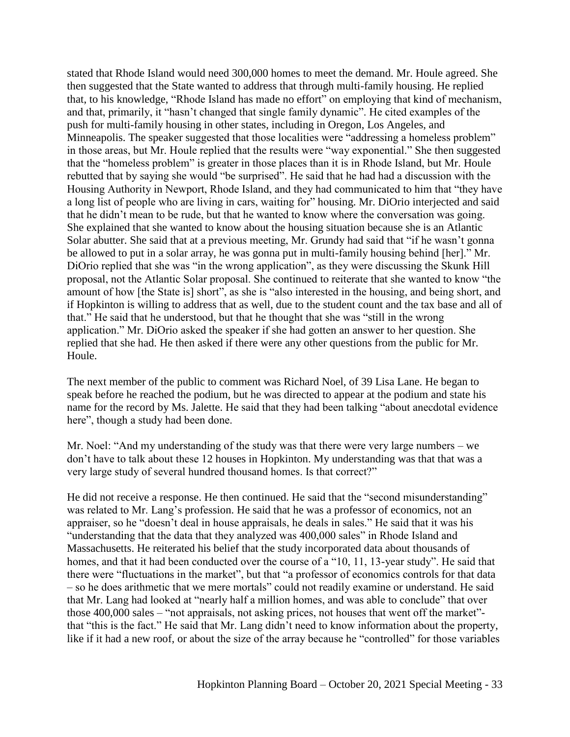stated that Rhode Island would need 300,000 homes to meet the demand. Mr. Houle agreed. She then suggested that the State wanted to address that through multi-family housing. He replied that, to his knowledge, "Rhode Island has made no effort" on employing that kind of mechanism, and that, primarily, it "hasn't changed that single family dynamic". He cited examples of the push for multi-family housing in other states, including in Oregon, Los Angeles, and Minneapolis. The speaker suggested that those localities were "addressing a homeless problem" in those areas, but Mr. Houle replied that the results were "way exponential." She then suggested that the "homeless problem" is greater in those places than it is in Rhode Island, but Mr. Houle rebutted that by saying she would "be surprised". He said that he had had a discussion with the Housing Authority in Newport, Rhode Island, and they had communicated to him that "they have a long list of people who are living in cars, waiting for" housing. Mr. DiOrio interjected and said that he didn't mean to be rude, but that he wanted to know where the conversation was going. She explained that she wanted to know about the housing situation because she is an Atlantic Solar abutter. She said that at a previous meeting, Mr. Grundy had said that "if he wasn't gonna be allowed to put in a solar array, he was gonna put in multi-family housing behind [her]." Mr. DiOrio replied that she was "in the wrong application", as they were discussing the Skunk Hill proposal, not the Atlantic Solar proposal. She continued to reiterate that she wanted to know "the amount of how [the State is] short", as she is "also interested in the housing, and being short, and if Hopkinton is willing to address that as well, due to the student count and the tax base and all of that." He said that he understood, but that he thought that she was "still in the wrong application." Mr. DiOrio asked the speaker if she had gotten an answer to her question. She replied that she had. He then asked if there were any other questions from the public for Mr. Houle.

The next member of the public to comment was Richard Noel, of 39 Lisa Lane. He began to speak before he reached the podium, but he was directed to appear at the podium and state his name for the record by Ms. Jalette. He said that they had been talking "about anecdotal evidence here", though a study had been done.

Mr. Noel: "And my understanding of the study was that there were very large numbers – we don't have to talk about these 12 houses in Hopkinton. My understanding was that that was a very large study of several hundred thousand homes. Is that correct?"

He did not receive a response. He then continued. He said that the "second misunderstanding" was related to Mr. Lang's profession. He said that he was a professor of economics, not an appraiser, so he "doesn't deal in house appraisals, he deals in sales." He said that it was his "understanding that the data that they analyzed was 400,000 sales" in Rhode Island and Massachusetts. He reiterated his belief that the study incorporated data about thousands of homes, and that it had been conducted over the course of a "10, 11, 13-year study". He said that there were "fluctuations in the market", but that "a professor of economics controls for that data – so he does arithmetic that we mere mortals" could not readily examine or understand. He said that Mr. Lang had looked at "nearly half a million homes, and was able to conclude" that over those 400,000 sales – "not appraisals, not asking prices, not houses that went off the market"- that "this is the fact." He said that Mr. Lang didn't need to know information about the property, like if it had a new roof, or about the size of the array because he "controlled" for those variables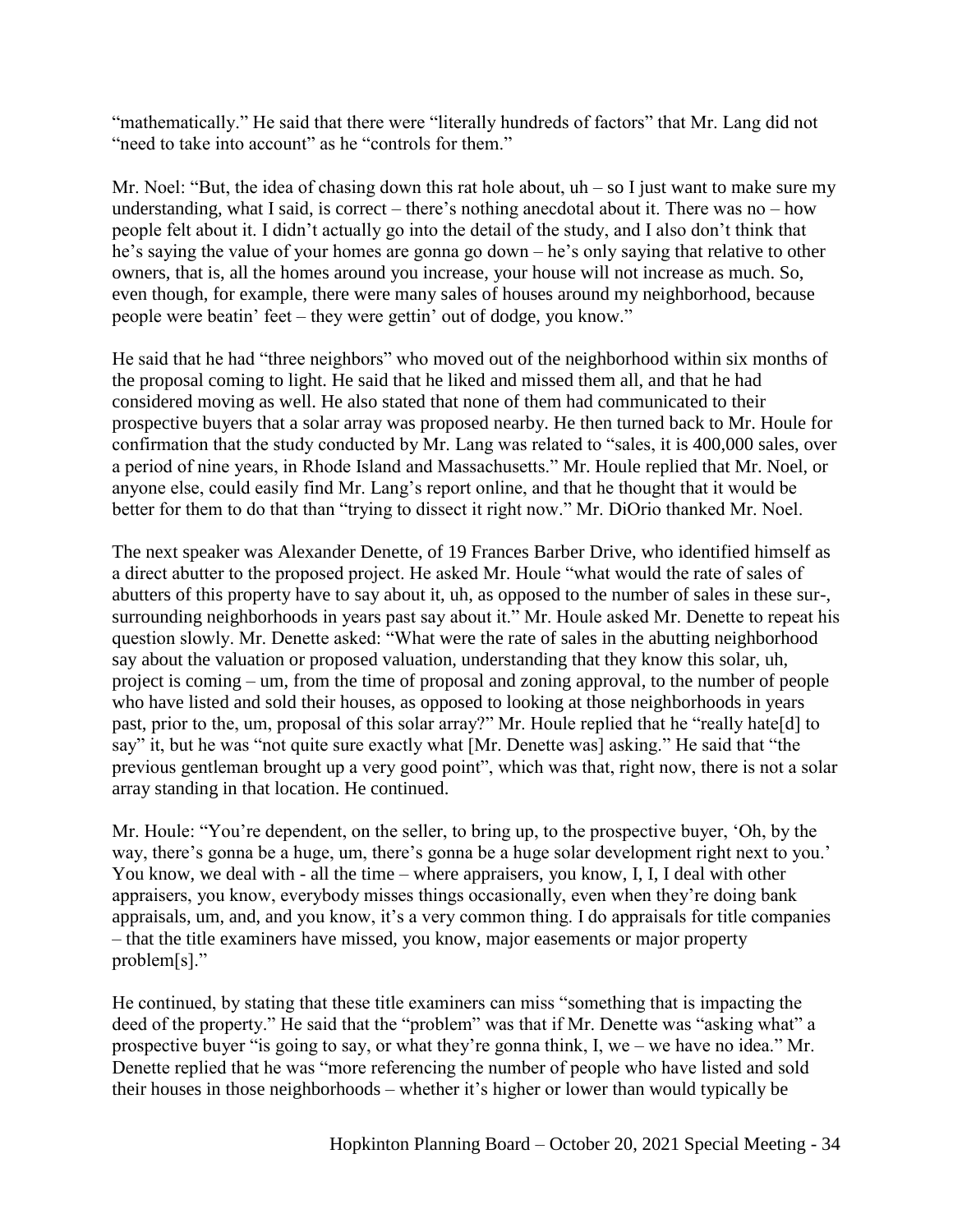"mathematically." He said that there were "literally hundreds of factors" that Mr. Lang did not "need to take into account" as he "controls for them."

Mr. Noel: "But, the idea of chasing down this rat hole about, uh – so I just want to make sure my understanding, what I said, is correct – there's nothing anecdotal about it. There was no – how people felt about it. I didn't actually go into the detail of the study, and I also don't think that he's saying the value of your homes are gonna go down – he's only saying that relative to other owners, that is, all the homes around you increase, your house will not increase as much. So, even though, for example, there were many sales of houses around my neighborhood, because people were beatin' feet – they were gettin' out of dodge, you know."

He said that he had "three neighbors" who moved out of the neighborhood within six months of the proposal coming to light. He said that he liked and missed them all, and that he had considered moving as well. He also stated that none of them had communicated to their prospective buyers that a solar array was proposed nearby. He then turned back to Mr. Houle for confirmation that the study conducted by Mr. Lang was related to "sales, it is 400,000 sales, over a period of nine years, in Rhode Island and Massachusetts." Mr. Houle replied that Mr. Noel, or anyone else, could easily find Mr. Lang's report online, and that he thought that it would be better for them to do that than "trying to dissect it right now." Mr. DiOrio thanked Mr. Noel.

The next speaker was Alexander Denette, of 19 Frances Barber Drive, who identified himself as a direct abutter to the proposed project. He asked Mr. Houle "what would the rate of sales of abutters of this property have to say about it, uh, as opposed to the number of sales in these sur-, surrounding neighborhoods in years past say about it." Mr. Houle asked Mr. Denette to repeat his question slowly. Mr. Denette asked: "What were the rate of sales in the abutting neighborhood say about the valuation or proposed valuation, understanding that they know this solar, uh, project is coming – um, from the time of proposal and zoning approval, to the number of people who have listed and sold their houses, as opposed to looking at those neighborhoods in years past, prior to the, um, proposal of this solar array?" Mr. Houle replied that he "really hate[d] to say" it, but he was "not quite sure exactly what [Mr. Denette was] asking." He said that "the previous gentleman brought up a very good point", which was that, right now, there is not a solar array standing in that location. He continued.

Mr. Houle: "You're dependent, on the seller, to bring up, to the prospective buyer, 'Oh, by the way, there's gonna be a huge, um, there's gonna be a huge solar development right next to you.' You know, we deal with - all the time – where appraisers, you know, I, I, I deal with other appraisers, you know, everybody misses things occasionally, even when they're doing bank appraisals, um, and, and you know, it's a very common thing. I do appraisals for title companies – that the title examiners have missed, you know, major easements or major property problem[s]."

He continued, by stating that these title examiners can miss "something that is impacting the deed of the property." He said that the "problem" was that if Mr. Denette was "asking what" a prospective buyer "is going to say, or what they're gonna think, I, we – we have no idea." Mr. Denette replied that he was "more referencing the number of people who have listed and sold their houses in those neighborhoods – whether it's higher or lower than would typically be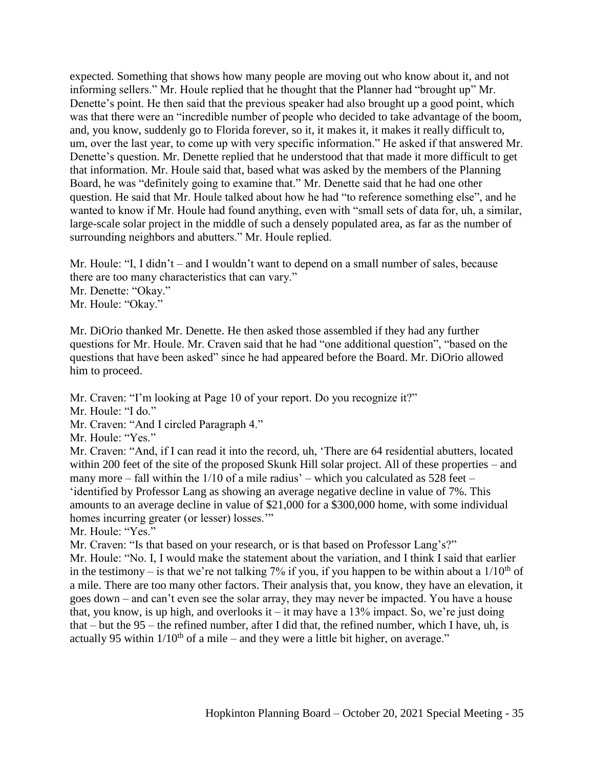expected. Something that shows how many people are moving out who know about it, and not informing sellers." Mr. Houle replied that he thought that the Planner had "brought up" Mr. Denette's point. He then said that the previous speaker had also brought up a good point, which was that there were an "incredible number of people who decided to take advantage of the boom, and, you know, suddenly go to Florida forever, so it, it makes it, it makes it really difficult to, um, over the last year, to come up with very specific information." He asked if that answered Mr. Denette's question. Mr. Denette replied that he understood that that made it more difficult to get that information. Mr. Houle said that, based what was asked by the members of the Planning Board, he was "definitely going to examine that." Mr. Denette said that he had one other question. He said that Mr. Houle talked about how he had "to reference something else", and he wanted to know if Mr. Houle had found anything, even with "small sets of data for, uh, a similar, large-scale solar project in the middle of such a densely populated area, as far as the number of surrounding neighbors and abutters." Mr. Houle replied.

Mr. Houle: "I, I didn't – and I wouldn't want to depend on a small number of sales, because there are too many characteristics that can vary."
Mr. Denette: "Okay."
Mr. Houle: "Okay."

Mr. DiOrio thanked Mr. Denette. He then asked those assembled if they had any further questions for Mr. Houle. Mr. Craven said that he had "one additional question", "based on the questions that have been asked" since he had appeared before the Board. Mr. DiOrio allowed him to proceed.

Mr. Craven: "I'm looking at Page 10 of your report. Do you recognize it?"
Mr. Houle: "I do."
Mr. Craven: "And I circled Paragraph 4."
Mr. Houle: "Yes."
Mr. Craven: "And, if I can read it into the record, uh, 'There are 64 residential abutters, located within 200 feet of the site of the proposed Skunk Hill solar project. All of these properties – and many more – fall within the 1/10 of a mile radius' – which you calculated as 528 feet – 'identified by Professor Lang as showing an average negative decline in value of 7%. This amounts to an average decline in value of $21,000 for a $300,000 home, with some individual homes incurring greater (or lesser) losses.'"
Mr. Houle: "Yes."
Mr. Craven: "Is that based on your research, or is that based on Professor Lang's?"
Mr. Houle: "No. I, I would make the statement about the variation, and I think I said that earlier in the testimony – is that we're not talking 7% if you, if you happen to be within about a 1/10th of a mile. There are too many other factors. Their analysis that, you know, they have an elevation, it goes down – and can't even see the solar array, they may never be impacted. You have a house that, you know, is up high, and overlooks it – it may have a 13% impact. So, we're just doing that – but the 95 – the refined number, after I did that, the refined number, which I have, uh, is actually 95 within 1/10th of a mile – and they were a little bit higher, on average."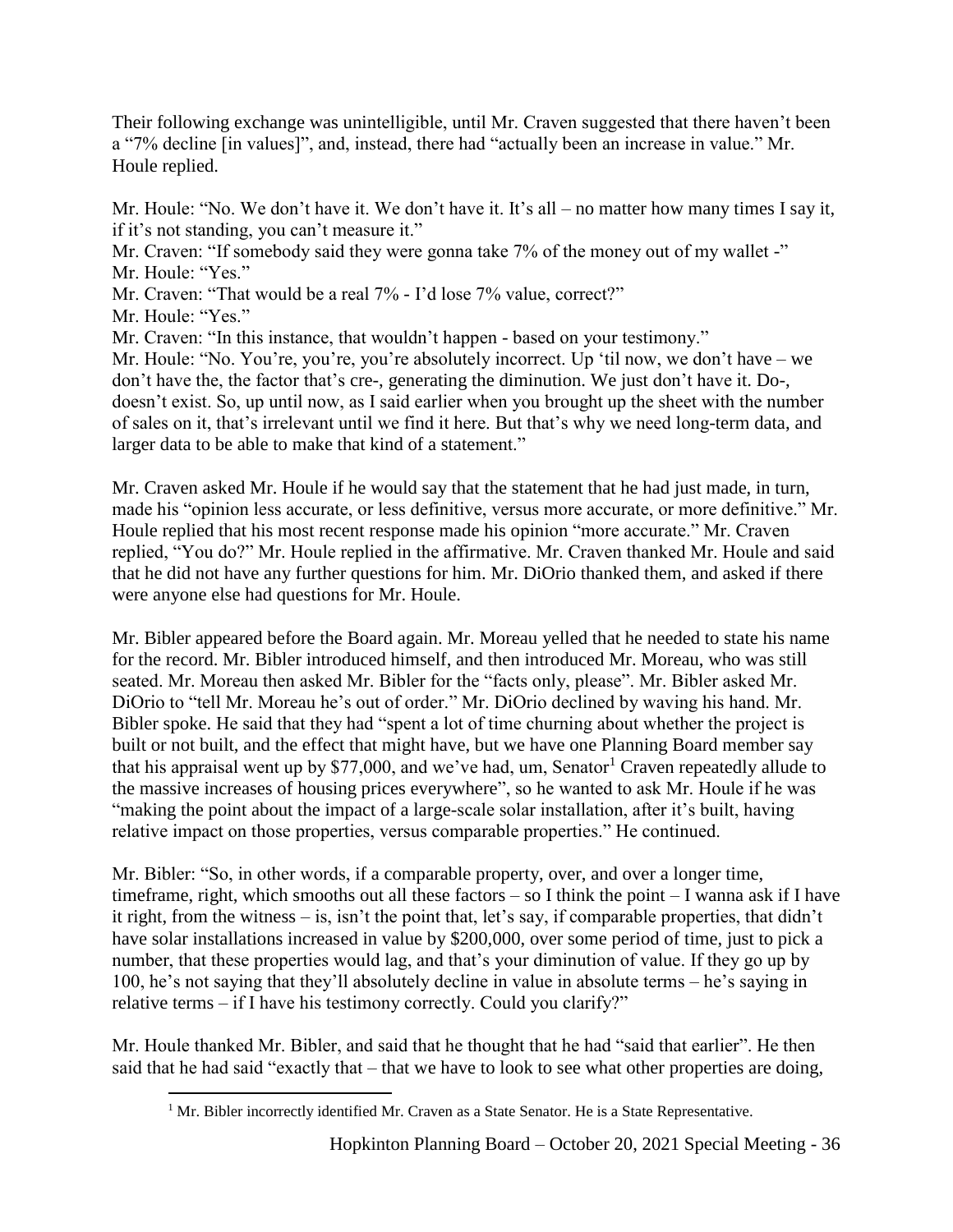Their following exchange was unintelligible, until Mr. Craven suggested that there haven't been a "7% decline [in values]", and, instead, there had "actually been an increase in value." Mr. Houle replied.

Mr. Houle: "No. We don't have it. We don't have it. It's all – no matter how many times I say it, if it's not standing, you can't measure it."
Mr. Craven: "If somebody said they were gonna take 7% of the money out of my wallet -"
Mr. Houle: "Yes."
Mr. Craven: "That would be a real 7% - I'd lose 7% value, correct?"
Mr. Houle: "Yes."
Mr. Craven: "In this instance, that wouldn't happen - based on your testimony."
Mr. Houle: "No. You're, you're, you're absolutely incorrect. Up 'til now, we don't have – we don't have the, the factor that's cre-, generating the diminution. We just don't have it. Do-, doesn't exist. So, up until now, as I said earlier when you brought up the sheet with the number of sales on it, that's irrelevant until we find it here. But that's why we need long-term data, and larger data to be able to make that kind of a statement."

Mr. Craven asked Mr. Houle if he would say that the statement that he had just made, in turn, made his "opinion less accurate, or less definitive, versus more accurate, or more definitive." Mr. Houle replied that his most recent response made his opinion "more accurate." Mr. Craven replied, "You do?" Mr. Houle replied in the affirmative. Mr. Craven thanked Mr. Houle and said that he did not have any further questions for him. Mr. DiOrio thanked them, and asked if there were anyone else had questions for Mr. Houle.

Mr. Bibler appeared before the Board again. Mr. Moreau yelled that he needed to state his name for the record. Mr. Bibler introduced himself, and then introduced Mr. Moreau, who was still seated. Mr. Moreau then asked Mr. Bibler for the "facts only, please". Mr. Bibler asked Mr. DiOrio to "tell Mr. Moreau he's out of order." Mr. DiOrio declined by waving his hand. Mr. Bibler spoke. He said that they had "spent a lot of time churning about whether the project is built or not built, and the effect that might have, but we have one Planning Board member say that his appraisal went up by $77,000, and we've had, um, Senator[1] Craven repeatedly allude to the massive increases of housing prices everywhere", so he wanted to ask Mr. Houle if he was "making the point about the impact of a large-scale solar installation, after it's built, having relative impact on those properties, versus comparable properties." He continued.

Mr. Bibler: "So, in other words, if a comparable property, over, and over a longer time, timeframe, right, which smooths out all these factors – so I think the point – I wanna ask if I have it right, from the witness – is, isn't the point that, let's say, if comparable properties, that didn't have solar installations increased in value by $200,000, over some period of time, just to pick a number, that these properties would lag, and that's your diminution of value. If they go up by 100, he's not saying that they'll absolutely decline in value in absolute terms – he's saying in relative terms – if I have his testimony correctly. Could you clarify?"

Mr. Houle thanked Mr. Bibler, and said that he thought that he had "said that earlier". He then said that he had said "exactly that – that we have to look to see what other properties are doing,

[1] Mr. Bibler incorrectly identified Mr. Craven as a State Senator. He is a State Representative.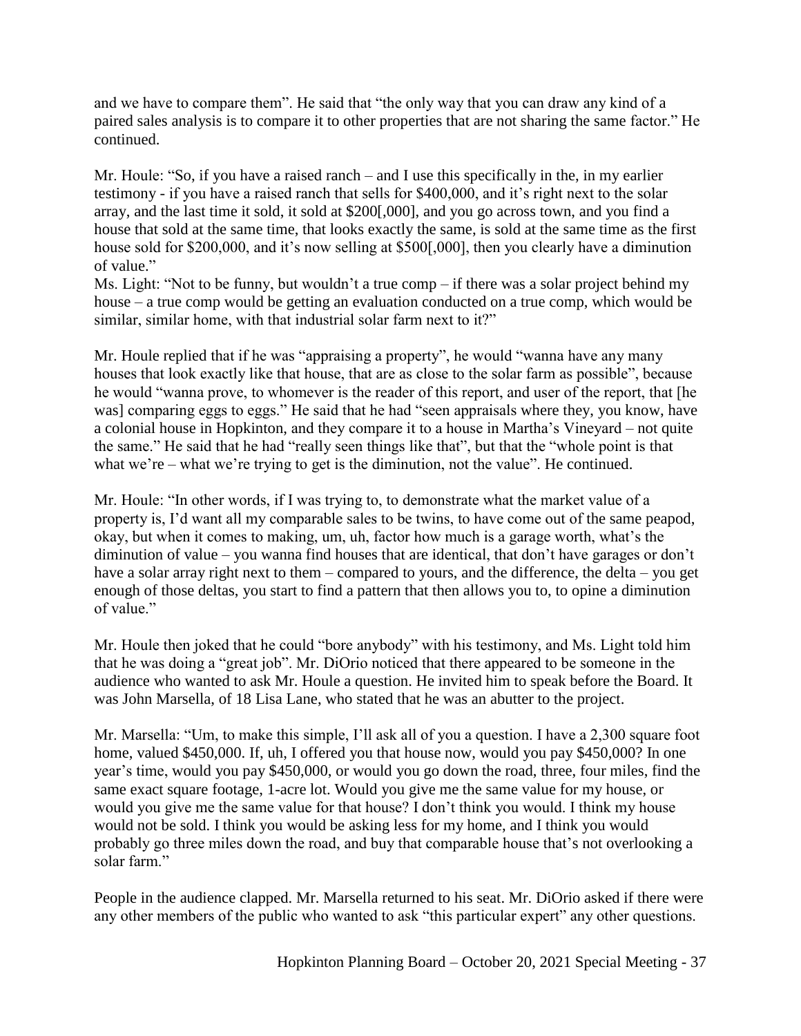and we have to compare them". He said that "the only way that you can draw any kind of a paired sales analysis is to compare it to other properties that are not sharing the same factor." He continued.

Mr. Houle: "So, if you have a raised ranch – and I use this specifically in the, in my earlier testimony - if you have a raised ranch that sells for $400,000, and it's right next to the solar array, and the last time it sold, it sold at $200[,000], and you go across town, and you find a house that sold at the same time, that looks exactly the same, is sold at the same time as the first house sold for $200,000, and it's now selling at $500[,000], then you clearly have a diminution of value."

Ms. Light: "Not to be funny, but wouldn't a true comp – if there was a solar project behind my house – a true comp would be getting an evaluation conducted on a true comp, which would be similar, similar home, with that industrial solar farm next to it?"

Mr. Houle replied that if he was "appraising a property", he would "wanna have any many houses that look exactly like that house, that are as close to the solar farm as possible", because he would "wanna prove, to whomever is the reader of this report, and user of the report, that [he was] comparing eggs to eggs." He said that he had "seen appraisals where they, you know, have a colonial house in Hopkinton, and they compare it to a house in Martha's Vineyard – not quite the same." He said that he had "really seen things like that", but that the "whole point is that what we're – what we're trying to get is the diminution, not the value". He continued.

Mr. Houle: "In other words, if I was trying to, to demonstrate what the market value of a property is, I'd want all my comparable sales to be twins, to have come out of the same peapod, okay, but when it comes to making, um, uh, factor how much is a garage worth, what's the diminution of value – you wanna find houses that are identical, that don't have garages or don't have a solar array right next to them – compared to yours, and the difference, the delta – you get enough of those deltas, you start to find a pattern that then allows you to, to opine a diminution of value."

Mr. Houle then joked that he could "bore anybody" with his testimony, and Ms. Light told him that he was doing a "great job". Mr. DiOrio noticed that there appeared to be someone in the audience who wanted to ask Mr. Houle a question. He invited him to speak before the Board. It was John Marsella, of 18 Lisa Lane, who stated that he was an abutter to the project.

Mr. Marsella: "Um, to make this simple, I'll ask all of you a question. I have a 2,300 square foot home, valued $450,000. If, uh, I offered you that house now, would you pay $450,000? In one year's time, would you pay $450,000, or would you go down the road, three, four miles, find the same exact square footage, 1-acre lot. Would you give me the same value for my house, or would you give me the same value for that house? I don't think you would. I think my house would not be sold. I think you would be asking less for my home, and I think you would probably go three miles down the road, and buy that comparable house that's not overlooking a solar farm."

People in the audience clapped. Mr. Marsella returned to his seat. Mr. DiOrio asked if there were any other members of the public who wanted to ask "this particular expert" any other questions.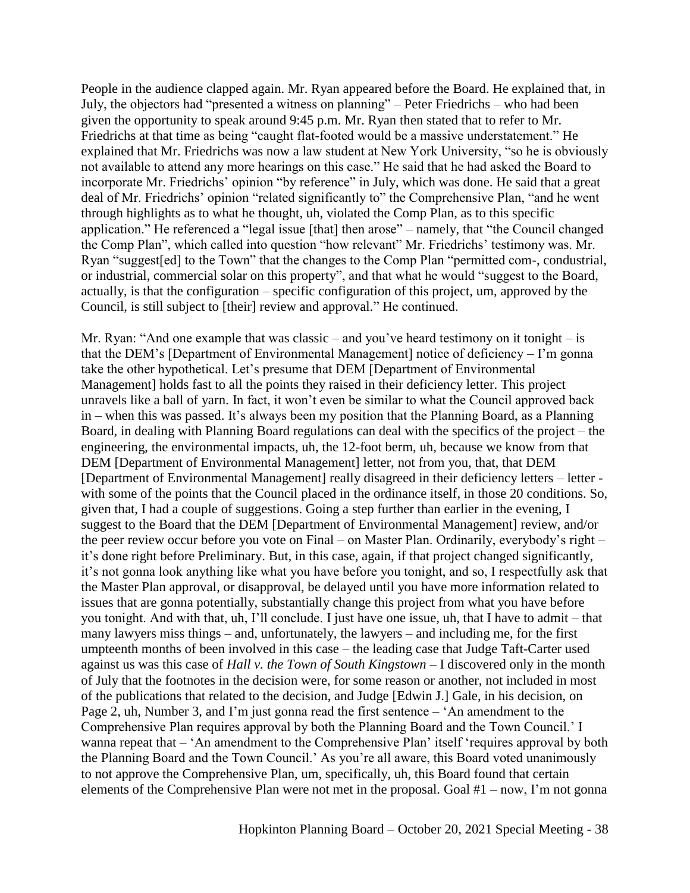People in the audience clapped again. Mr. Ryan appeared before the Board. He explained that, in July, the objectors had "presented a witness on planning" – Peter Friedrichs – who had been given the opportunity to speak around 9:45 p.m. Mr. Ryan then stated that to refer to Mr. Friedrichs at that time as being "caught flat-footed would be a massive understatement." He explained that Mr. Friedrichs was now a law student at New York University, "so he is obviously not available to attend any more hearings on this case." He said that he had asked the Board to incorporate Mr. Friedrichs' opinion "by reference" in July, which was done. He said that a great deal of Mr. Friedrichs' opinion "related significantly to" the Comprehensive Plan, "and he went through highlights as to what he thought, uh, violated the Comp Plan, as to this specific application." He referenced a "legal issue [that] then arose" – namely, that "the Council changed the Comp Plan", which called into question "how relevant" Mr. Friedrichs' testimony was. Mr. Ryan "suggest[ed] to the Town" that the changes to the Comp Plan "permitted com-, condustrial, or industrial, commercial solar on this property", and that what he would "suggest to the Board, actually, is that the configuration – specific configuration of this project, um, approved by the Council, is still subject to [their] review and approval." He continued.

Mr. Ryan: "And one example that was classic – and you've heard testimony on it tonight – is that the DEM's [Department of Environmental Management] notice of deficiency – I'm gonna take the other hypothetical. Let's presume that DEM [Department of Environmental Management] holds fast to all the points they raised in their deficiency letter. This project unravels like a ball of yarn. In fact, it won't even be similar to what the Council approved back in – when this was passed. It's always been my position that the Planning Board, as a Planning Board, in dealing with Planning Board regulations can deal with the specifics of the project – the engineering, the environmental impacts, uh, the 12-foot berm, uh, because we know from that DEM [Department of Environmental Management] letter, not from you, that, that DEM [Department of Environmental Management] really disagreed in their deficiency letters – letter - with some of the points that the Council placed in the ordinance itself, in those 20 conditions. So, given that, I had a couple of suggestions. Going a step further than earlier in the evening, I suggest to the Board that the DEM [Department of Environmental Management] review, and/or the peer review occur before you vote on Final – on Master Plan. Ordinarily, everybody's right – it's done right before Preliminary. But, in this case, again, if that project changed significantly, it's not gonna look anything like what you have before you tonight, and so, I respectfully ask that the Master Plan approval, or disapproval, be delayed until you have more information related to issues that are gonna potentially, substantially change this project from what you have before you tonight. And with that, uh, I'll conclude. I just have one issue, uh, that I have to admit – that many lawyers miss things – and, unfortunately, the lawyers – and including me, for the first umpteenth months of been involved in this case – the leading case that Judge Taft-Carter used against us was this case of *Hall v. the Town of South Kingstown* – I discovered only in the month of July that the footnotes in the decision were, for some reason or another, not included in most of the publications that related to the decision, and Judge [Edwin J.] Gale, in his decision, on Page 2, uh, Number 3, and I'm just gonna read the first sentence – 'An amendment to the Comprehensive Plan requires approval by both the Planning Board and the Town Council.' I wanna repeat that – 'An amendment to the Comprehensive Plan' itself 'requires approval by both the Planning Board and the Town Council.' As you're all aware, this Board voted unanimously to not approve the Comprehensive Plan, um, specifically, uh, this Board found that certain elements of the Comprehensive Plan were not met in the proposal. Goal #1 – now, I'm not gonna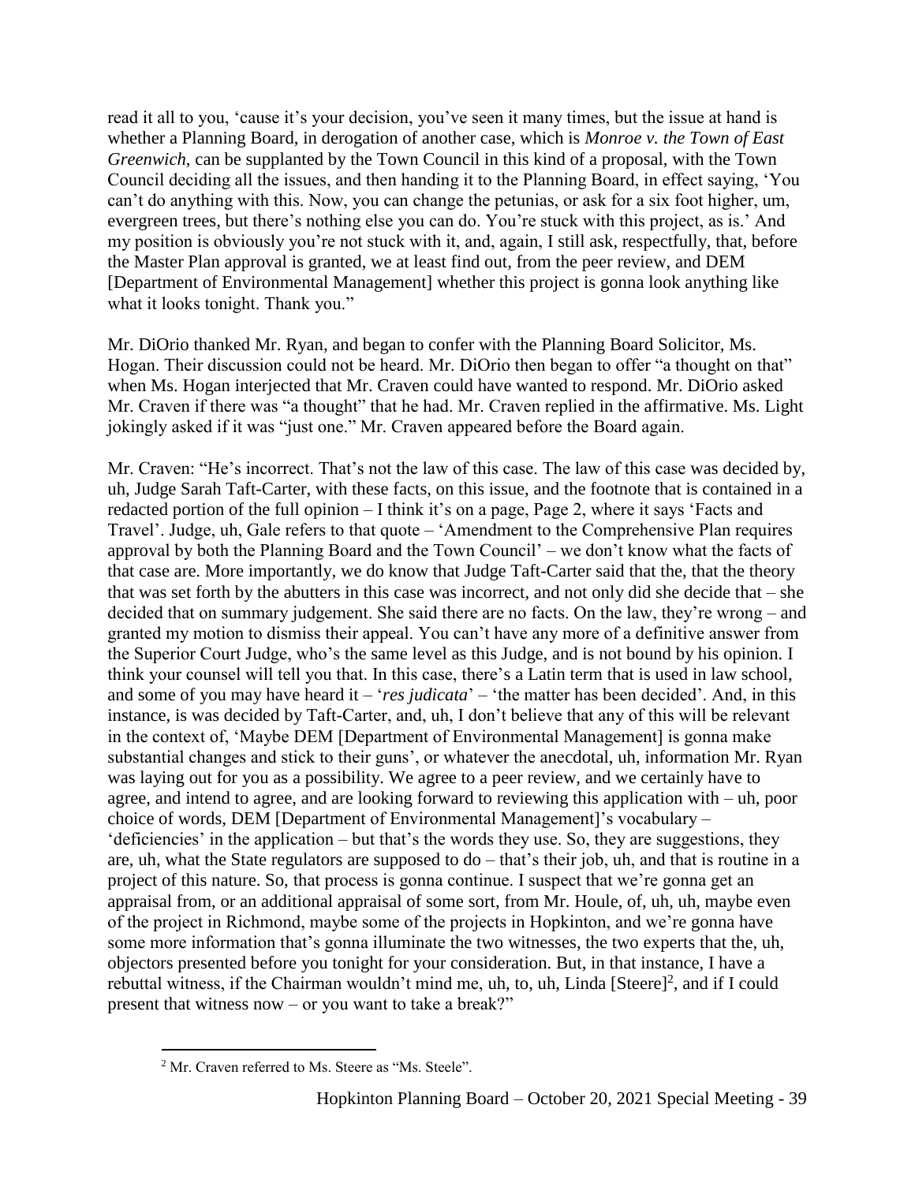read it all to you, 'cause it's your decision, you've seen it many times, but the issue at hand is whether a Planning Board, in derogation of another case, which is *Monroe v. the Town of East Greenwich*, can be supplanted by the Town Council in this kind of a proposal, with the Town Council deciding all the issues, and then handing it to the Planning Board, in effect saying, 'You can't do anything with this. Now, you can change the petunias, or ask for a six foot higher, um, evergreen trees, but there's nothing else you can do. You're stuck with this project, as is.' And my position is obviously you're not stuck with it, and, again, I still ask, respectfully, that, before the Master Plan approval is granted, we at least find out, from the peer review, and DEM [Department of Environmental Management] whether this project is gonna look anything like what it looks tonight. Thank you."

Mr. DiOrio thanked Mr. Ryan, and began to confer with the Planning Board Solicitor, Ms. Hogan. Their discussion could not be heard. Mr. DiOrio then began to offer "a thought on that" when Ms. Hogan interjected that Mr. Craven could have wanted to respond. Mr. DiOrio asked Mr. Craven if there was "a thought" that he had. Mr. Craven replied in the affirmative. Ms. Light jokingly asked if it was "just one." Mr. Craven appeared before the Board again.

Mr. Craven: "He's incorrect. That's not the law of this case. The law of this case was decided by, uh, Judge Sarah Taft-Carter, with these facts, on this issue, and the footnote that is contained in a redacted portion of the full opinion – I think it's on a page, Page 2, where it says 'Facts and Travel'. Judge, uh, Gale refers to that quote – 'Amendment to the Comprehensive Plan requires approval by both the Planning Board and the Town Council' – we don't know what the facts of that case are. More importantly, we do know that Judge Taft-Carter said that the, that the theory that was set forth by the abutters in this case was incorrect, and not only did she decide that – she decided that on summary judgement. She said there are no facts. On the law, they're wrong – and granted my motion to dismiss their appeal. You can't have any more of a definitive answer from the Superior Court Judge, who's the same level as this Judge, and is not bound by his opinion. I think your counsel will tell you that. In this case, there's a Latin term that is used in law school, and some of you may have heard it – '*res judicata*' – 'the matter has been decided'. And, in this instance, is was decided by Taft-Carter, and, uh, I don't believe that any of this will be relevant in the context of, 'Maybe DEM [Department of Environmental Management] is gonna make substantial changes and stick to their guns', or whatever the anecdotal, uh, information Mr. Ryan was laying out for you as a possibility. We agree to a peer review, and we certainly have to agree, and intend to agree, and are looking forward to reviewing this application with – uh, poor choice of words, DEM [Department of Environmental Management]'s vocabulary – 'deficiencies' in the application – but that's the words they use. So, they are suggestions, they are, uh, what the State regulators are supposed to do – that's their job, uh, and that is routine in a project of this nature. So, that process is gonna continue. I suspect that we're gonna get an appraisal from, or an additional appraisal of some sort, from Mr. Houle, of, uh, uh, maybe even of the project in Richmond, maybe some of the projects in Hopkinton, and we're gonna have some more information that's gonna illuminate the two witnesses, the two experts that the, uh, objectors presented before you tonight for your consideration. But, in that instance, I have a rebuttal witness, if the Chairman wouldn't mind me, uh, to, uh, Linda [Steere][2], and if I could present that witness now – or you want to take a break?"

[2] Mr. Craven referred to Ms. Steere as "Ms. Steele".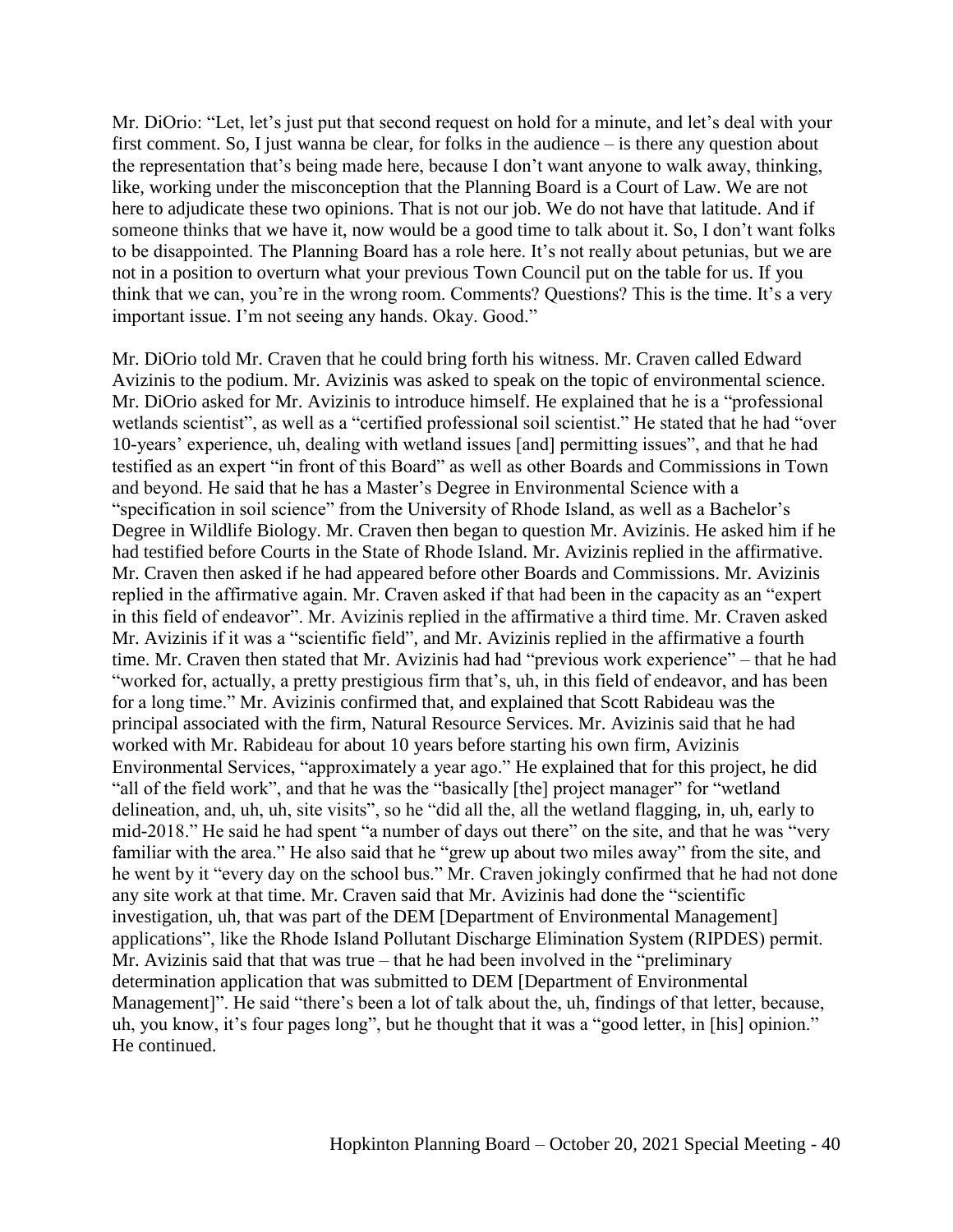Mr. DiOrio: "Let, let's just put that second request on hold for a minute, and let's deal with your first comment. So, I just wanna be clear, for folks in the audience – is there any question about the representation that's being made here, because I don't want anyone to walk away, thinking, like, working under the misconception that the Planning Board is a Court of Law. We are not here to adjudicate these two opinions. That is not our job. We do not have that latitude. And if someone thinks that we have it, now would be a good time to talk about it. So, I don't want folks to be disappointed. The Planning Board has a role here. It's not really about petunias, but we are not in a position to overturn what your previous Town Council put on the table for us. If you think that we can, you're in the wrong room. Comments? Questions? This is the time. It's a very important issue. I'm not seeing any hands. Okay. Good."

Mr. DiOrio told Mr. Craven that he could bring forth his witness. Mr. Craven called Edward Avizinis to the podium. Mr. Avizinis was asked to speak on the topic of environmental science. Mr. DiOrio asked for Mr. Avizinis to introduce himself. He explained that he is a "professional wetlands scientist", as well as a "certified professional soil scientist." He stated that he had "over 10-years' experience, uh, dealing with wetland issues [and] permitting issues", and that he had testified as an expert "in front of this Board" as well as other Boards and Commissions in Town and beyond. He said that he has a Master's Degree in Environmental Science with a "specification in soil science" from the University of Rhode Island, as well as a Bachelor's Degree in Wildlife Biology. Mr. Craven then began to question Mr. Avizinis. He asked him if he had testified before Courts in the State of Rhode Island. Mr. Avizinis replied in the affirmative. Mr. Craven then asked if he had appeared before other Boards and Commissions. Mr. Avizinis replied in the affirmative again. Mr. Craven asked if that had been in the capacity as an "expert in this field of endeavor". Mr. Avizinis replied in the affirmative a third time. Mr. Craven asked Mr. Avizinis if it was a "scientific field", and Mr. Avizinis replied in the affirmative a fourth time. Mr. Craven then stated that Mr. Avizinis had had "previous work experience" – that he had "worked for, actually, a pretty prestigious firm that's, uh, in this field of endeavor, and has been for a long time." Mr. Avizinis confirmed that, and explained that Scott Rabideau was the principal associated with the firm, Natural Resource Services. Mr. Avizinis said that he had worked with Mr. Rabideau for about 10 years before starting his own firm, Avizinis Environmental Services, "approximately a year ago." He explained that for this project, he did "all of the field work", and that he was the "basically [the] project manager" for "wetland delineation, and, uh, uh, site visits", so he "did all the, all the wetland flagging, in, uh, early to mid-2018." He said he had spent "a number of days out there" on the site, and that he was "very familiar with the area." He also said that he "grew up about two miles away" from the site, and he went by it "every day on the school bus." Mr. Craven jokingly confirmed that he had not done any site work at that time. Mr. Craven said that Mr. Avizinis had done the "scientific investigation, uh, that was part of the DEM [Department of Environmental Management] applications", like the Rhode Island Pollutant Discharge Elimination System (RIPDES) permit. Mr. Avizinis said that that was true – that he had been involved in the "preliminary determination application that was submitted to DEM [Department of Environmental Management]". He said "there's been a lot of talk about the, uh, findings of that letter, because, uh, you know, it's four pages long", but he thought that it was a "good letter, in [his] opinion." He continued.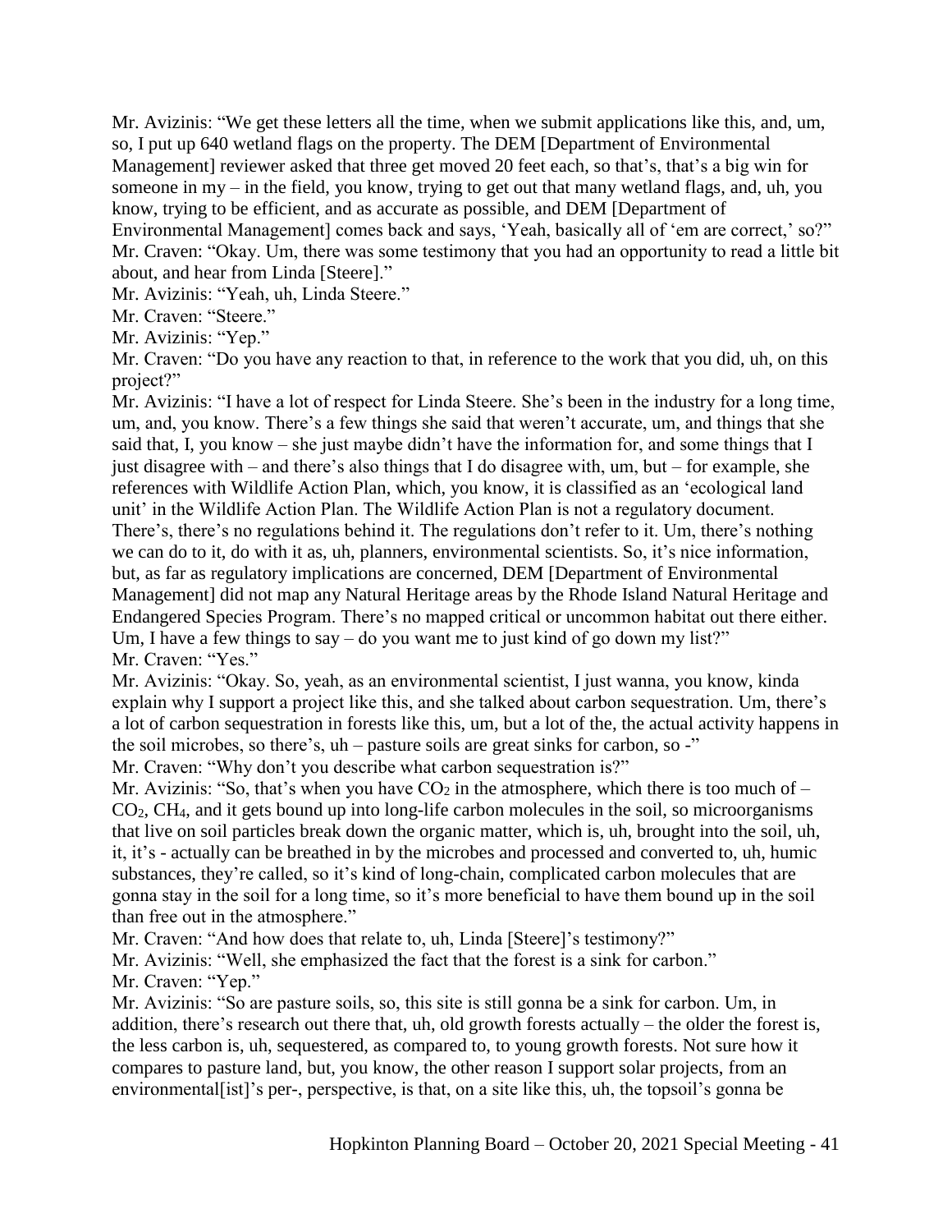Mr. Avizinis: "We get these letters all the time, when we submit applications like this, and, um, so, I put up 640 wetland flags on the property. The DEM [Department of Environmental Management] reviewer asked that three get moved 20 feet each, so that's, that's a big win for someone in my – in the field, you know, trying to get out that many wetland flags, and, uh, you know, trying to be efficient, and as accurate as possible, and DEM [Department of Environmental Management] comes back and says, 'Yeah, basically all of 'em are correct,' so?"

Mr. Craven: "Okay. Um, there was some testimony that you had an opportunity to read a little bit about, and hear from Linda [Steere]."

Mr. Avizinis: "Yeah, uh, Linda Steere."

Mr. Craven: "Steere."

Mr. Avizinis: "Yep."

Mr. Craven: "Do you have any reaction to that, in reference to the work that you did, uh, on this project?"

Mr. Avizinis: "I have a lot of respect for Linda Steere. She's been in the industry for a long time, um, and, you know. There's a few things she said that weren't accurate, um, and things that she said that, I, you know – she just maybe didn't have the information for, and some things that I just disagree with – and there's also things that I do disagree with, um, but – for example, she references with Wildlife Action Plan, which, you know, it is classified as an 'ecological land unit' in the Wildlife Action Plan. The Wildlife Action Plan is not a regulatory document. There's, there's no regulations behind it. The regulations don't refer to it. Um, there's nothing we can do to it, do with it as, uh, planners, environmental scientists. So, it's nice information, but, as far as regulatory implications are concerned, DEM [Department of Environmental Management] did not map any Natural Heritage areas by the Rhode Island Natural Heritage and Endangered Species Program. There's no mapped critical or uncommon habitat out there either. Um, I have a few things to say – do you want me to just kind of go down my list?"

Mr. Craven: "Yes."

Mr. Avizinis: "Okay. So, yeah, as an environmental scientist, I just wanna, you know, kinda explain why I support a project like this, and she talked about carbon sequestration. Um, there's a lot of carbon sequestration in forests like this, um, but a lot of the, the actual activity happens in the soil microbes, so there's, uh – pasture soils are great sinks for carbon, so -"

Mr. Craven: "Why don't you describe what carbon sequestration is?"

Mr. Avizinis: "So, that's when you have $CO_2$ in the atmosphere, which there is too much of – $CO_2$, $CH_4$, and it gets bound up into long-life carbon molecules in the soil, so microorganisms that live on soil particles break down the organic matter, which is, uh, brought into the soil, uh, it, it's - actually can be breathed in by the microbes and processed and converted to, uh, humic substances, they're called, so it's kind of long-chain, complicated carbon molecules that are gonna stay in the soil for a long time, so it's more beneficial to have them bound up in the soil than free out in the atmosphere."

Mr. Craven: "And how does that relate to, uh, Linda [Steere]'s testimony?"

Mr. Avizinis: "Well, she emphasized the fact that the forest is a sink for carbon."

Mr. Craven: "Yep."

Mr. Avizinis: "So are pasture soils, so, this site is still gonna be a sink for carbon. Um, in addition, there's research out there that, uh, old growth forests actually – the older the forest is, the less carbon is, uh, sequestered, as compared to, to young growth forests. Not sure how it compares to pasture land, but, you know, the other reason I support solar projects, from an environmental[ist]'s per-, perspective, is that, on a site like this, uh, the topsoil's gonna be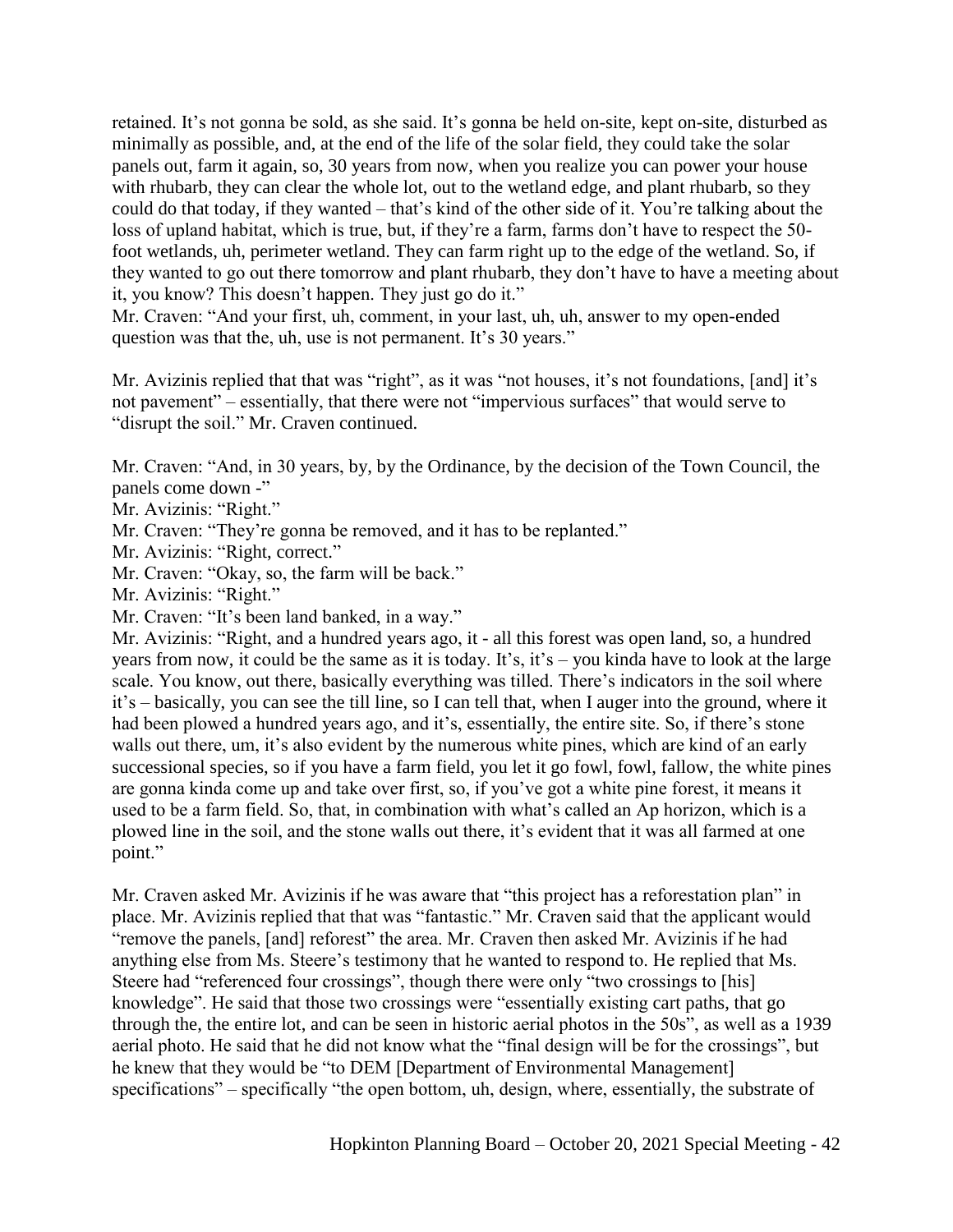retained. It's not gonna be sold, as she said. It's gonna be held on-site, kept on-site, disturbed as minimally as possible, and, at the end of the life of the solar field, they could take the solar panels out, farm it again, so, 30 years from now, when you realize you can power your house with rhubarb, they can clear the whole lot, out to the wetland edge, and plant rhubarb, so they could do that today, if they wanted – that's kind of the other side of it. You're talking about the loss of upland habitat, which is true, but, if they're a farm, farms don't have to respect the 50-foot wetlands, uh, perimeter wetland. They can farm right up to the edge of the wetland. So, if they wanted to go out there tomorrow and plant rhubarb, they don't have to have a meeting about it, you know? This doesn't happen. They just go do it."

Mr. Craven: "And your first, uh, comment, in your last, uh, uh, answer to my open-ended question was that the, uh, use is not permanent. It's 30 years."

Mr. Avizinis replied that that was "right", as it was "not houses, it's not foundations, [and] it's not pavement" – essentially, that there were not "impervious surfaces" that would serve to "disrupt the soil." Mr. Craven continued.

Mr. Craven: "And, in 30 years, by, by the Ordinance, by the decision of the Town Council, the panels come down -"
Mr. Avizinis: "Right."
Mr. Craven: "They're gonna be removed, and it has to be replanted."
Mr. Avizinis: "Right, correct."
Mr. Craven: "Okay, so, the farm will be back."
Mr. Avizinis: "Right."
Mr. Craven: "It's been land banked, in a way."
Mr. Avizinis: "Right, and a hundred years ago, it - all this forest was open land, so, a hundred years from now, it could be the same as it is today. It's, it's – you kinda have to look at the large scale. You know, out there, basically everything was tilled. There's indicators in the soil where it's – basically, you can see the till line, so I can tell that, when I auger into the ground, where it had been plowed a hundred years ago, and it's, essentially, the entire site. So, if there's stone walls out there, um, it's also evident by the numerous white pines, which are kind of an early successional species, so if you have a farm field, you let it go fowl, fowl, fallow, the white pines are gonna kinda come up and take over first, so, if you've got a white pine forest, it means it used to be a farm field. So, that, in combination with what's called an Ap horizon, which is a plowed line in the soil, and the stone walls out there, it's evident that it was all farmed at one point."

Mr. Craven asked Mr. Avizinis if he was aware that "this project has a reforestation plan" in place. Mr. Avizinis replied that that was "fantastic." Mr. Craven said that the applicant would "remove the panels, [and] reforest" the area. Mr. Craven then asked Mr. Avizinis if he had anything else from Ms. Steere's testimony that he wanted to respond to. He replied that Ms. Steere had "referenced four crossings", though there were only "two crossings to [his] knowledge". He said that those two crossings were "essentially existing cart paths, that go through the, the entire lot, and can be seen in historic aerial photos in the 50s", as well as a 1939 aerial photo. He said that he did not know what the "final design will be for the crossings", but he knew that they would be "to DEM [Department of Environmental Management] specifications" – specifically "the open bottom, uh, design, where, essentially, the substrate of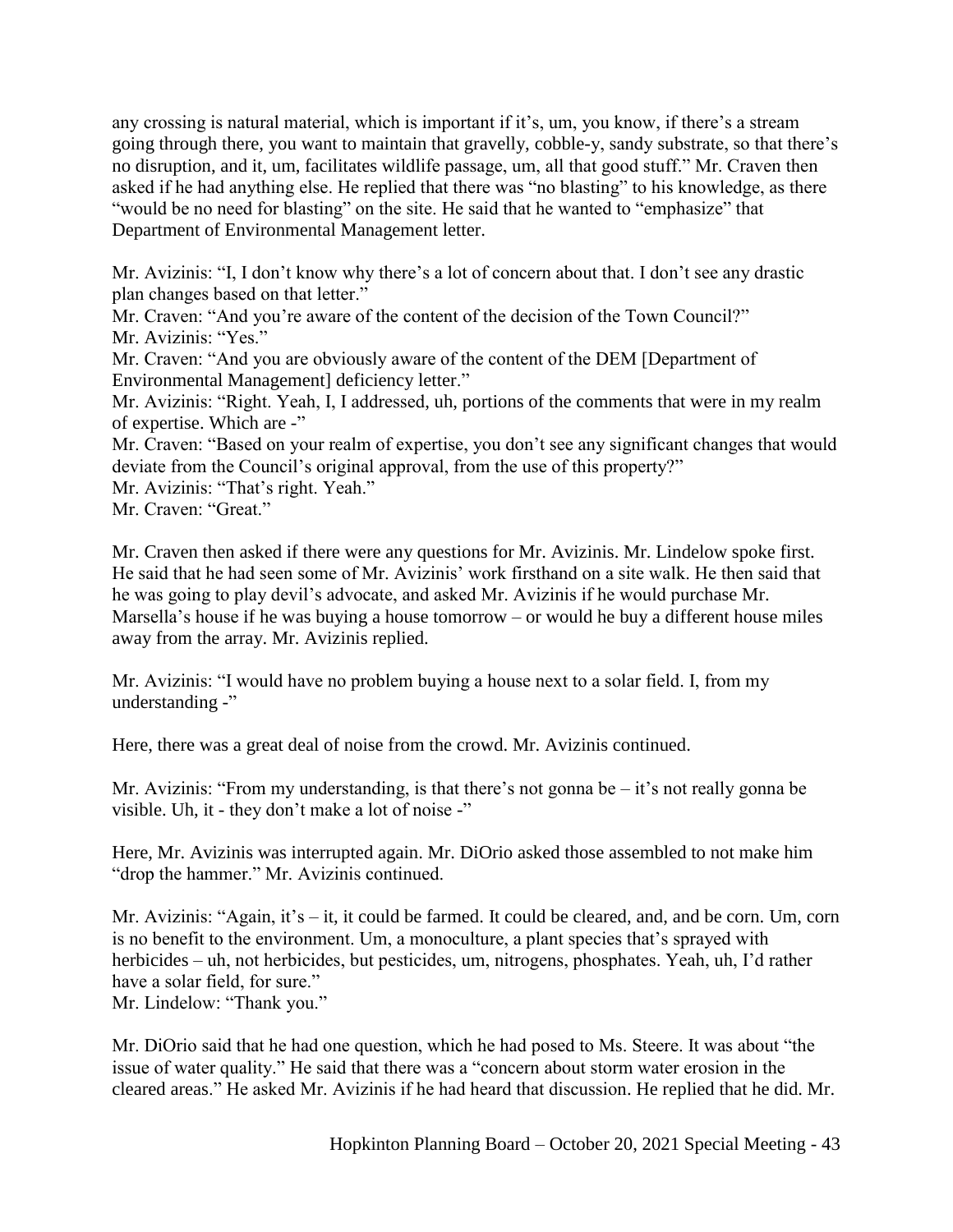any crossing is natural material, which is important if it's, um, you know, if there's a stream going through there, you want to maintain that gravelly, cobble-y, sandy substrate, so that there's no disruption, and it, um, facilitates wildlife passage, um, all that good stuff." Mr. Craven then asked if he had anything else. He replied that there was "no blasting" to his knowledge, as there "would be no need for blasting" on the site. He said that he wanted to "emphasize" that Department of Environmental Management letter.

Mr. Avizinis: "I, I don't know why there's a lot of concern about that. I don't see any drastic plan changes based on that letter."
Mr. Craven: "And you're aware of the content of the decision of the Town Council?"
Mr. Avizinis: "Yes."
Mr. Craven: "And you are obviously aware of the content of the DEM [Department of Environmental Management] deficiency letter."
Mr. Avizinis: "Right. Yeah, I, I addressed, uh, portions of the comments that were in my realm of expertise. Which are -"
Mr. Craven: "Based on your realm of expertise, you don't see any significant changes that would deviate from the Council's original approval, from the use of this property?"
Mr. Avizinis: "That's right. Yeah."
Mr. Craven: "Great."

Mr. Craven then asked if there were any questions for Mr. Avizinis. Mr. Lindelow spoke first. He said that he had seen some of Mr. Avizinis' work firsthand on a site walk. He then said that he was going to play devil's advocate, and asked Mr. Avizinis if he would purchase Mr. Marsella's house if he was buying a house tomorrow – or would he buy a different house miles away from the array. Mr. Avizinis replied.

Mr. Avizinis: "I would have no problem buying a house next to a solar field. I, from my understanding -"

Here, there was a great deal of noise from the crowd. Mr. Avizinis continued.

Mr. Avizinis: "From my understanding, is that there's not gonna be – it's not really gonna be visible. Uh, it - they don't make a lot of noise -"

Here, Mr. Avizinis was interrupted again. Mr. DiOrio asked those assembled to not make him "drop the hammer." Mr. Avizinis continued.

Mr. Avizinis: "Again, it's – it, it could be farmed. It could be cleared, and, and be corn. Um, corn is no benefit to the environment. Um, a monoculture, a plant species that's sprayed with herbicides – uh, not herbicides, but pesticides, um, nitrogens, phosphates. Yeah, uh, I'd rather have a solar field, for sure."
Mr. Lindelow: "Thank you."

Mr. DiOrio said that he had one question, which he had posed to Ms. Steere. It was about "the issue of water quality." He said that there was a "concern about storm water erosion in the cleared areas." He asked Mr. Avizinis if he had heard that discussion. He replied that he did. Mr.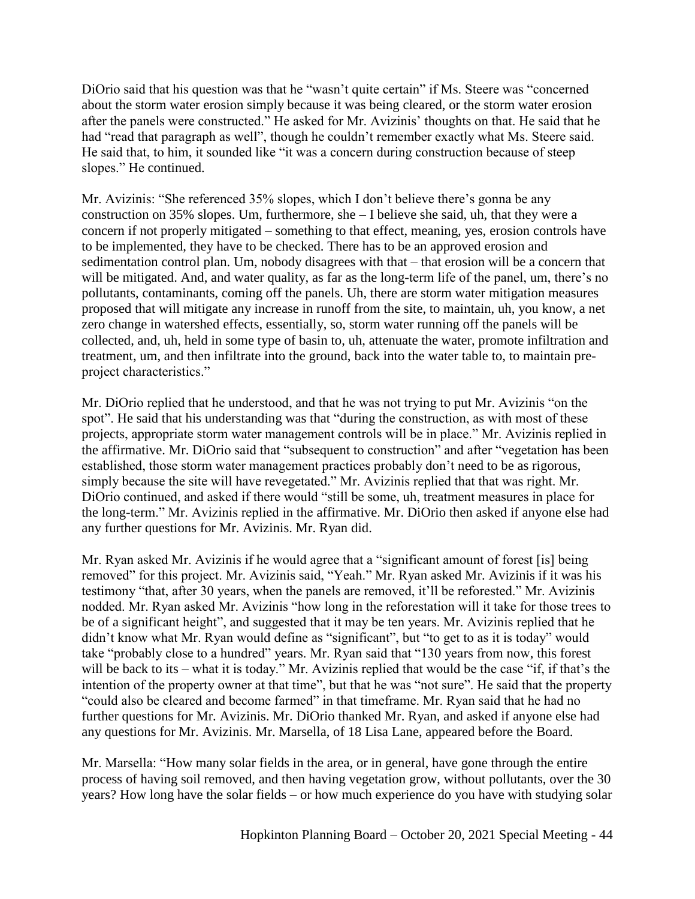DiOrio said that his question was that he "wasn't quite certain" if Ms. Steere was "concerned about the storm water erosion simply because it was being cleared, or the storm water erosion after the panels were constructed." He asked for Mr. Avizinis' thoughts on that. He said that he had "read that paragraph as well", though he couldn't remember exactly what Ms. Steere said. He said that, to him, it sounded like "it was a concern during construction because of steep slopes." He continued.

Mr. Avizinis: "She referenced 35% slopes, which I don't believe there's gonna be any construction on 35% slopes. Um, furthermore, she – I believe she said, uh, that they were a concern if not properly mitigated – something to that effect, meaning, yes, erosion controls have to be implemented, they have to be checked. There has to be an approved erosion and sedimentation control plan. Um, nobody disagrees with that – that erosion will be a concern that will be mitigated. And, and water quality, as far as the long-term life of the panel, um, there's no pollutants, contaminants, coming off the panels. Uh, there are storm water mitigation measures proposed that will mitigate any increase in runoff from the site, to maintain, uh, you know, a net zero change in watershed effects, essentially, so, storm water running off the panels will be collected, and, uh, held in some type of basin to, uh, attenuate the water, promote infiltration and treatment, um, and then infiltrate into the ground, back into the water table to, to maintain pre-project characteristics."

Mr. DiOrio replied that he understood, and that he was not trying to put Mr. Avizinis "on the spot". He said that his understanding was that "during the construction, as with most of these projects, appropriate storm water management controls will be in place." Mr. Avizinis replied in the affirmative. Mr. DiOrio said that "subsequent to construction" and after "vegetation has been established, those storm water management practices probably don't need to be as rigorous, simply because the site will have revegetated." Mr. Avizinis replied that that was right. Mr. DiOrio continued, and asked if there would "still be some, uh, treatment measures in place for the long-term." Mr. Avizinis replied in the affirmative. Mr. DiOrio then asked if anyone else had any further questions for Mr. Avizinis. Mr. Ryan did.

Mr. Ryan asked Mr. Avizinis if he would agree that a "significant amount of forest [is] being removed" for this project. Mr. Avizinis said, "Yeah." Mr. Ryan asked Mr. Avizinis if it was his testimony "that, after 30 years, when the panels are removed, it'll be reforested." Mr. Avizinis nodded. Mr. Ryan asked Mr. Avizinis "how long in the reforestation will it take for those trees to be of a significant height", and suggested that it may be ten years. Mr. Avizinis replied that he didn't know what Mr. Ryan would define as "significant", but "to get to as it is today" would take "probably close to a hundred" years. Mr. Ryan said that "130 years from now, this forest will be back to its – what it is today." Mr. Avizinis replied that would be the case "if, if that's the intention of the property owner at that time", but that he was "not sure". He said that the property "could also be cleared and become farmed" in that timeframe. Mr. Ryan said that he had no further questions for Mr. Avizinis. Mr. DiOrio thanked Mr. Ryan, and asked if anyone else had any questions for Mr. Avizinis. Mr. Marsella, of 18 Lisa Lane, appeared before the Board.

Mr. Marsella: "How many solar fields in the area, or in general, have gone through the entire process of having soil removed, and then having vegetation grow, without pollutants, over the 30 years? How long have the solar fields – or how much experience do you have with studying solar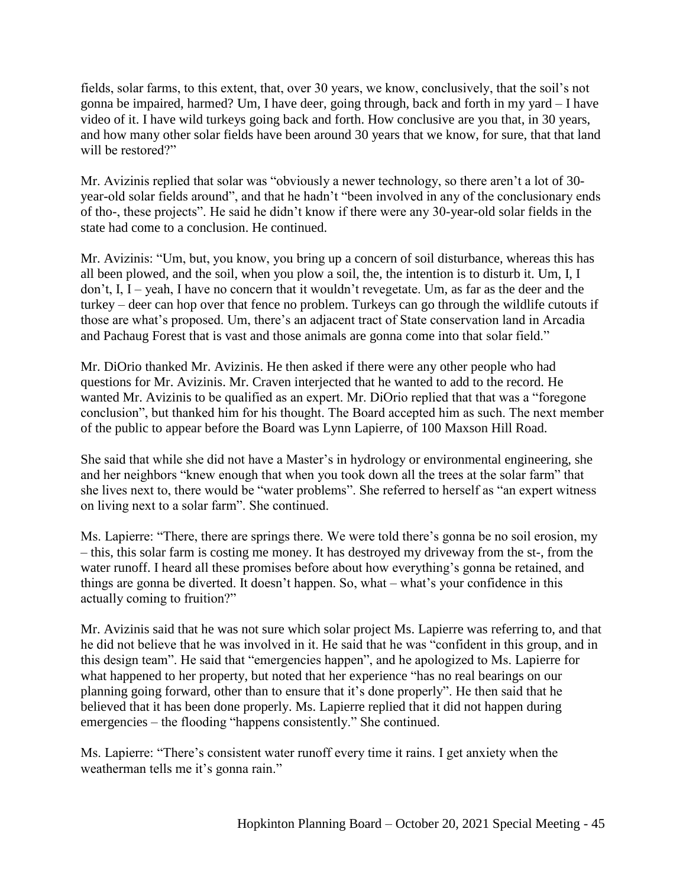fields, solar farms, to this extent, that, over 30 years, we know, conclusively, that the soil's not gonna be impaired, harmed? Um, I have deer, going through, back and forth in my yard – I have video of it. I have wild turkeys going back and forth. How conclusive are you that, in 30 years, and how many other solar fields have been around 30 years that we know, for sure, that that land will be restored?"

Mr. Avizinis replied that solar was "obviously a newer technology, so there aren't a lot of 30-year-old solar fields around", and that he hadn't "been involved in any of the conclusionary ends of tho-, these projects". He said he didn't know if there were any 30-year-old solar fields in the state had come to a conclusion. He continued.

Mr. Avizinis: "Um, but, you know, you bring up a concern of soil disturbance, whereas this has all been plowed, and the soil, when you plow a soil, the, the intention is to disturb it. Um, I, I don't, I, I – yeah, I have no concern that it wouldn't revegetate. Um, as far as the deer and the turkey – deer can hop over that fence no problem. Turkeys can go through the wildlife cutouts if those are what's proposed. Um, there's an adjacent tract of State conservation land in Arcadia and Pachaug Forest that is vast and those animals are gonna come into that solar field."

Mr. DiOrio thanked Mr. Avizinis. He then asked if there were any other people who had questions for Mr. Avizinis. Mr. Craven interjected that he wanted to add to the record. He wanted Mr. Avizinis to be qualified as an expert. Mr. DiOrio replied that that was a "foregone conclusion", but thanked him for his thought. The Board accepted him as such. The next member of the public to appear before the Board was Lynn Lapierre, of 100 Maxson Hill Road.

She said that while she did not have a Master's in hydrology or environmental engineering, she and her neighbors "knew enough that when you took down all the trees at the solar farm" that she lives next to, there would be "water problems". She referred to herself as "an expert witness on living next to a solar farm". She continued.

Ms. Lapierre: "There, there are springs there. We were told there's gonna be no soil erosion, my – this, this solar farm is costing me money. It has destroyed my driveway from the st-, from the water runoff. I heard all these promises before about how everything's gonna be retained, and things are gonna be diverted. It doesn't happen. So, what – what's your confidence in this actually coming to fruition?"

Mr. Avizinis said that he was not sure which solar project Ms. Lapierre was referring to, and that he did not believe that he was involved in it. He said that he was "confident in this group, and in this design team". He said that "emergencies happen", and he apologized to Ms. Lapierre for what happened to her property, but noted that her experience "has no real bearings on our planning going forward, other than to ensure that it's done properly". He then said that he believed that it has been done properly. Ms. Lapierre replied that it did not happen during emergencies – the flooding "happens consistently." She continued.

Ms. Lapierre: "There's consistent water runoff every time it rains. I get anxiety when the weatherman tells me it's gonna rain."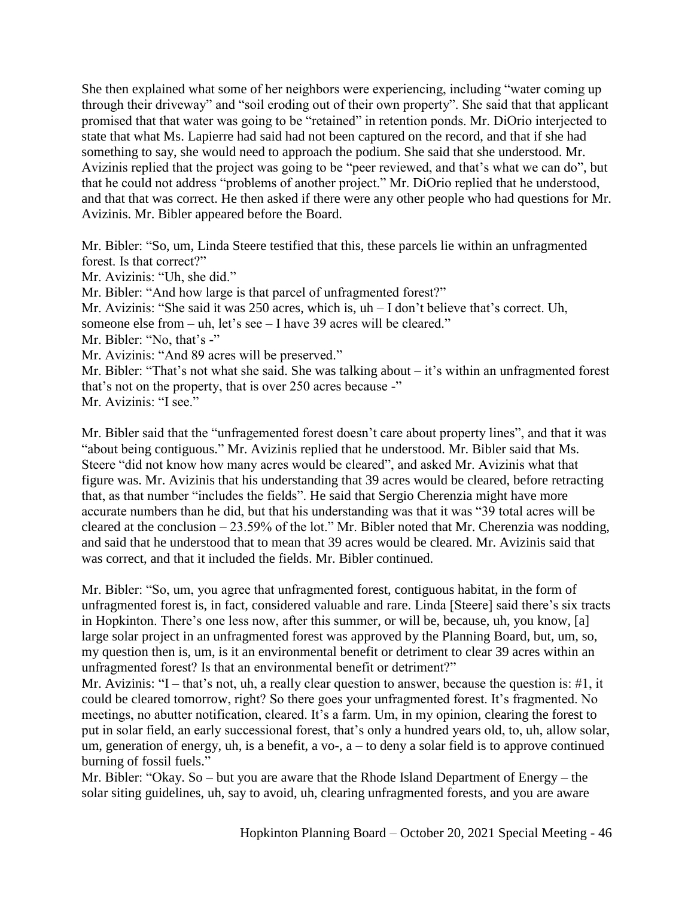She then explained what some of her neighbors were experiencing, including "water coming up through their driveway" and "soil eroding out of their own property". She said that that applicant promised that that water was going to be "retained" in retention ponds. Mr. DiOrio interjected to state that what Ms. Lapierre had said had not been captured on the record, and that if she had something to say, she would need to approach the podium. She said that she understood. Mr. Avizinis replied that the project was going to be "peer reviewed, and that's what we can do", but that he could not address "problems of another project." Mr. DiOrio replied that he understood, and that that was correct. He then asked if there were any other people who had questions for Mr. Avizinis. Mr. Bibler appeared before the Board.

Mr. Bibler: "So, um, Linda Steere testified that this, these parcels lie within an unfragmented forest. Is that correct?"
Mr. Avizinis: "Uh, she did."
Mr. Bibler: "And how large is that parcel of unfragmented forest?"
Mr. Avizinis: "She said it was 250 acres, which is, uh – I don't believe that's correct. Uh, someone else from – uh, let's see – I have 39 acres will be cleared."
Mr. Bibler: "No, that's -"
Mr. Avizinis: "And 89 acres will be preserved."
Mr. Bibler: "That's not what she said. She was talking about – it's within an unfragmented forest that's not on the property, that is over 250 acres because -"
Mr. Avizinis: "I see."

Mr. Bibler said that the "unfragemented forest doesn't care about property lines", and that it was "about being contiguous." Mr. Avizinis replied that he understood. Mr. Bibler said that Ms. Steere "did not know how many acres would be cleared", and asked Mr. Avizinis what that figure was. Mr. Avizinis that his understanding that 39 acres would be cleared, before retracting that, as that number "includes the fields". He said that Sergio Cherenzia might have more accurate numbers than he did, but that his understanding was that it was "39 total acres will be cleared at the conclusion – 23.59% of the lot." Mr. Bibler noted that Mr. Cherenzia was nodding, and said that he understood that to mean that 39 acres would be cleared. Mr. Avizinis said that was correct, and that it included the fields. Mr. Bibler continued.

Mr. Bibler: "So, um, you agree that unfragmented forest, contiguous habitat, in the form of unfragmented forest is, in fact, considered valuable and rare. Linda [Steere] said there's six tracts in Hopkinton. There's one less now, after this summer, or will be, because, uh, you know, [a] large solar project in an unfragmented forest was approved by the Planning Board, but, um, so, my question then is, um, is it an environmental benefit or detriment to clear 39 acres within an unfragmented forest? Is that an environmental benefit or detriment?"
Mr. Avizinis: "I – that's not, uh, a really clear question to answer, because the question is: #1, it could be cleared tomorrow, right? So there goes your unfragmented forest. It's fragmented. No meetings, no abutter notification, cleared. It's a farm. Um, in my opinion, clearing the forest to put in solar field, an early successional forest, that's only a hundred years old, to, uh, allow solar, um, generation of energy, uh, is a benefit, a vo-, a – to deny a solar field is to approve continued burning of fossil fuels."
Mr. Bibler: "Okay. So – but you are aware that the Rhode Island Department of Energy – the solar siting guidelines, uh, say to avoid, uh, clearing unfragmented forests, and you are aware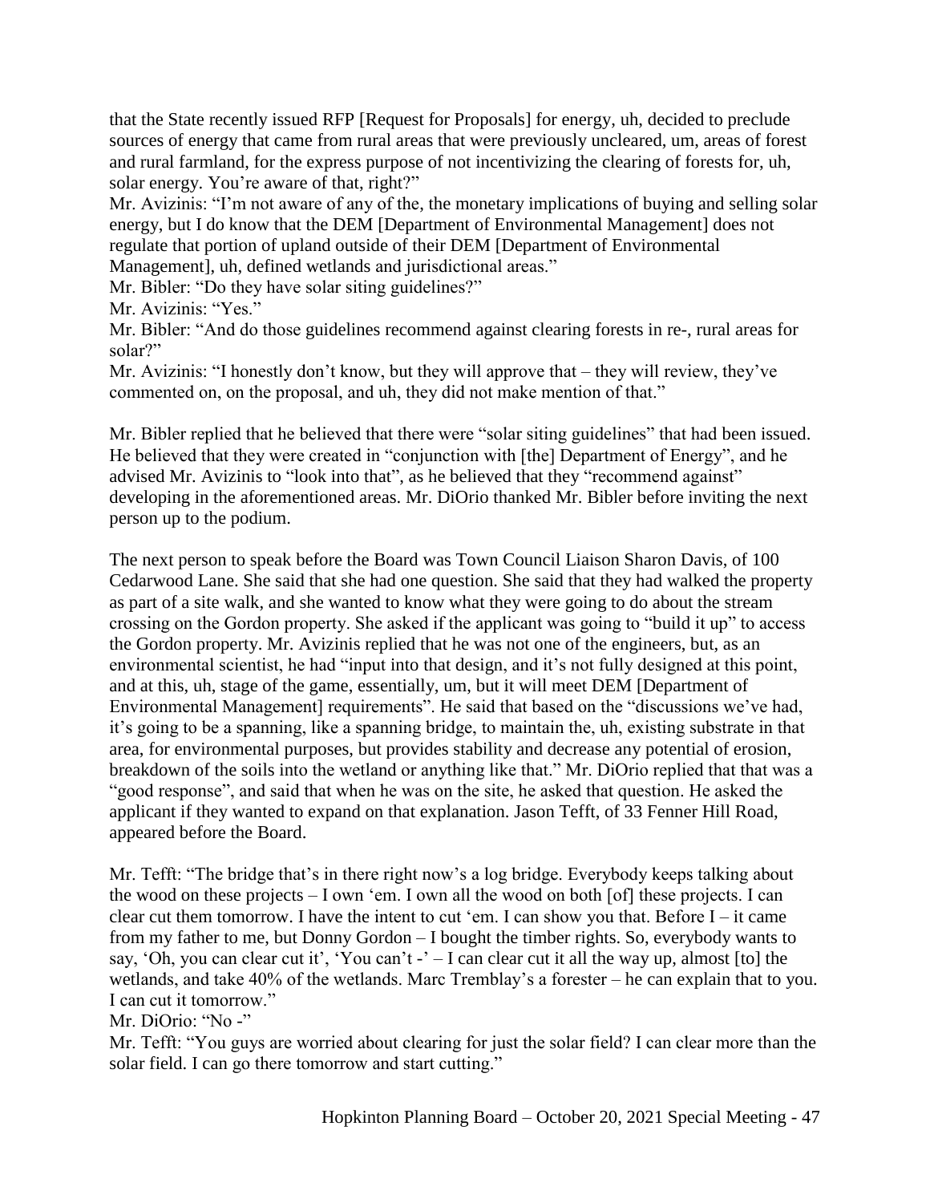that the State recently issued RFP [Request for Proposals] for energy, uh, decided to preclude sources of energy that came from rural areas that were previously uncleared, um, areas of forest and rural farmland, for the express purpose of not incentivizing the clearing of forests for, uh, solar energy. You're aware of that, right?"

Mr. Avizinis: "I'm not aware of any of the, the monetary implications of buying and selling solar energy, but I do know that the DEM [Department of Environmental Management] does not regulate that portion of upland outside of their DEM [Department of Environmental Management], uh, defined wetlands and jurisdictional areas."

Mr. Bibler: "Do they have solar siting guidelines?"

Mr. Avizinis: "Yes."

Mr. Bibler: "And do those guidelines recommend against clearing forests in re-, rural areas for solar?"

Mr. Avizinis: "I honestly don't know, but they will approve that – they will review, they've commented on, on the proposal, and uh, they did not make mention of that."

Mr. Bibler replied that he believed that there were "solar siting guidelines" that had been issued. He believed that they were created in "conjunction with [the] Department of Energy", and he advised Mr. Avizinis to "look into that", as he believed that they "recommend against" developing in the aforementioned areas. Mr. DiOrio thanked Mr. Bibler before inviting the next person up to the podium.

The next person to speak before the Board was Town Council Liaison Sharon Davis, of 100 Cedarwood Lane. She said that she had one question. She said that they had walked the property as part of a site walk, and she wanted to know what they were going to do about the stream crossing on the Gordon property. She asked if the applicant was going to "build it up" to access the Gordon property. Mr. Avizinis replied that he was not one of the engineers, but, as an environmental scientist, he had "input into that design, and it's not fully designed at this point, and at this, uh, stage of the game, essentially, um, but it will meet DEM [Department of Environmental Management] requirements". He said that based on the "discussions we've had, it's going to be a spanning, like a spanning bridge, to maintain the, uh, existing substrate in that area, for environmental purposes, but provides stability and decrease any potential of erosion, breakdown of the soils into the wetland or anything like that." Mr. DiOrio replied that that was a "good response", and said that when he was on the site, he asked that question. He asked the applicant if they wanted to expand on that explanation. Jason Tefft, of 33 Fenner Hill Road, appeared before the Board.

Mr. Tefft: "The bridge that's in there right now's a log bridge. Everybody keeps talking about the wood on these projects – I own 'em. I own all the wood on both [of] these projects. I can clear cut them tomorrow. I have the intent to cut 'em. I can show you that. Before I – it came from my father to me, but Donny Gordon – I bought the timber rights. So, everybody wants to say, 'Oh, you can clear cut it', 'You can't -' – I can clear cut it all the way up, almost [to] the wetlands, and take 40% of the wetlands. Marc Tremblay's a forester – he can explain that to you. I can cut it tomorrow."

Mr. DiOrio: "No -"

Mr. Tefft: "You guys are worried about clearing for just the solar field? I can clear more than the solar field. I can go there tomorrow and start cutting."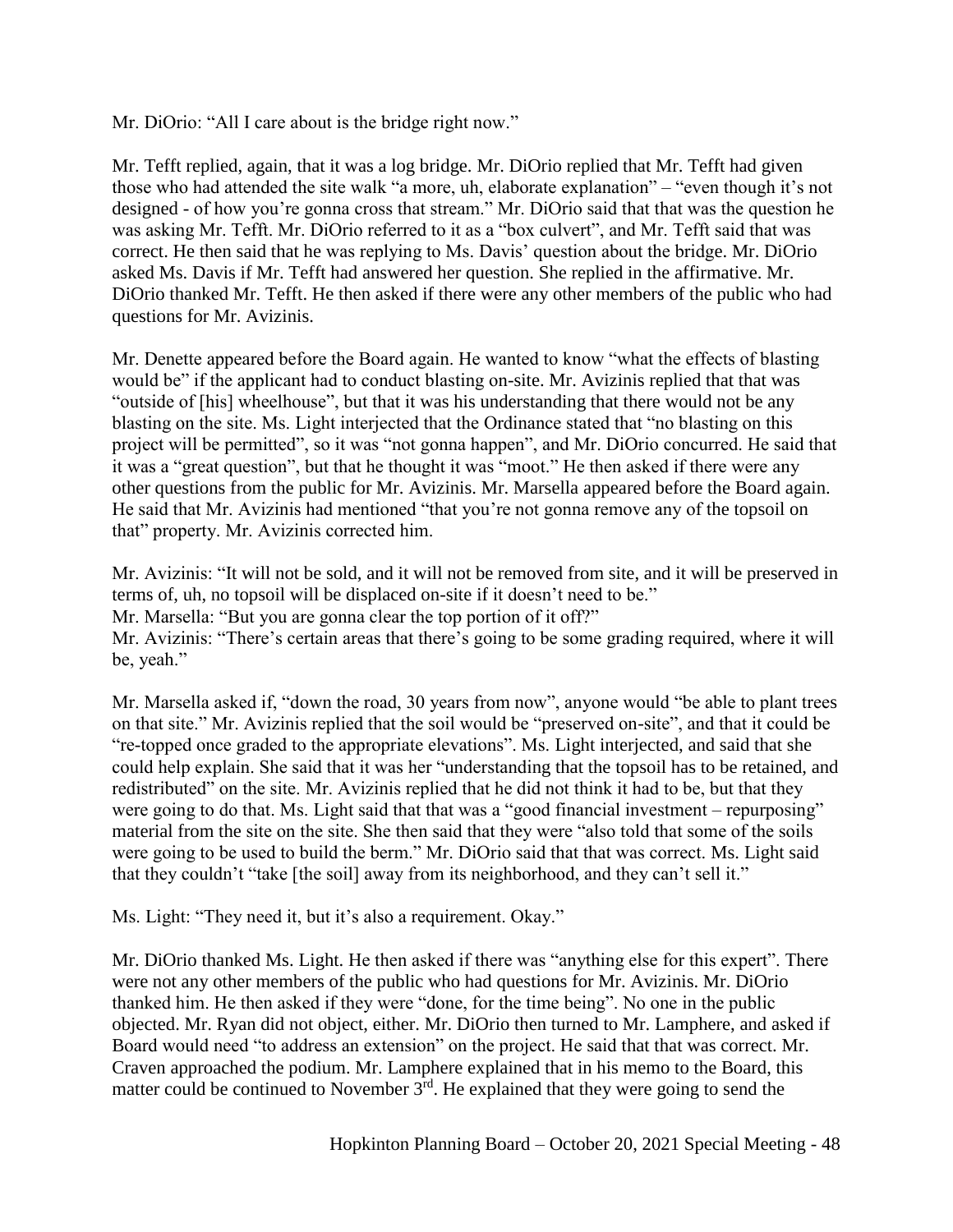Mr. DiOrio: "All I care about is the bridge right now."

Mr. Tefft replied, again, that it was a log bridge. Mr. DiOrio replied that Mr. Tefft had given those who had attended the site walk "a more, uh, elaborate explanation" – "even though it's not designed - of how you're gonna cross that stream." Mr. DiOrio said that that was the question he was asking Mr. Tefft. Mr. DiOrio referred to it as a "box culvert", and Mr. Tefft said that was correct. He then said that he was replying to Ms. Davis' question about the bridge. Mr. DiOrio asked Ms. Davis if Mr. Tefft had answered her question. She replied in the affirmative. Mr. DiOrio thanked Mr. Tefft. He then asked if there were any other members of the public who had questions for Mr. Avizinis.

Mr. Denette appeared before the Board again. He wanted to know "what the effects of blasting would be" if the applicant had to conduct blasting on-site. Mr. Avizinis replied that that was "outside of [his] wheelhouse", but that it was his understanding that there would not be any blasting on the site. Ms. Light interjected that the Ordinance stated that "no blasting on this project will be permitted", so it was "not gonna happen", and Mr. DiOrio concurred. He said that it was a "great question", but that he thought it was "moot." He then asked if there were any other questions from the public for Mr. Avizinis. Mr. Marsella appeared before the Board again. He said that Mr. Avizinis had mentioned "that you're not gonna remove any of the topsoil on that" property. Mr. Avizinis corrected him.

Mr. Avizinis: "It will not be sold, and it will not be removed from site, and it will be preserved in terms of, uh, no topsoil will be displaced on-site if it doesn't need to be."
Mr. Marsella: "But you are gonna clear the top portion of it off?"
Mr. Avizinis: "There's certain areas that there's going to be some grading required, where it will be, yeah."

Mr. Marsella asked if, "down the road, 30 years from now", anyone would "be able to plant trees on that site." Mr. Avizinis replied that the soil would be "preserved on-site", and that it could be "re-topped once graded to the appropriate elevations". Ms. Light interjected, and said that she could help explain. She said that it was her "understanding that the topsoil has to be retained, and redistributed" on the site. Mr. Avizinis replied that he did not think it had to be, but that they were going to do that. Ms. Light said that that was a "good financial investment – repurposing" material from the site on the site. She then said that they were "also told that some of the soils were going to be used to build the berm." Mr. DiOrio said that that was correct. Ms. Light said that they couldn't "take [the soil] away from its neighborhood, and they can't sell it."

Ms. Light: "They need it, but it's also a requirement. Okay."

Mr. DiOrio thanked Ms. Light. He then asked if there was "anything else for this expert". There were not any other members of the public who had questions for Mr. Avizinis. Mr. DiOrio thanked him. He then asked if they were "done, for the time being". No one in the public objected. Mr. Ryan did not object, either. Mr. DiOrio then turned to Mr. Lamphere, and asked if Board would need "to address an extension" on the project. He said that that was correct. Mr. Craven approached the podium. Mr. Lamphere explained that in his memo to the Board, this matter could be continued to November 3rd. He explained that they were going to send the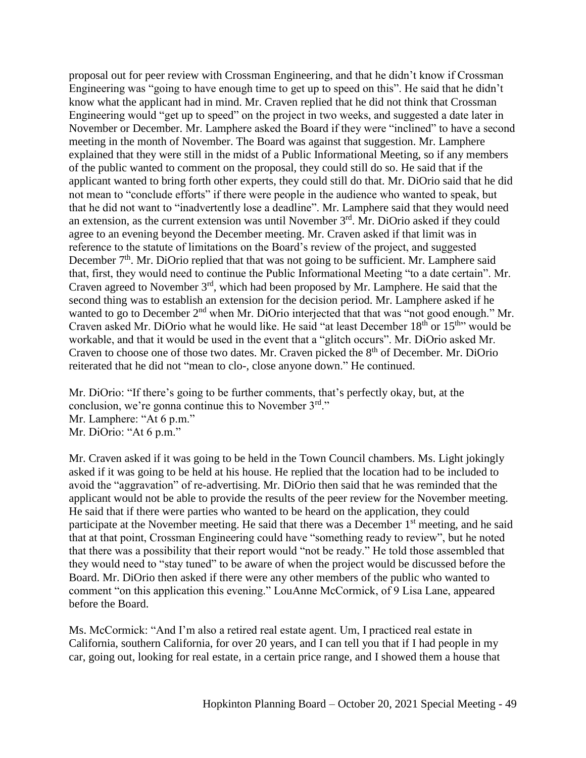proposal out for peer review with Crossman Engineering, and that he didn't know if Crossman Engineering was "going to have enough time to get up to speed on this". He said that he didn't know what the applicant had in mind. Mr. Craven replied that he did not think that Crossman Engineering would "get up to speed" on the project in two weeks, and suggested a date later in November or December. Mr. Lamphere asked the Board if they were "inclined" to have a second meeting in the month of November. The Board was against that suggestion. Mr. Lamphere explained that they were still in the midst of a Public Informational Meeting, so if any members of the public wanted to comment on the proposal, they could still do so. He said that if the applicant wanted to bring forth other experts, they could still do that. Mr. DiOrio said that he did not mean to "conclude efforts" if there were people in the audience who wanted to speak, but that he did not want to "inadvertently lose a deadline". Mr. Lamphere said that they would need an extension, as the current extension was until November 3rd. Mr. DiOrio asked if they could agree to an evening beyond the December meeting. Mr. Craven asked if that limit was in reference to the statute of limitations on the Board's review of the project, and suggested December 7th. Mr. DiOrio replied that that was not going to be sufficient. Mr. Lamphere said that, first, they would need to continue the Public Informational Meeting "to a date certain". Mr. Craven agreed to November 3rd, which had been proposed by Mr. Lamphere. He said that the second thing was to establish an extension for the decision period. Mr. Lamphere asked if he wanted to go to December 2nd when Mr. DiOrio interjected that that was "not good enough." Mr. Craven asked Mr. DiOrio what he would like. He said "at least December 18th or 15th" would be workable, and that it would be used in the event that a "glitch occurs". Mr. DiOrio asked Mr. Craven to choose one of those two dates. Mr. Craven picked the 8th of December. Mr. DiOrio reiterated that he did not "mean to clo-, close anyone down." He continued.

Mr. DiOrio: "If there's going to be further comments, that's perfectly okay, but, at the conclusion, we're gonna continue this to November 3rd."
Mr. Lamphere: "At 6 p.m."
Mr. DiOrio: "At 6 p.m."

Mr. Craven asked if it was going to be held in the Town Council chambers. Ms. Light jokingly asked if it was going to be held at his house. He replied that the location had to be included to avoid the "aggravation" of re-advertising. Mr. DiOrio then said that he was reminded that the applicant would not be able to provide the results of the peer review for the November meeting. He said that if there were parties who wanted to be heard on the application, they could participate at the November meeting. He said that there was a December 1st meeting, and he said that at that point, Crossman Engineering could have "something ready to review", but he noted that there was a possibility that their report would "not be ready." He told those assembled that they would need to "stay tuned" to be aware of when the project would be discussed before the Board. Mr. DiOrio then asked if there were any other members of the public who wanted to comment "on this application this evening." LouAnne McCormick, of 9 Lisa Lane, appeared before the Board.

Ms. McCormick: "And I'm also a retired real estate agent. Um, I practiced real estate in California, southern California, for over 20 years, and I can tell you that if I had people in my car, going out, looking for real estate, in a certain price range, and I showed them a house that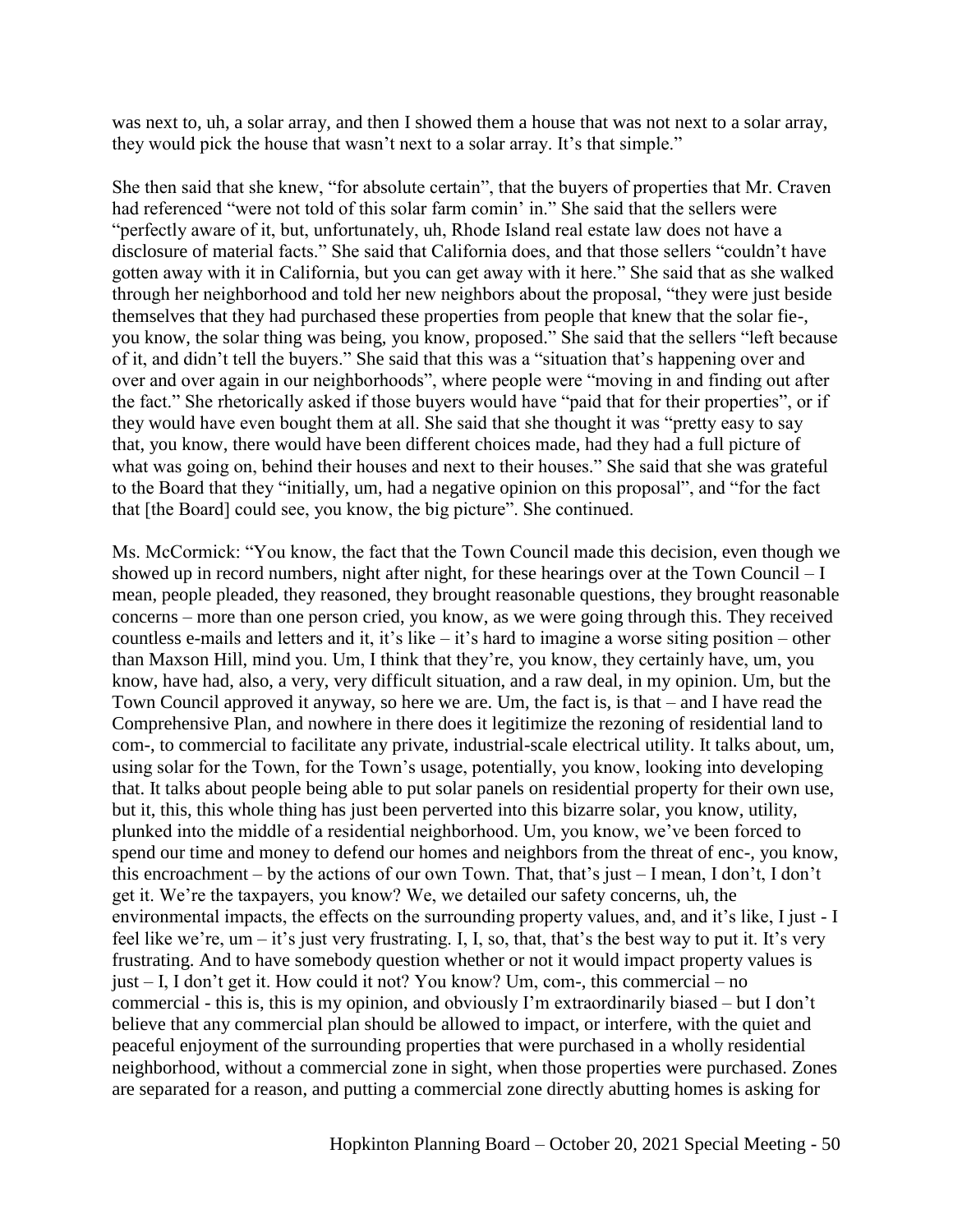was next to, uh, a solar array, and then I showed them a house that was not next to a solar array, they would pick the house that wasn't next to a solar array. It's that simple."

She then said that she knew, "for absolute certain", that the buyers of properties that Mr. Craven had referenced "were not told of this solar farm comin' in." She said that the sellers were "perfectly aware of it, but, unfortunately, uh, Rhode Island real estate law does not have a disclosure of material facts." She said that California does, and that those sellers "couldn't have gotten away with it in California, but you can get away with it here." She said that as she walked through her neighborhood and told her new neighbors about the proposal, "they were just beside themselves that they had purchased these properties from people that knew that the solar fie-, you know, the solar thing was being, you know, proposed." She said that the sellers "left because of it, and didn't tell the buyers." She said that this was a "situation that's happening over and over and over again in our neighborhoods", where people were "moving in and finding out after the fact." She rhetorically asked if those buyers would have "paid that for their properties", or if they would have even bought them at all. She said that she thought it was "pretty easy to say that, you know, there would have been different choices made, had they had a full picture of what was going on, behind their houses and next to their houses." She said that she was grateful to the Board that they "initially, um, had a negative opinion on this proposal", and "for the fact that [the Board] could see, you know, the big picture". She continued.

Ms. McCormick: "You know, the fact that the Town Council made this decision, even though we showed up in record numbers, night after night, for these hearings over at the Town Council – I mean, people pleaded, they reasoned, they brought reasonable questions, they brought reasonable concerns – more than one person cried, you know, as we were going through this. They received countless e-mails and letters and it, it's like – it's hard to imagine a worse siting position – other than Maxson Hill, mind you. Um, I think that they're, you know, they certainly have, um, you know, have had, also, a very, very difficult situation, and a raw deal, in my opinion. Um, but the Town Council approved it anyway, so here we are. Um, the fact is, is that – and I have read the Comprehensive Plan, and nowhere in there does it legitimize the rezoning of residential land to com-, to commercial to facilitate any private, industrial-scale electrical utility. It talks about, um, using solar for the Town, for the Town's usage, potentially, you know, looking into developing that. It talks about people being able to put solar panels on residential property for their own use, but it, this, this whole thing has just been perverted into this bizarre solar, you know, utility, plunked into the middle of a residential neighborhood. Um, you know, we've been forced to spend our time and money to defend our homes and neighbors from the threat of enc-, you know, this encroachment – by the actions of our own Town. That, that's just – I mean, I don't, I don't get it. We're the taxpayers, you know? We, we detailed our safety concerns, uh, the environmental impacts, the effects on the surrounding property values, and, and it's like, I just - I feel like we're, um – it's just very frustrating. I, I, so, that, that's the best way to put it. It's very frustrating. And to have somebody question whether or not it would impact property values is just – I, I don't get it. How could it not? You know? Um, com-, this commercial – no commercial - this is, this is my opinion, and obviously I'm extraordinarily biased – but I don't believe that any commercial plan should be allowed to impact, or interfere, with the quiet and peaceful enjoyment of the surrounding properties that were purchased in a wholly residential neighborhood, without a commercial zone in sight, when those properties were purchased. Zones are separated for a reason, and putting a commercial zone directly abutting homes is asking for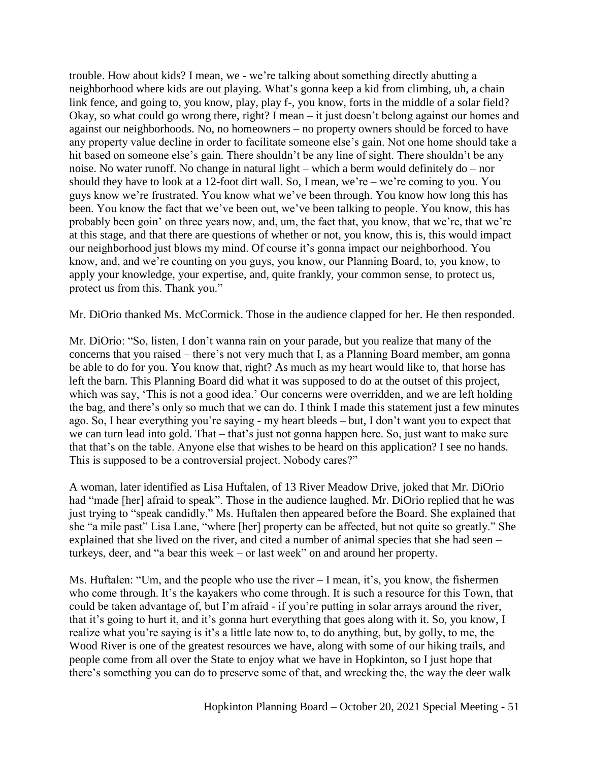trouble. How about kids? I mean, we - we're talking about something directly abutting a neighborhood where kids are out playing. What's gonna keep a kid from climbing, uh, a chain link fence, and going to, you know, play, play f-, you know, forts in the middle of a solar field? Okay, so what could go wrong there, right? I mean – it just doesn't belong against our homes and against our neighborhoods. No, no homeowners – no property owners should be forced to have any property value decline in order to facilitate someone else's gain. Not one home should take a hit based on someone else's gain. There shouldn't be any line of sight. There shouldn't be any noise. No water runoff. No change in natural light – which a berm would definitely do – nor should they have to look at a 12-foot dirt wall. So, I mean, we're – we're coming to you. You guys know we're frustrated. You know what we've been through. You know how long this has been. You know the fact that we've been out, we've been talking to people. You know, this has probably been goin' on three years now, and, um, the fact that, you know, that we're, that we're at this stage, and that there are questions of whether or not, you know, this is, this would impact our neighborhood just blows my mind. Of course it's gonna impact our neighborhood. You know, and, and we're counting on you guys, you know, our Planning Board, to, you know, to apply your knowledge, your expertise, and, quite frankly, your common sense, to protect us, protect us from this. Thank you."

Mr. DiOrio thanked Ms. McCormick. Those in the audience clapped for her. He then responded.

Mr. DiOrio: "So, listen, I don't wanna rain on your parade, but you realize that many of the concerns that you raised – there's not very much that I, as a Planning Board member, am gonna be able to do for you. You know that, right? As much as my heart would like to, that horse has left the barn. This Planning Board did what it was supposed to do at the outset of this project, which was say, 'This is not a good idea.' Our concerns were overridden, and we are left holding the bag, and there's only so much that we can do. I think I made this statement just a few minutes ago. So, I hear everything you're saying - my heart bleeds – but, I don't want you to expect that we can turn lead into gold. That – that's just not gonna happen here. So, just want to make sure that that's on the table. Anyone else that wishes to be heard on this application? I see no hands. This is supposed to be a controversial project. Nobody cares?"

A woman, later identified as Lisa Huftalen, of 13 River Meadow Drive, joked that Mr. DiOrio had "made [her] afraid to speak". Those in the audience laughed. Mr. DiOrio replied that he was just trying to "speak candidly." Ms. Huftalen then appeared before the Board. She explained that she "a mile past" Lisa Lane, "where [her] property can be affected, but not quite so greatly." She explained that she lived on the river, and cited a number of animal species that she had seen – turkeys, deer, and "a bear this week – or last week" on and around her property.

Ms. Huftalen: "Um, and the people who use the river – I mean, it's, you know, the fishermen who come through. It's the kayakers who come through. It is such a resource for this Town, that could be taken advantage of, but I'm afraid - if you're putting in solar arrays around the river, that it's going to hurt it, and it's gonna hurt everything that goes along with it. So, you know, I realize what you're saying is it's a little late now to, to do anything, but, by golly, to me, the Wood River is one of the greatest resources we have, along with some of our hiking trails, and people come from all over the State to enjoy what we have in Hopkinton, so I just hope that there's something you can do to preserve some of that, and wrecking the, the way the deer walk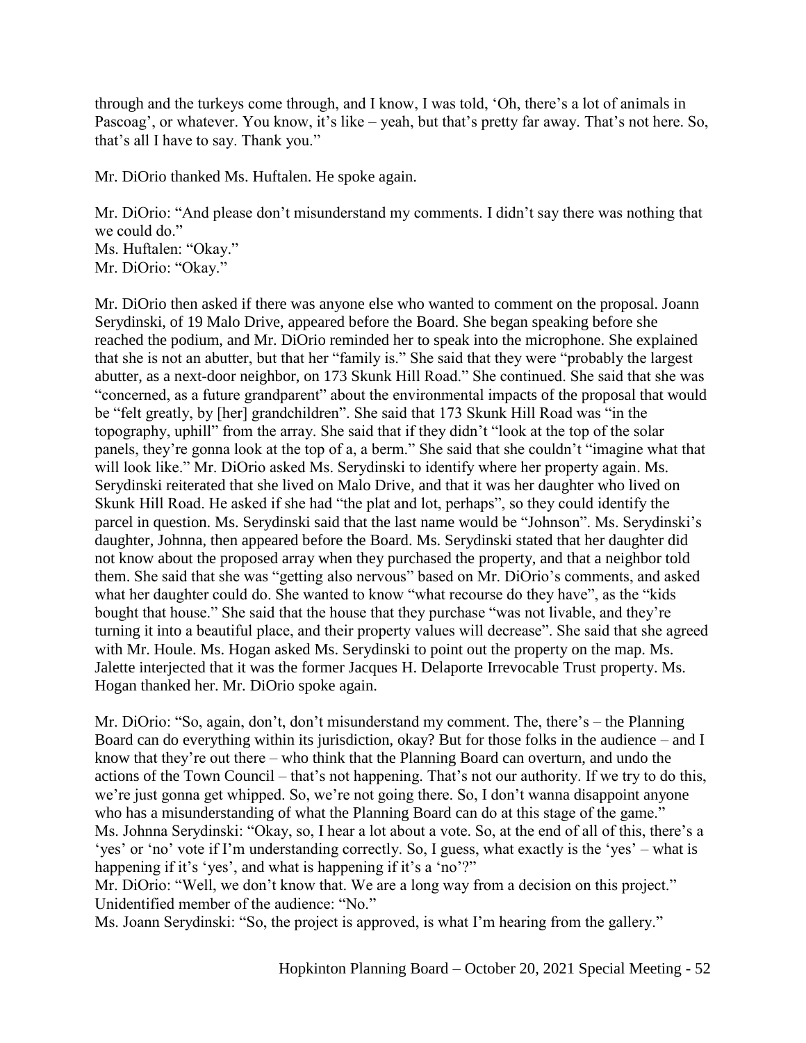through and the turkeys come through, and I know, I was told, 'Oh, there's a lot of animals in Pascoag', or whatever. You know, it's like – yeah, but that's pretty far away. That's not here. So, that's all I have to say. Thank you."

Mr. DiOrio thanked Ms. Huftalen. He spoke again.

Mr. DiOrio: "And please don't misunderstand my comments. I didn't say there was nothing that we could do."
Ms. Huftalen: "Okay."
Mr. DiOrio: "Okay."

Mr. DiOrio then asked if there was anyone else who wanted to comment on the proposal. Joann Serydinski, of 19 Malo Drive, appeared before the Board. She began speaking before she reached the podium, and Mr. DiOrio reminded her to speak into the microphone. She explained that she is not an abutter, but that her "family is." She said that they were "probably the largest abutter, as a next-door neighbor, on 173 Skunk Hill Road." She continued. She said that she was "concerned, as a future grandparent" about the environmental impacts of the proposal that would be "felt greatly, by [her] grandchildren". She said that 173 Skunk Hill Road was "in the topography, uphill" from the array. She said that if they didn't "look at the top of the solar panels, they're gonna look at the top of a, a berm." She said that she couldn't "imagine what that will look like." Mr. DiOrio asked Ms. Serydinski to identify where her property again. Ms. Serydinski reiterated that she lived on Malo Drive, and that it was her daughter who lived on Skunk Hill Road. He asked if she had "the plat and lot, perhaps", so they could identify the parcel in question. Ms. Serydinski said that the last name would be "Johnson". Ms. Serydinski's daughter, Johnna, then appeared before the Board. Ms. Serydinski stated that her daughter did not know about the proposed array when they purchased the property, and that a neighbor told them. She said that she was "getting also nervous" based on Mr. DiOrio's comments, and asked what her daughter could do. She wanted to know "what recourse do they have", as the "kids bought that house." She said that the house that they purchase "was not livable, and they're turning it into a beautiful place, and their property values will decrease". She said that she agreed with Mr. Houle. Ms. Hogan asked Ms. Serydinski to point out the property on the map. Ms. Jalette interjected that it was the former Jacques H. Delaporte Irrevocable Trust property. Ms. Hogan thanked her. Mr. DiOrio spoke again.

Mr. DiOrio: "So, again, don't, don't misunderstand my comment. The, there's – the Planning Board can do everything within its jurisdiction, okay? But for those folks in the audience – and I know that they're out there – who think that the Planning Board can overturn, and undo the actions of the Town Council – that's not happening. That's not our authority. If we try to do this, we're just gonna get whipped. So, we're not going there. So, I don't wanna disappoint anyone who has a misunderstanding of what the Planning Board can do at this stage of the game."
Ms. Johnna Serydinski: "Okay, so, I hear a lot about a vote. So, at the end of all of this, there's a 'yes' or 'no' vote if I'm understanding correctly. So, I guess, what exactly is the 'yes' – what is happening if it's 'yes', and what is happening if it's a 'no'?"
Mr. DiOrio: "Well, we don't know that. We are a long way from a decision on this project."
Unidentified member of the audience: "No."
Ms. Joann Serydinski: "So, the project is approved, is what I'm hearing from the gallery."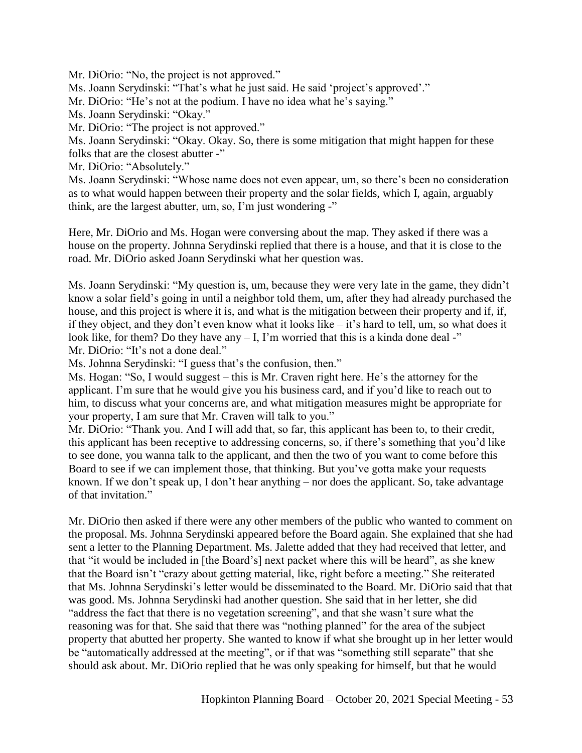Mr. DiOrio: "No, the project is not approved."
Ms. Joann Serydinski: "That's what he just said. He said 'project's approved'."
Mr. DiOrio: "He's not at the podium. I have no idea what he's saying."
Ms. Joann Serydinski: "Okay."
Mr. DiOrio: "The project is not approved."
Ms. Joann Serydinski: "Okay. Okay. So, there is some mitigation that might happen for these folks that are the closest abutter -"
Mr. DiOrio: "Absolutely."
Ms. Joann Serydinski: "Whose name does not even appear, um, so there's been no consideration as to what would happen between their property and the solar fields, which I, again, arguably think, are the largest abutter, um, so, I'm just wondering -"

Here, Mr. DiOrio and Ms. Hogan were conversing about the map. They asked if there was a house on the property. Johnna Serydinski replied that there is a house, and that it is close to the road. Mr. DiOrio asked Joann Serydinski what her question was.

Ms. Joann Serydinski: "My question is, um, because they were very late in the game, they didn't know a solar field's going in until a neighbor told them, um, after they had already purchased the house, and this project is where it is, and what is the mitigation between their property and if, if, if they object, and they don't even know what it looks like – it's hard to tell, um, so what does it look like, for them? Do they have any – I, I'm worried that this is a kinda done deal -"
Mr. DiOrio: "It's not a done deal."
Ms. Johnna Serydinski: "I guess that's the confusion, then."
Ms. Hogan: "So, I would suggest – this is Mr. Craven right here. He's the attorney for the applicant. I'm sure that he would give you his business card, and if you'd like to reach out to him, to discuss what your concerns are, and what mitigation measures might be appropriate for your property, I am sure that Mr. Craven will talk to you."
Mr. DiOrio: "Thank you. And I will add that, so far, this applicant has been to, to their credit, this applicant has been receptive to addressing concerns, so, if there's something that you'd like to see done, you wanna talk to the applicant, and then the two of you want to come before this Board to see if we can implement those, that thinking. But you've gotta make your requests known. If we don't speak up, I don't hear anything – nor does the applicant. So, take advantage of that invitation."

Mr. DiOrio then asked if there were any other members of the public who wanted to comment on the proposal. Ms. Johnna Serydinski appeared before the Board again. She explained that she had sent a letter to the Planning Department. Ms. Jalette added that they had received that letter, and that "it would be included in [the Board's] next packet where this will be heard", as she knew that the Board isn't "crazy about getting material, like, right before a meeting." She reiterated that Ms. Johnna Serydinski's letter would be disseminated to the Board. Mr. DiOrio said that that was good. Ms. Johnna Serydinski had another question. She said that in her letter, she did "address the fact that there is no vegetation screening", and that she wasn't sure what the reasoning was for that. She said that there was "nothing planned" for the area of the subject property that abutted her property. She wanted to know if what she brought up in her letter would be "automatically addressed at the meeting", or if that was "something still separate" that she should ask about. Mr. DiOrio replied that he was only speaking for himself, but that he would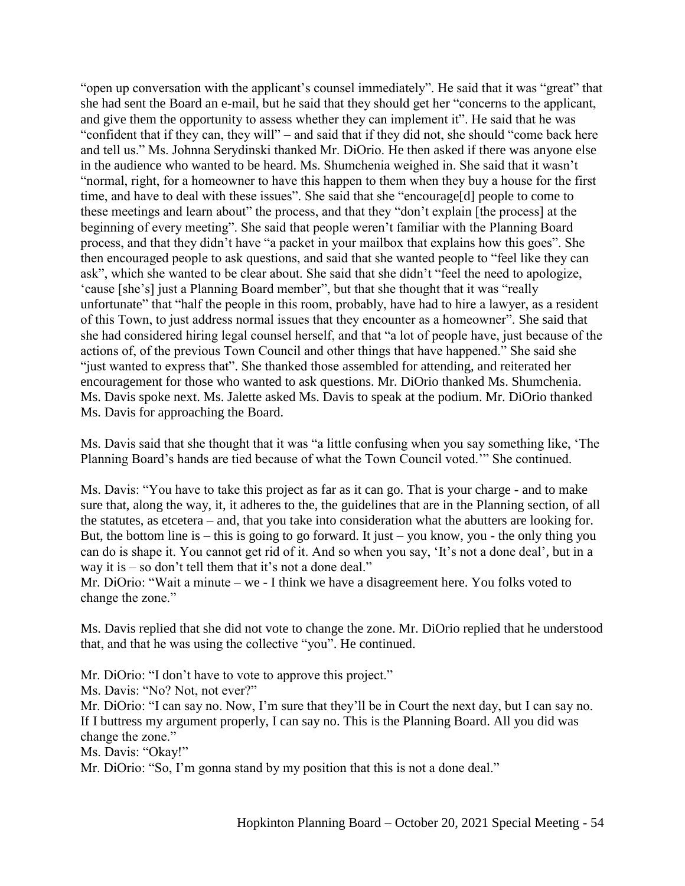"open up conversation with the applicant's counsel immediately". He said that it was "great" that she had sent the Board an e-mail, but he said that they should get her "concerns to the applicant, and give them the opportunity to assess whether they can implement it". He said that he was "confident that if they can, they will" – and said that if they did not, she should "come back here and tell us." Ms. Johnna Serydinski thanked Mr. DiOrio. He then asked if there was anyone else in the audience who wanted to be heard. Ms. Shumchenia weighed in. She said that it wasn't "normal, right, for a homeowner to have this happen to them when they buy a house for the first time, and have to deal with these issues". She said that she "encourage[d] people to come to these meetings and learn about" the process, and that they "don't explain [the process] at the beginning of every meeting". She said that people weren't familiar with the Planning Board process, and that they didn't have "a packet in your mailbox that explains how this goes". She then encouraged people to ask questions, and said that she wanted people to "feel like they can ask", which she wanted to be clear about. She said that she didn't "feel the need to apologize, 'cause [she's] just a Planning Board member", but that she thought that it was "really unfortunate" that "half the people in this room, probably, have had to hire a lawyer, as a resident of this Town, to just address normal issues that they encounter as a homeowner". She said that she had considered hiring legal counsel herself, and that "a lot of people have, just because of the actions of, of the previous Town Council and other things that have happened." She said she "just wanted to express that". She thanked those assembled for attending, and reiterated her encouragement for those who wanted to ask questions. Mr. DiOrio thanked Ms. Shumchenia. Ms. Davis spoke next. Ms. Jalette asked Ms. Davis to speak at the podium. Mr. DiOrio thanked Ms. Davis for approaching the Board.

Ms. Davis said that she thought that it was "a little confusing when you say something like, 'The Planning Board's hands are tied because of what the Town Council voted.'" She continued.

Ms. Davis: "You have to take this project as far as it can go. That is your charge - and to make sure that, along the way, it, it adheres to the, the guidelines that are in the Planning section, of all the statutes, as etcetera – and, that you take into consideration what the abutters are looking for. But, the bottom line is – this is going to go forward. It just – you know, you - the only thing you can do is shape it. You cannot get rid of it. And so when you say, 'It's not a done deal', but in a way it is – so don't tell them that it's not a done deal."

Mr. DiOrio: "Wait a minute – we - I think we have a disagreement here. You folks voted to change the zone."

Ms. Davis replied that she did not vote to change the zone. Mr. DiOrio replied that he understood that, and that he was using the collective "you". He continued.

Mr. DiOrio: "I don't have to vote to approve this project."

Ms. Davis: "No? Not, not ever?"

Mr. DiOrio: "I can say no. Now, I'm sure that they'll be in Court the next day, but I can say no. If I buttress my argument properly, I can say no. This is the Planning Board. All you did was change the zone."

Ms. Davis: "Okay!"

Mr. DiOrio: "So, I'm gonna stand by my position that this is not a done deal."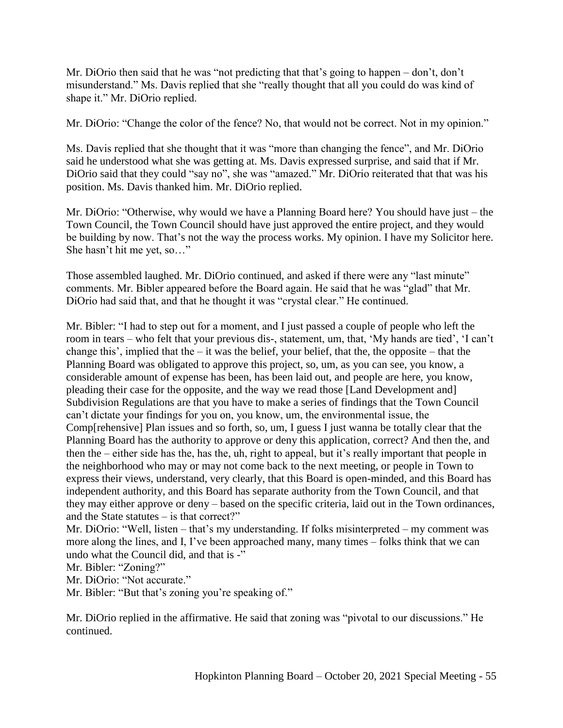Mr. DiOrio then said that he was "not predicting that that's going to happen – don't, don't misunderstand." Ms. Davis replied that she "really thought that all you could do was kind of shape it." Mr. DiOrio replied.

Mr. DiOrio: "Change the color of the fence? No, that would not be correct. Not in my opinion."

Ms. Davis replied that she thought that it was "more than changing the fence", and Mr. DiOrio said he understood what she was getting at. Ms. Davis expressed surprise, and said that if Mr. DiOrio said that they could "say no", she was "amazed." Mr. DiOrio reiterated that that was his position. Ms. Davis thanked him. Mr. DiOrio replied.

Mr. DiOrio: "Otherwise, why would we have a Planning Board here? You should have just – the Town Council, the Town Council should have just approved the entire project, and they would be building by now. That's not the way the process works. My opinion. I have my Solicitor here. She hasn't hit me yet, so…"

Those assembled laughed. Mr. DiOrio continued, and asked if there were any "last minute" comments. Mr. Bibler appeared before the Board again. He said that he was "glad" that Mr. DiOrio had said that, and that he thought it was "crystal clear." He continued.

Mr. Bibler: "I had to step out for a moment, and I just passed a couple of people who left the room in tears – who felt that your previous dis-, statement, um, that, 'My hands are tied', 'I can't change this', implied that the – it was the belief, your belief, that the, the opposite – that the Planning Board was obligated to approve this project, so, um, as you can see, you know, a considerable amount of expense has been, has been laid out, and people are here, you know, pleading their case for the opposite, and the way we read those [Land Development and] Subdivision Regulations are that you have to make a series of findings that the Town Council can't dictate your findings for you on, you know, um, the environmental issue, the Comp[rehensive] Plan issues and so forth, so, um, I guess I just wanna be totally clear that the Planning Board has the authority to approve or deny this application, correct? And then the, and then the – either side has the, has the, uh, right to appeal, but it's really important that people in the neighborhood who may or may not come back to the next meeting, or people in Town to express their views, understand, very clearly, that this Board is open-minded, and this Board has independent authority, and this Board has separate authority from the Town Council, and that they may either approve or deny – based on the specific criteria, laid out in the Town ordinances, and the State statutes – is that correct?"

Mr. DiOrio: "Well, listen – that's my understanding. If folks misinterpreted – my comment was more along the lines, and I, I've been approached many, many times – folks think that we can undo what the Council did, and that is -"

Mr. Bibler: "Zoning?"

Mr. DiOrio: "Not accurate."

Mr. Bibler: "But that's zoning you're speaking of."

Mr. DiOrio replied in the affirmative. He said that zoning was "pivotal to our discussions." He continued.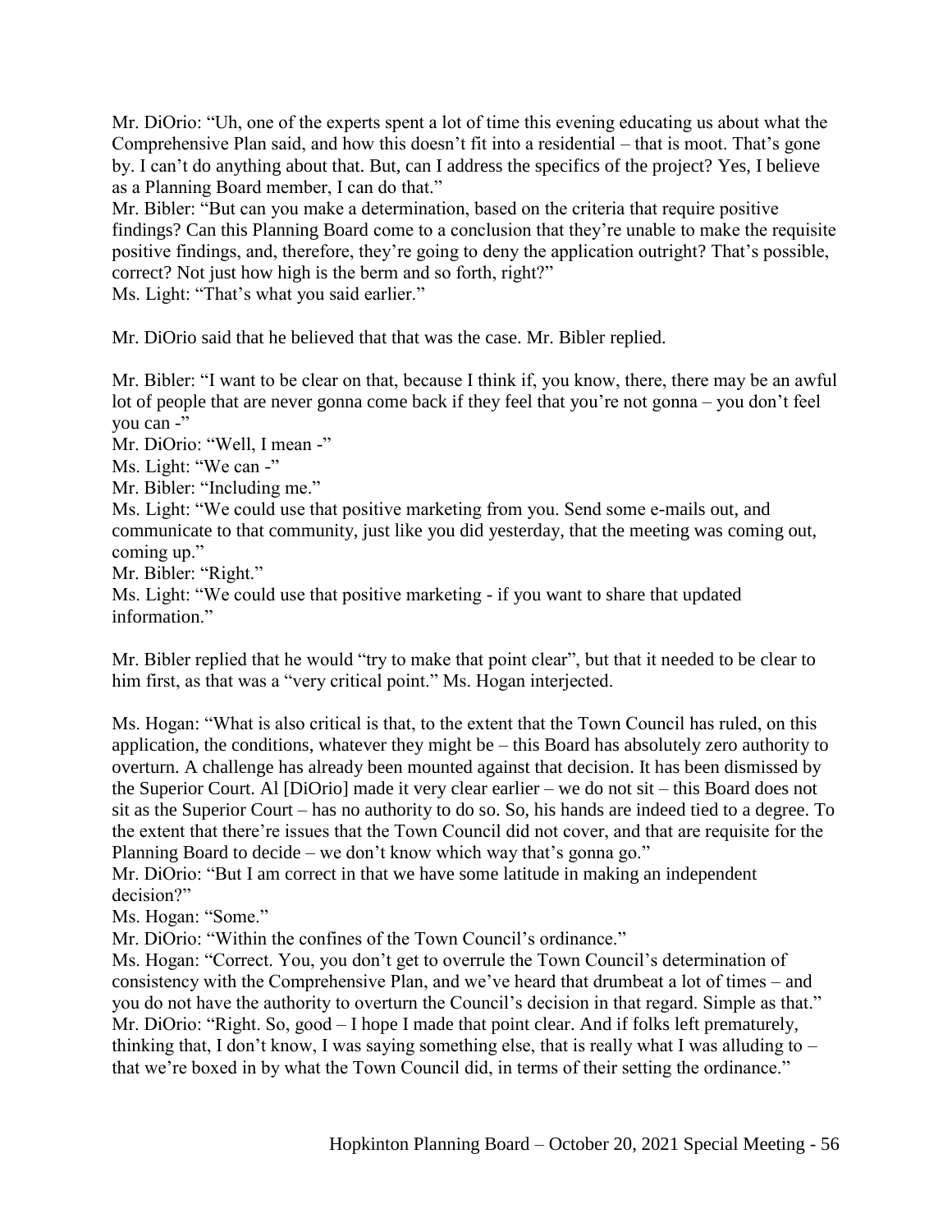Mr. DiOrio: "Uh, one of the experts spent a lot of time this evening educating us about what the Comprehensive Plan said, and how this doesn't fit into a residential – that is moot. That's gone by. I can't do anything about that. But, can I address the specifics of the project? Yes, I believe as a Planning Board member, I can do that."
Mr. Bibler: "But can you make a determination, based on the criteria that require positive findings? Can this Planning Board come to a conclusion that they're unable to make the requisite positive findings, and, therefore, they're going to deny the application outright? That's possible, correct? Not just how high is the berm and so forth, right?"
Ms. Light: "That's what you said earlier."

Mr. DiOrio said that he believed that that was the case. Mr. Bibler replied.

Mr. Bibler: "I want to be clear on that, because I think if, you know, there, there may be an awful lot of people that are never gonna come back if they feel that you're not gonna – you don't feel you can -"
Mr. DiOrio: "Well, I mean -"
Ms. Light: "We can -"
Mr. Bibler: "Including me."
Ms. Light: "We could use that positive marketing from you. Send some e-mails out, and communicate to that community, just like you did yesterday, that the meeting was coming out, coming up."
Mr. Bibler: "Right."
Ms. Light: "We could use that positive marketing - if you want to share that updated information."

Mr. Bibler replied that he would "try to make that point clear", but that it needed to be clear to him first, as that was a "very critical point." Ms. Hogan interjected.

Ms. Hogan: "What is also critical is that, to the extent that the Town Council has ruled, on this application, the conditions, whatever they might be – this Board has absolutely zero authority to overturn. A challenge has already been mounted against that decision. It has been dismissed by the Superior Court. Al [DiOrio] made it very clear earlier – we do not sit – this Board does not sit as the Superior Court – has no authority to do so. So, his hands are indeed tied to a degree. To the extent that there're issues that the Town Council did not cover, and that are requisite for the Planning Board to decide – we don't know which way that's gonna go."
Mr. DiOrio: "But I am correct in that we have some latitude in making an independent decision?"
Ms. Hogan: "Some."
Mr. DiOrio: "Within the confines of the Town Council's ordinance."
Ms. Hogan: "Correct. You, you don't get to overrule the Town Council's determination of consistency with the Comprehensive Plan, and we've heard that drumbeat a lot of times – and you do not have the authority to overturn the Council's decision in that regard. Simple as that."
Mr. DiOrio: "Right. So, good – I hope I made that point clear. And if folks left prematurely, thinking that, I don't know, I was saying something else, that is really what I was alluding to – that we're boxed in by what the Town Council did, in terms of their setting the ordinance."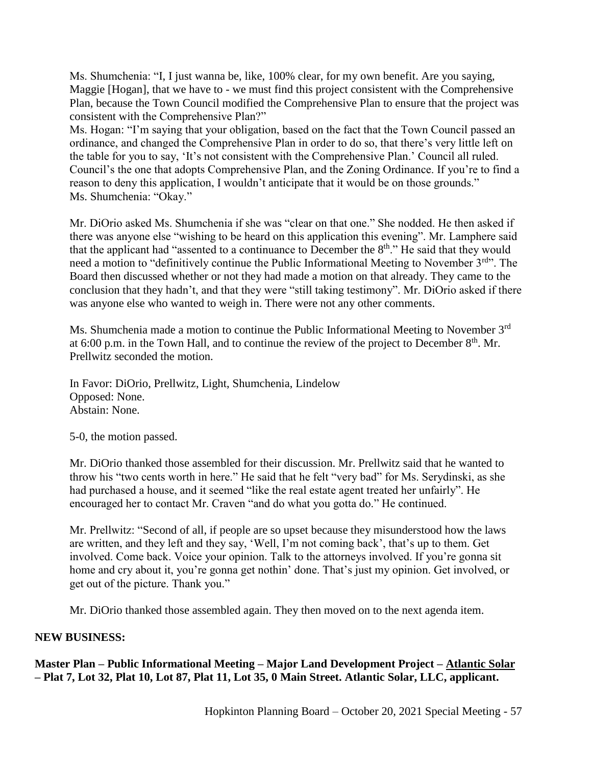Ms. Shumchenia: "I, I just wanna be, like, 100% clear, for my own benefit. Are you saying, Maggie [Hogan], that we have to - we must find this project consistent with the Comprehensive Plan, because the Town Council modified the Comprehensive Plan to ensure that the project was consistent with the Comprehensive Plan?"
Ms. Hogan: "I'm saying that your obligation, based on the fact that the Town Council passed an ordinance, and changed the Comprehensive Plan in order to do so, that there's very little left on the table for you to say, 'It's not consistent with the Comprehensive Plan.' Council all ruled. Council's the one that adopts Comprehensive Plan, and the Zoning Ordinance. If you're to find a reason to deny this application, I wouldn't anticipate that it would be on those grounds."
Ms. Shumchenia: "Okay."

Mr. DiOrio asked Ms. Shumchenia if she was "clear on that one." She nodded. He then asked if there was anyone else "wishing to be heard on this application this evening". Mr. Lamphere said that the applicant had "assented to a continuance to December the 8th." He said that they would need a motion to "definitively continue the Public Informational Meeting to November 3rd". The Board then discussed whether or not they had made a motion on that already. They came to the conclusion that they hadn't, and that they were "still taking testimony". Mr. DiOrio asked if there was anyone else who wanted to weigh in. There were not any other comments.

Ms. Shumchenia made a motion to continue the Public Informational Meeting to November 3rd at 6:00 p.m. in the Town Hall, and to continue the review of the project to December 8th. Mr. Prellwitz seconded the motion.

In Favor: DiOrio, Prellwitz, Light, Shumchenia, Lindelow
Opposed: None.
Abstain: None.

5-0, the motion passed.

Mr. DiOrio thanked those assembled for their discussion. Mr. Prellwitz said that he wanted to throw his "two cents worth in here." He said that he felt "very bad" for Ms. Serydinski, as she had purchased a house, and it seemed "like the real estate agent treated her unfairly". He encouraged her to contact Mr. Craven "and do what you gotta do." He continued.

Mr. Prellwitz: "Second of all, if people are so upset because they misunderstood how the laws are written, and they left and they say, 'Well, I'm not coming back', that's up to them. Get involved. Come back. Voice your opinion. Talk to the attorneys involved. If you're gonna sit home and cry about it, you're gonna get nothin' done. That's just my opinion. Get involved, or get out of the picture. Thank you."

Mr. DiOrio thanked those assembled again. They then moved on to the next agenda item.

**NEW BUSINESS:**

**Master Plan – Public Informational Meeting – Major Land Development Project – <u>Atlantic Solar</u> – Plat 7, Lot 32, Plat 10, Lot 87, Plat 11, Lot 35, 0 Main Street. Atlantic Solar, LLC, applicant.**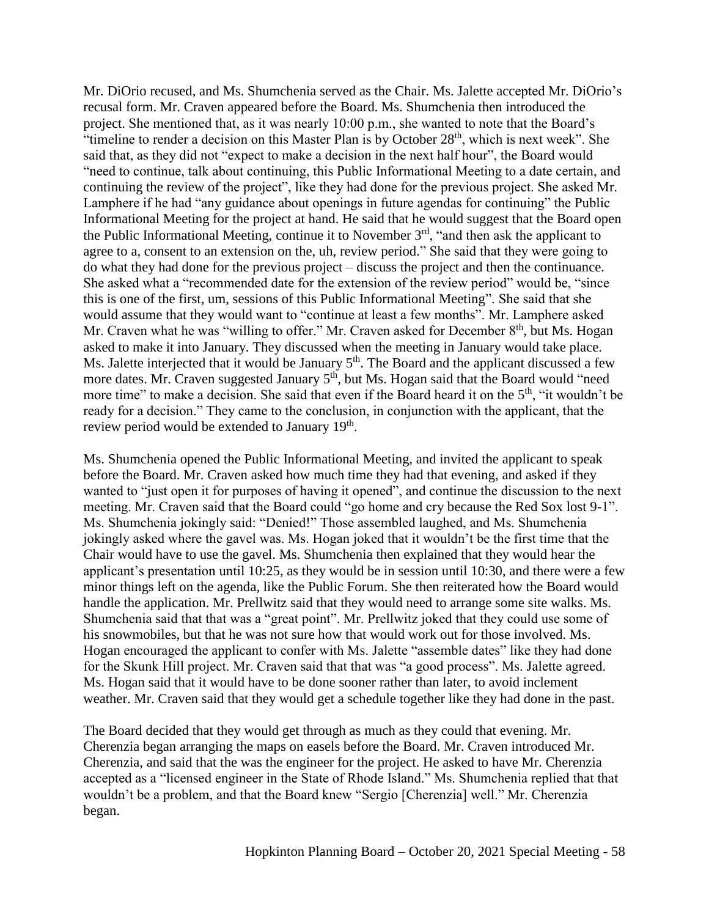Mr. DiOrio recused, and Ms. Shumchenia served as the Chair. Ms. Jalette accepted Mr. DiOrio's recusal form. Mr. Craven appeared before the Board. Ms. Shumchenia then introduced the project. She mentioned that, as it was nearly 10:00 p.m., she wanted to note that the Board's "timeline to render a decision on this Master Plan is by October 28th, which is next week". She said that, as they did not "expect to make a decision in the next half hour", the Board would "need to continue, talk about continuing, this Public Informational Meeting to a date certain, and continuing the review of the project", like they had done for the previous project. She asked Mr. Lamphere if he had "any guidance about openings in future agendas for continuing" the Public Informational Meeting for the project at hand. He said that he would suggest that the Board open the Public Informational Meeting, continue it to November 3rd, "and then ask the applicant to agree to a, consent to an extension on the, uh, review period." She said that they were going to do what they had done for the previous project – discuss the project and then the continuance. She asked what a "recommended date for the extension of the review period" would be, "since this is one of the first, um, sessions of this Public Informational Meeting". She said that she would assume that they would want to "continue at least a few months". Mr. Lamphere asked Mr. Craven what he was "willing to offer." Mr. Craven asked for December 8th, but Ms. Hogan asked to make it into January. They discussed when the meeting in January would take place. Ms. Jalette interjected that it would be January 5th. The Board and the applicant discussed a few more dates. Mr. Craven suggested January 5th, but Ms. Hogan said that the Board would "need more time" to make a decision. She said that even if the Board heard it on the 5th, "it wouldn't be ready for a decision." They came to the conclusion, in conjunction with the applicant, that the review period would be extended to January 19th.

Ms. Shumchenia opened the Public Informational Meeting, and invited the applicant to speak before the Board. Mr. Craven asked how much time they had that evening, and asked if they wanted to "just open it for purposes of having it opened", and continue the discussion to the next meeting. Mr. Craven said that the Board could "go home and cry because the Red Sox lost 9-1". Ms. Shumchenia jokingly said: "Denied!" Those assembled laughed, and Ms. Shumchenia jokingly asked where the gavel was. Ms. Hogan joked that it wouldn't be the first time that the Chair would have to use the gavel. Ms. Shumchenia then explained that they would hear the applicant's presentation until 10:25, as they would be in session until 10:30, and there were a few minor things left on the agenda, like the Public Forum. She then reiterated how the Board would handle the application. Mr. Prellwitz said that they would need to arrange some site walks. Ms. Shumchenia said that that was a "great point". Mr. Prellwitz joked that they could use some of his snowmobiles, but that he was not sure how that would work out for those involved. Ms. Hogan encouraged the applicant to confer with Ms. Jalette "assemble dates" like they had done for the Skunk Hill project. Mr. Craven said that that was "a good process". Ms. Jalette agreed. Ms. Hogan said that it would have to be done sooner rather than later, to avoid inclement weather. Mr. Craven said that they would get a schedule together like they had done in the past.

The Board decided that they would get through as much as they could that evening. Mr. Cherenzia began arranging the maps on easels before the Board. Mr. Craven introduced Mr. Cherenzia, and said that the was the engineer for the project. He asked to have Mr. Cherenzia accepted as a "licensed engineer in the State of Rhode Island." Ms. Shumchenia replied that that wouldn't be a problem, and that the Board knew "Sergio [Cherenzia] well." Mr. Cherenzia began.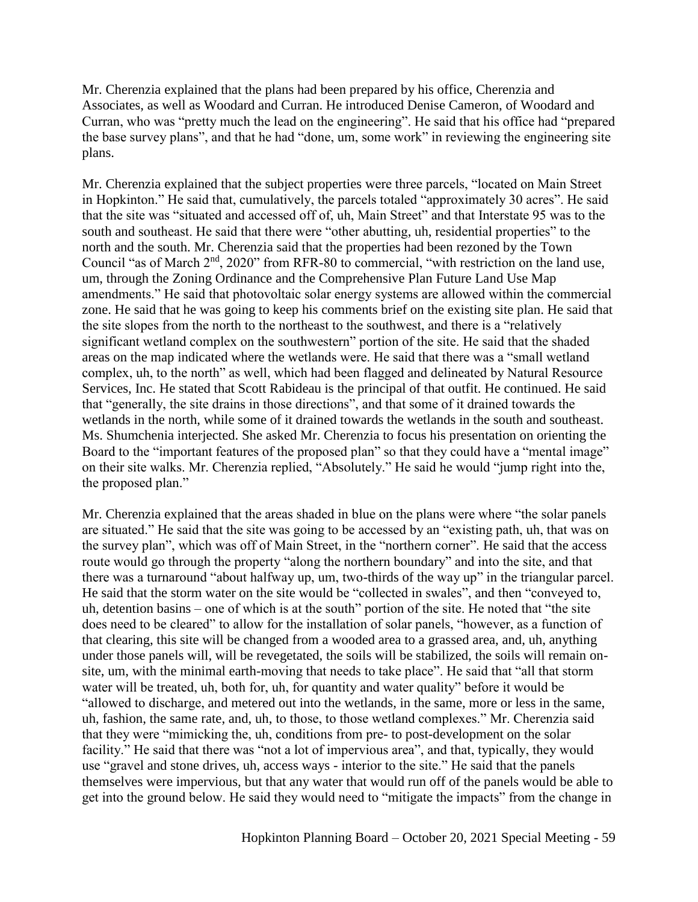Mr. Cherenzia explained that the plans had been prepared by his office, Cherenzia and Associates, as well as Woodard and Curran. He introduced Denise Cameron, of Woodard and Curran, who was "pretty much the lead on the engineering". He said that his office had "prepared the base survey plans", and that he had "done, um, some work" in reviewing the engineering site plans.

Mr. Cherenzia explained that the subject properties were three parcels, "located on Main Street in Hopkinton." He said that, cumulatively, the parcels totaled "approximately 30 acres". He said that the site was "situated and accessed off of, uh, Main Street" and that Interstate 95 was to the south and southeast. He said that there were "other abutting, uh, residential properties" to the north and the south. Mr. Cherenzia said that the properties had been rezoned by the Town Council "as of March 2nd, 2020" from RFR-80 to commercial, "with restriction on the land use, um, through the Zoning Ordinance and the Comprehensive Plan Future Land Use Map amendments." He said that photovoltaic solar energy systems are allowed within the commercial zone. He said that he was going to keep his comments brief on the existing site plan. He said that the site slopes from the north to the northeast to the southwest, and there is a "relatively significant wetland complex on the southwestern" portion of the site. He said that the shaded areas on the map indicated where the wetlands were. He said that there was a "small wetland complex, uh, to the north" as well, which had been flagged and delineated by Natural Resource Services, Inc. He stated that Scott Rabideau is the principal of that outfit. He continued. He said that "generally, the site drains in those directions", and that some of it drained towards the wetlands in the north, while some of it drained towards the wetlands in the south and southeast. Ms. Shumchenia interjected. She asked Mr. Cherenzia to focus his presentation on orienting the Board to the "important features of the proposed plan" so that they could have a "mental image" on their site walks. Mr. Cherenzia replied, "Absolutely." He said he would "jump right into the, the proposed plan."

Mr. Cherenzia explained that the areas shaded in blue on the plans were where "the solar panels are situated." He said that the site was going to be accessed by an "existing path, uh, that was on the survey plan", which was off of Main Street, in the "northern corner". He said that the access route would go through the property "along the northern boundary" and into the site, and that there was a turnaround "about halfway up, um, two-thirds of the way up" in the triangular parcel. He said that the storm water on the site would be "collected in swales", and then "conveyed to, uh, detention basins – one of which is at the south" portion of the site. He noted that "the site does need to be cleared" to allow for the installation of solar panels, "however, as a function of that clearing, this site will be changed from a wooded area to a grassed area, and, uh, anything under those panels will, will be revegetated, the soils will be stabilized, the soils will remain on-site, um, with the minimal earth-moving that needs to take place". He said that "all that storm water will be treated, uh, both for, uh, for quantity and water quality" before it would be "allowed to discharge, and metered out into the wetlands, in the same, more or less in the same, uh, fashion, the same rate, and, uh, to those, to those wetland complexes." Mr. Cherenzia said that they were "mimicking the, uh, conditions from pre- to post-development on the solar facility." He said that there was "not a lot of impervious area", and that, typically, they would use "gravel and stone drives, uh, access ways - interior to the site." He said that the panels themselves were impervious, but that any water that would run off of the panels would be able to get into the ground below. He said they would need to "mitigate the impacts" from the change in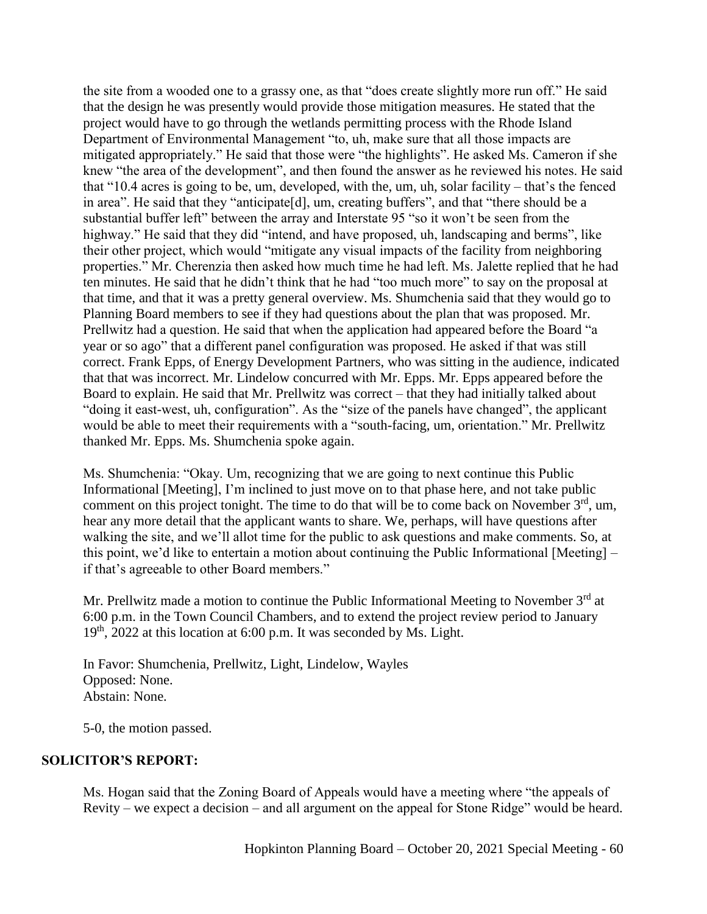the site from a wooded one to a grassy one, as that "does create slightly more run off." He said that the design he was presently would provide those mitigation measures. He stated that the project would have to go through the wetlands permitting process with the Rhode Island Department of Environmental Management "to, uh, make sure that all those impacts are mitigated appropriately." He said that those were "the highlights". He asked Ms. Cameron if she knew "the area of the development", and then found the answer as he reviewed his notes. He said that "10.4 acres is going to be, um, developed, with the, um, uh, solar facility – that's the fenced in area". He said that they "anticipate[d], um, creating buffers", and that "there should be a substantial buffer left" between the array and Interstate 95 "so it won't be seen from the highway." He said that they did "intend, and have proposed, uh, landscaping and berms", like their other project, which would "mitigate any visual impacts of the facility from neighboring properties." Mr. Cherenzia then asked how much time he had left. Ms. Jalette replied that he had ten minutes. He said that he didn't think that he had "too much more" to say on the proposal at that time, and that it was a pretty general overview. Ms. Shumchenia said that they would go to Planning Board members to see if they had questions about the plan that was proposed. Mr. Prellwitz had a question. He said that when the application had appeared before the Board "a year or so ago" that a different panel configuration was proposed. He asked if that was still correct. Frank Epps, of Energy Development Partners, who was sitting in the audience, indicated that that was incorrect. Mr. Lindelow concurred with Mr. Epps. Mr. Epps appeared before the Board to explain. He said that Mr. Prellwitz was correct – that they had initially talked about "doing it east-west, uh, configuration". As the "size of the panels have changed", the applicant would be able to meet their requirements with a "south-facing, um, orientation." Mr. Prellwitz thanked Mr. Epps. Ms. Shumchenia spoke again.

Ms. Shumchenia: "Okay. Um, recognizing that we are going to next continue this Public Informational [Meeting], I'm inclined to just move on to that phase here, and not take public comment on this project tonight. The time to do that will be to come back on November 3rd, um, hear any more detail that the applicant wants to share. We, perhaps, will have questions after walking the site, and we'll allot time for the public to ask questions and make comments. So, at this point, we'd like to entertain a motion about continuing the Public Informational [Meeting] – if that's agreeable to other Board members."

Mr. Prellwitz made a motion to continue the Public Informational Meeting to November 3rd at 6:00 p.m. in the Town Council Chambers, and to extend the project review period to January 19th, 2022 at this location at 6:00 p.m. It was seconded by Ms. Light.

In Favor: Shumchenia, Prellwitz, Light, Lindelow, Wayles
Opposed: None.
Abstain: None.

5-0, the motion passed.

## SOLICITOR'S REPORT:

Ms. Hogan said that the Zoning Board of Appeals would have a meeting where "the appeals of Revity – we expect a decision – and all argument on the appeal for Stone Ridge" would be heard.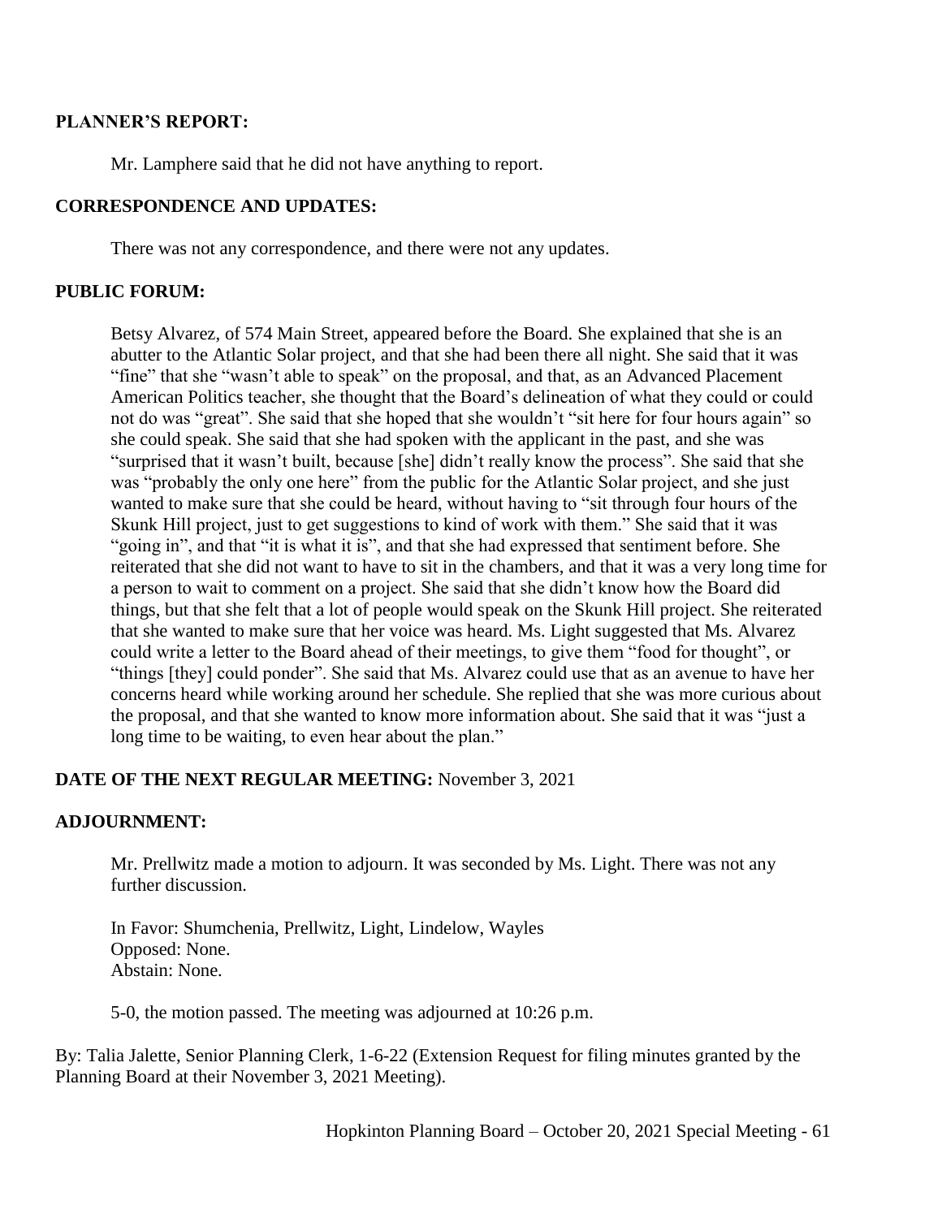**PLANNER'S REPORT:**

Mr. Lamphere said that he did not have anything to report.

**CORRESPONDENCE AND UPDATES:**

There was not any correspondence, and there were not any updates.

**PUBLIC FORUM:**

Betsy Alvarez, of 574 Main Street, appeared before the Board. She explained that she is an abutter to the Atlantic Solar project, and that she had been there all night. She said that it was "fine" that she "wasn't able to speak" on the proposal, and that, as an Advanced Placement American Politics teacher, she thought that the Board's delineation of what they could or could not do was "great". She said that she hoped that she wouldn't "sit here for four hours again" so she could speak. She said that she had spoken with the applicant in the past, and she was "surprised that it wasn't built, because [she] didn't really know the process". She said that she was "probably the only one here" from the public for the Atlantic Solar project, and she just wanted to make sure that she could be heard, without having to "sit through four hours of the Skunk Hill project, just to get suggestions to kind of work with them." She said that it was "going in", and that "it is what it is", and that she had expressed that sentiment before. She reiterated that she did not want to have to sit in the chambers, and that it was a very long time for a person to wait to comment on a project. She said that she didn't know how the Board did things, but that she felt that a lot of people would speak on the Skunk Hill project. She reiterated that she wanted to make sure that her voice was heard. Ms. Light suggested that Ms. Alvarez could write a letter to the Board ahead of their meetings, to give them "food for thought", or "things [they] could ponder". She said that Ms. Alvarez could use that as an avenue to have her concerns heard while working around her schedule. She replied that she was more curious about the proposal, and that she wanted to know more information about. She said that it was "just a long time to be waiting, to even hear about the plan."

**DATE OF THE NEXT REGULAR MEETING:** November 3, 2021

**ADJOURNMENT:**

Mr. Prellwitz made a motion to adjourn. It was seconded by Ms. Light. There was not any further discussion.

In Favor: Shumchenia, Prellwitz, Light, Lindelow, Wayles
Opposed: None.
Abstain: None.

5-0, the motion passed. The meeting was adjourned at 10:26 p.m.

By: Talia Jalette, Senior Planning Clerk, 1-6-22 (Extension Request for filing minutes granted by the Planning Board at their November 3, 2021 Meeting).